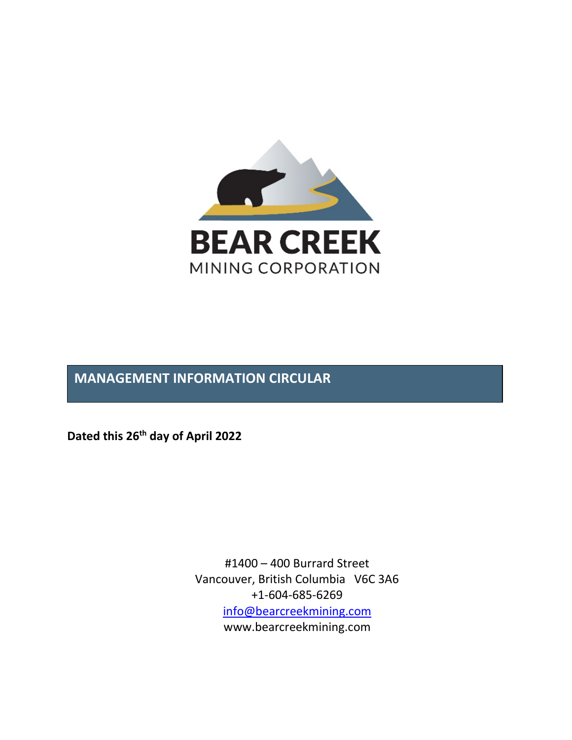BEAR CREEK

MINING CORPORATION

# MANAGEMENT INFORMATION CIRCULAR

**Dated this 26th day of April 2022**

#1400 – 400 Burrard Street
Vancouver, British Columbia V6C 3A6
+1-604-685-6269
info@bearcreekmining.com
www.bearcreekmining.com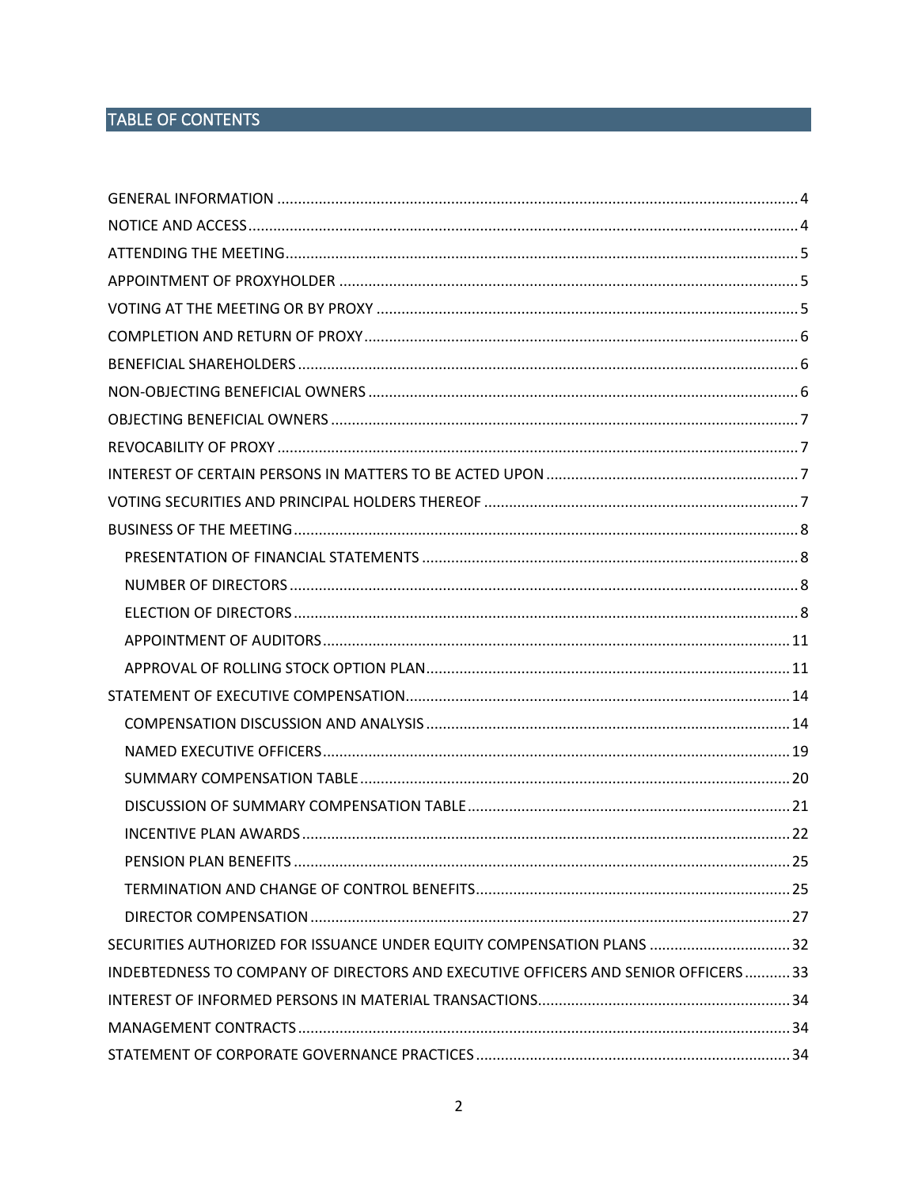## TABLE OF CONTENTS

GENERAL INFORMATION ..... 4
NOTICE AND ACCESS ..... 4
ATTENDING THE MEETING ..... 5
APPOINTMENT OF PROXYHOLDER ..... 5
VOTING AT THE MEETING OR BY PROXY ..... 5
COMPLETION AND RETURN OF PROXY ..... 6
BENEFICIAL SHAREHOLDERS ..... 6
NON-OBJECTING BENEFICIAL OWNERS ..... 6
OBJECTING BENEFICIAL OWNERS ..... 7
REVOCABILITY OF PROXY ..... 7
INTEREST OF CERTAIN PERSONS IN MATTERS TO BE ACTED UPON ..... 7
VOTING SECURITIES AND PRINCIPAL HOLDERS THEREOF ..... 7
BUSINESS OF THE MEETING ..... 8
- PRESENTATION OF FINANCIAL STATEMENTS ..... 8
- NUMBER OF DIRECTORS ..... 8
- ELECTION OF DIRECTORS ..... 8
- APPOINTMENT OF AUDITORS ..... 11
- APPROVAL OF ROLLING STOCK OPTION PLAN ..... 11

STATEMENT OF EXECUTIVE COMPENSATION ..... 14
- COMPENSATION DISCUSSION AND ANALYSIS ..... 14
- NAMED EXECUTIVE OFFICERS ..... 19
- SUMMARY COMPENSATION TABLE ..... 20
- DISCUSSION OF SUMMARY COMPENSATION TABLE ..... 21
- INCENTIVE PLAN AWARDS ..... 22
- PENSION PLAN BENEFITS ..... 25
- TERMINATION AND CHANGE OF CONTROL BENEFITS ..... 25
- DIRECTOR COMPENSATION ..... 27

SECURITIES AUTHORIZED FOR ISSUANCE UNDER EQUITY COMPENSATION PLANS ..... 32
INDEBTEDNESS TO COMPANY OF DIRECTORS AND EXECUTIVE OFFICERS AND SENIOR OFFICERS ..... 33
INTEREST OF INFORMED PERSONS IN MATERIAL TRANSACTIONS ..... 34
MANAGEMENT CONTRACTS ..... 34
STATEMENT OF CORPORATE GOVERNANCE PRACTICES ..... 34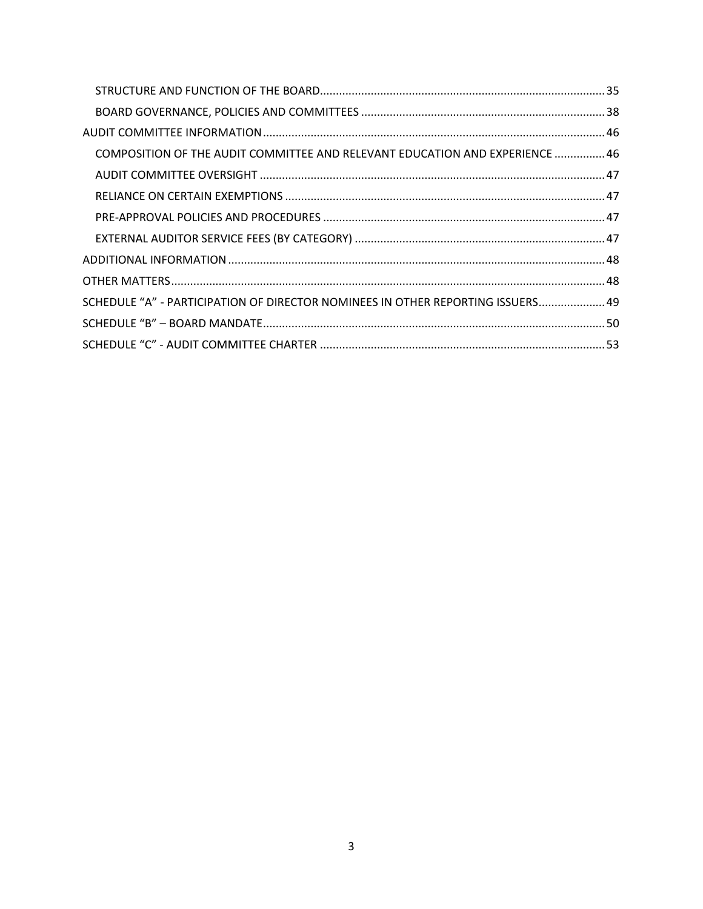- STRUCTURE AND FUNCTION OF THE BOARD ........ 35
- BOARD GOVERNANCE, POLICIES AND COMMITTEES ........ 38

AUDIT COMMITTEE INFORMATION ........ 46

- COMPOSITION OF THE AUDIT COMMITTEE AND RELEVANT EDUCATION AND EXPERIENCE ........ 46
- AUDIT COMMITTEE OVERSIGHT ........ 47
- RELIANCE ON CERTAIN EXEMPTIONS ........ 47
- PRE-APPROVAL POLICIES AND PROCEDURES ........ 47
- EXTERNAL AUDITOR SERVICE FEES (BY CATEGORY) ........ 47

ADDITIONAL INFORMATION ........ 48

OTHER MATTERS ........ 48

SCHEDULE "A" - PARTICIPATION OF DIRECTOR NOMINEES IN OTHER REPORTING ISSUERS ........ 49

SCHEDULE "B" – BOARD MANDATE ........ 50

SCHEDULE "C" - AUDIT COMMITTEE CHARTER ........ 53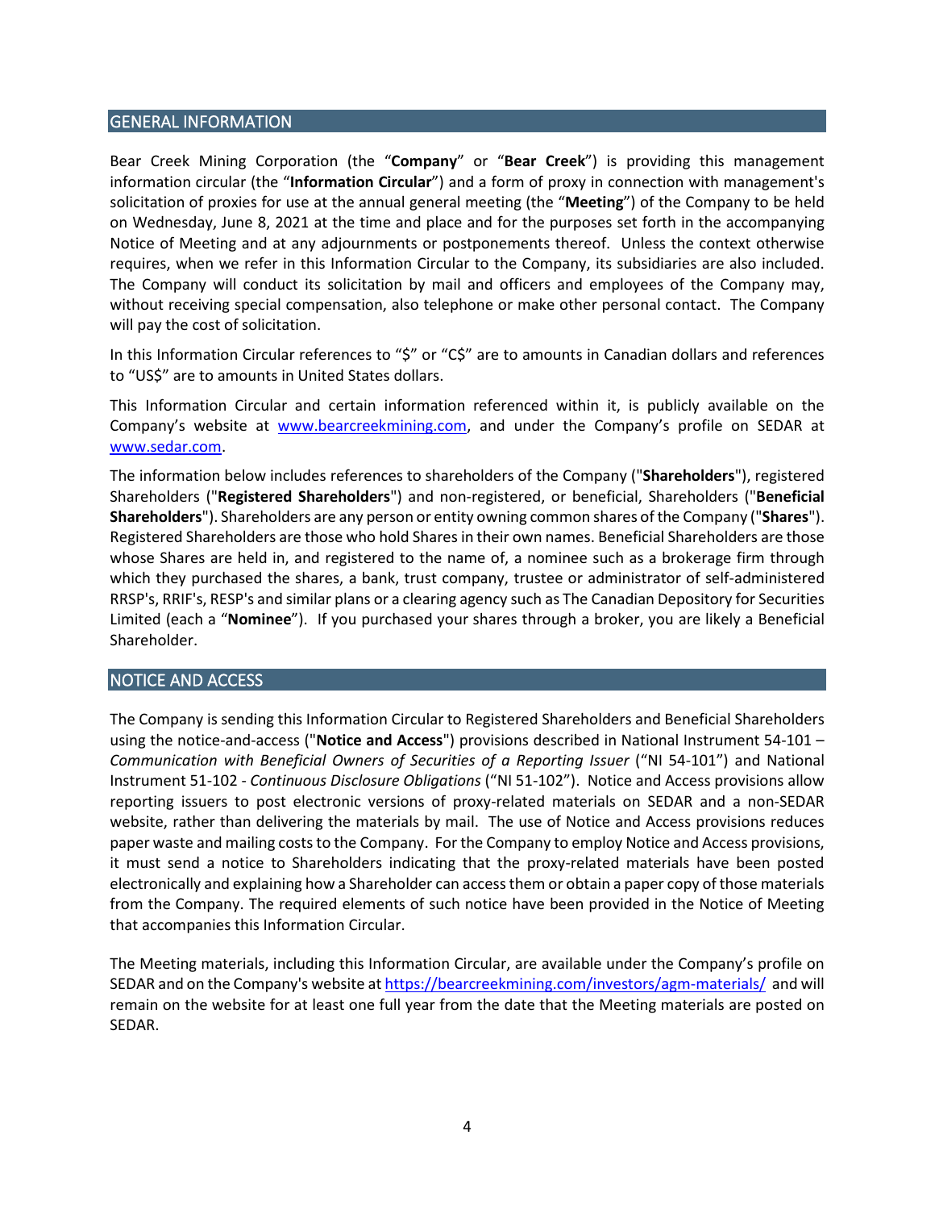## GENERAL INFORMATION

Bear Creek Mining Corporation (the "**Company**" or "**Bear Creek**") is providing this management information circular (the "**Information Circular**") and a form of proxy in connection with management's solicitation of proxies for use at the annual general meeting (the "**Meeting**") of the Company to be held on Wednesday, June 8, 2021 at the time and place and for the purposes set forth in the accompanying Notice of Meeting and at any adjournments or postponements thereof. Unless the context otherwise requires, when we refer in this Information Circular to the Company, its subsidiaries are also included. The Company will conduct its solicitation by mail and officers and employees of the Company may, without receiving special compensation, also telephone or make other personal contact. The Company will pay the cost of solicitation.

In this Information Circular references to "$" or "C$" are to amounts in Canadian dollars and references to "US$" are to amounts in United States dollars.

This Information Circular and certain information referenced within it, is publicly available on the Company's website at www.bearcreekmining.com, and under the Company's profile on SEDAR at www.sedar.com.

The information below includes references to shareholders of the Company ("**Shareholders**"), registered Shareholders ("**Registered Shareholders**") and non-registered, or beneficial, Shareholders ("**Beneficial Shareholders**"). Shareholders are any person or entity owning common shares of the Company ("**Shares**"). Registered Shareholders are those who hold Shares in their own names. Beneficial Shareholders are those whose Shares are held in, and registered to the name of, a nominee such as a brokerage firm through which they purchased the shares, a bank, trust company, trustee or administrator of self-administered RRSP's, RRIF's, RESP's and similar plans or a clearing agency such as The Canadian Depository for Securities Limited (each a "**Nominee**"). If you purchased your shares through a broker, you are likely a Beneficial Shareholder.

## NOTICE AND ACCESS

The Company is sending this Information Circular to Registered Shareholders and Beneficial Shareholders using the notice-and-access ("**Notice and Access**") provisions described in National Instrument 54-101 – *Communication with Beneficial Owners of Securities of a Reporting Issuer* ("NI 54-101") and National Instrument 51-102 - *Continuous Disclosure Obligations* ("NI 51-102"). Notice and Access provisions allow reporting issuers to post electronic versions of proxy-related materials on SEDAR and a non-SEDAR website, rather than delivering the materials by mail. The use of Notice and Access provisions reduces paper waste and mailing costs to the Company. For the Company to employ Notice and Access provisions, it must send a notice to Shareholders indicating that the proxy-related materials have been posted electronically and explaining how a Shareholder can access them or obtain a paper copy of those materials from the Company. The required elements of such notice have been provided in the Notice of Meeting that accompanies this Information Circular.

The Meeting materials, including this Information Circular, are available under the Company's profile on SEDAR and on the Company's website at https://bearcreekmining.com/investors/agm-materials/ and will remain on the website for at least one full year from the date that the Meeting materials are posted on SEDAR.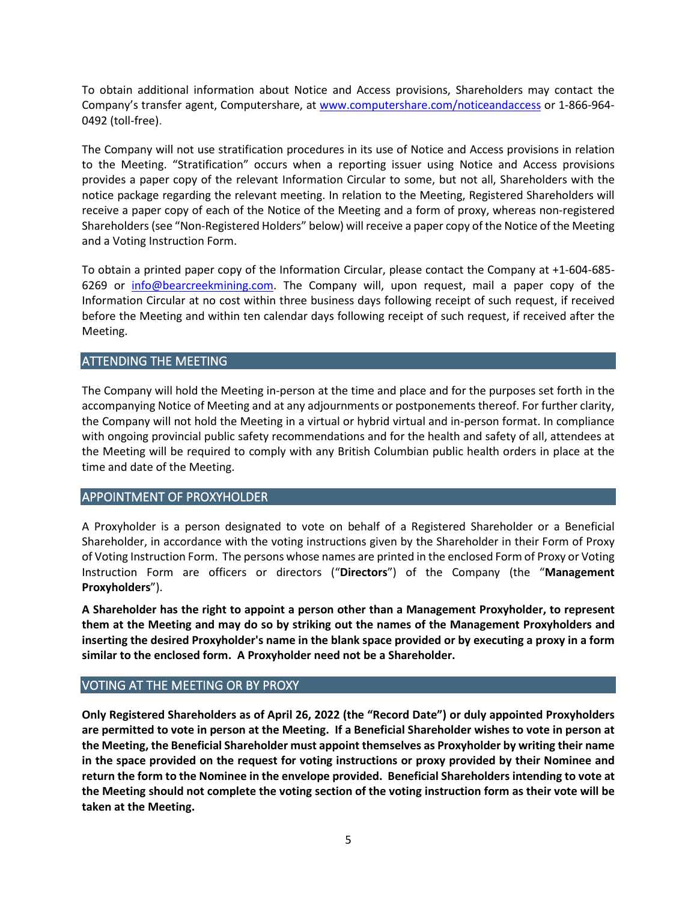To obtain additional information about Notice and Access provisions, Shareholders may contact the Company's transfer agent, Computershare, at www.computershare.com/noticeandaccess or 1-866-964-0492 (toll-free).

The Company will not use stratification procedures in its use of Notice and Access provisions in relation to the Meeting. "Stratification" occurs when a reporting issuer using Notice and Access provisions provides a paper copy of the relevant Information Circular to some, but not all, Shareholders with the notice package regarding the relevant meeting. In relation to the Meeting, Registered Shareholders will receive a paper copy of each of the Notice of the Meeting and a form of proxy, whereas non-registered Shareholders (see "Non-Registered Holders" below) will receive a paper copy of the Notice of the Meeting and a Voting Instruction Form.

To obtain a printed paper copy of the Information Circular, please contact the Company at +1-604-685-6269 or info@bearcreekmining.com. The Company will, upon request, mail a paper copy of the Information Circular at no cost within three business days following receipt of such request, if received before the Meeting and within ten calendar days following receipt of such request, if received after the Meeting.

## ATTENDING THE MEETING

The Company will hold the Meeting in-person at the time and place and for the purposes set forth in the accompanying Notice of Meeting and at any adjournments or postponements thereof. For further clarity, the Company will not hold the Meeting in a virtual or hybrid virtual and in-person format. In compliance with ongoing provincial public safety recommendations and for the health and safety of all, attendees at the Meeting will be required to comply with any British Columbian public health orders in place at the time and date of the Meeting.

## APPOINTMENT OF PROXYHOLDER

A Proxyholder is a person designated to vote on behalf of a Registered Shareholder or a Beneficial Shareholder, in accordance with the voting instructions given by the Shareholder in their Form of Proxy of Voting Instruction Form. The persons whose names are printed in the enclosed Form of Proxy or Voting Instruction Form are officers or directors ("**Directors**") of the Company (the "**Management Proxyholders**").

**A Shareholder has the right to appoint a person other than a Management Proxyholder, to represent them at the Meeting and may do so by striking out the names of the Management Proxyholders and inserting the desired Proxyholder's name in the blank space provided or by executing a proxy in a form similar to the enclosed form. A Proxyholder need not be a Shareholder.**

## VOTING AT THE MEETING OR BY PROXY

**Only Registered Shareholders as of April 26, 2022 (the "Record Date") or duly appointed Proxyholders are permitted to vote in person at the Meeting. If a Beneficial Shareholder wishes to vote in person at the Meeting, the Beneficial Shareholder must appoint themselves as Proxyholder by writing their name in the space provided on the request for voting instructions or proxy provided by their Nominee and return the form to the Nominee in the envelope provided. Beneficial Shareholders intending to vote at the Meeting should not complete the voting section of the voting instruction form as their vote will be taken at the Meeting.**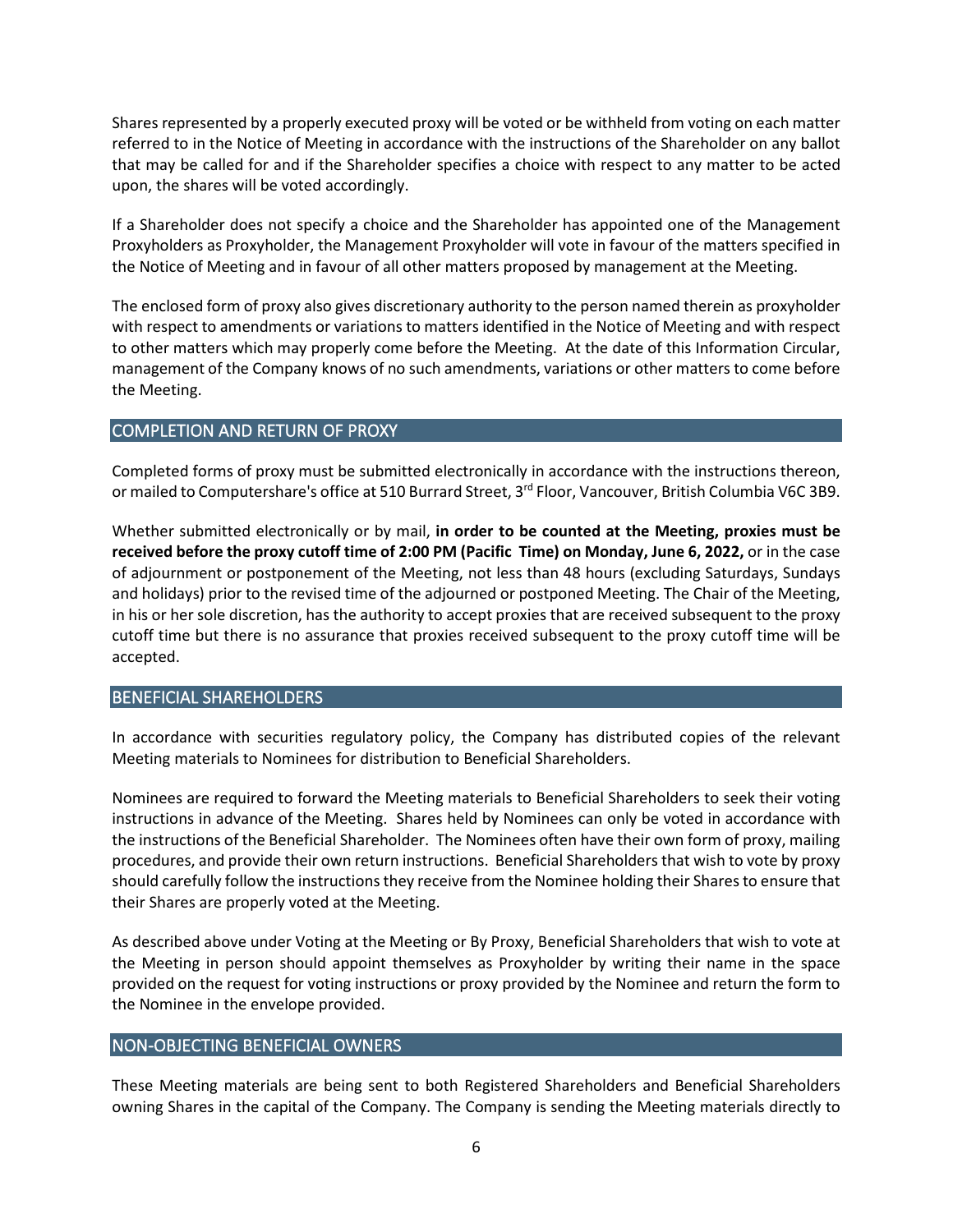Shares represented by a properly executed proxy will be voted or be withheld from voting on each matter referred to in the Notice of Meeting in accordance with the instructions of the Shareholder on any ballot that may be called for and if the Shareholder specifies a choice with respect to any matter to be acted upon, the shares will be voted accordingly.

If a Shareholder does not specify a choice and the Shareholder has appointed one of the Management Proxyholders as Proxyholder, the Management Proxyholder will vote in favour of the matters specified in the Notice of Meeting and in favour of all other matters proposed by management at the Meeting.

The enclosed form of proxy also gives discretionary authority to the person named therein as proxyholder with respect to amendments or variations to matters identified in the Notice of Meeting and with respect to other matters which may properly come before the Meeting. At the date of this Information Circular, management of the Company knows of no such amendments, variations or other matters to come before the Meeting.

## COMPLETION AND RETURN OF PROXY

Completed forms of proxy must be submitted electronically in accordance with the instructions thereon, or mailed to Computershare's office at 510 Burrard Street, 3rd Floor, Vancouver, British Columbia V6C 3B9.

Whether submitted electronically or by mail, **in order to be counted at the Meeting, proxies must be received before the proxy cutoff time of 2:00 PM (Pacific Time) on Monday, June 6, 2022,** or in the case of adjournment or postponement of the Meeting, not less than 48 hours (excluding Saturdays, Sundays and holidays) prior to the revised time of the adjourned or postponed Meeting. The Chair of the Meeting, in his or her sole discretion, has the authority to accept proxies that are received subsequent to the proxy cutoff time but there is no assurance that proxies received subsequent to the proxy cutoff time will be accepted.

## BENEFICIAL SHAREHOLDERS

In accordance with securities regulatory policy, the Company has distributed copies of the relevant Meeting materials to Nominees for distribution to Beneficial Shareholders.

Nominees are required to forward the Meeting materials to Beneficial Shareholders to seek their voting instructions in advance of the Meeting. Shares held by Nominees can only be voted in accordance with the instructions of the Beneficial Shareholder. The Nominees often have their own form of proxy, mailing procedures, and provide their own return instructions. Beneficial Shareholders that wish to vote by proxy should carefully follow the instructions they receive from the Nominee holding their Shares to ensure that their Shares are properly voted at the Meeting.

As described above under Voting at the Meeting or By Proxy, Beneficial Shareholders that wish to vote at the Meeting in person should appoint themselves as Proxyholder by writing their name in the space provided on the request for voting instructions or proxy provided by the Nominee and return the form to the Nominee in the envelope provided.

## NON-OBJECTING BENEFICIAL OWNERS

These Meeting materials are being sent to both Registered Shareholders and Beneficial Shareholders owning Shares in the capital of the Company. The Company is sending the Meeting materials directly to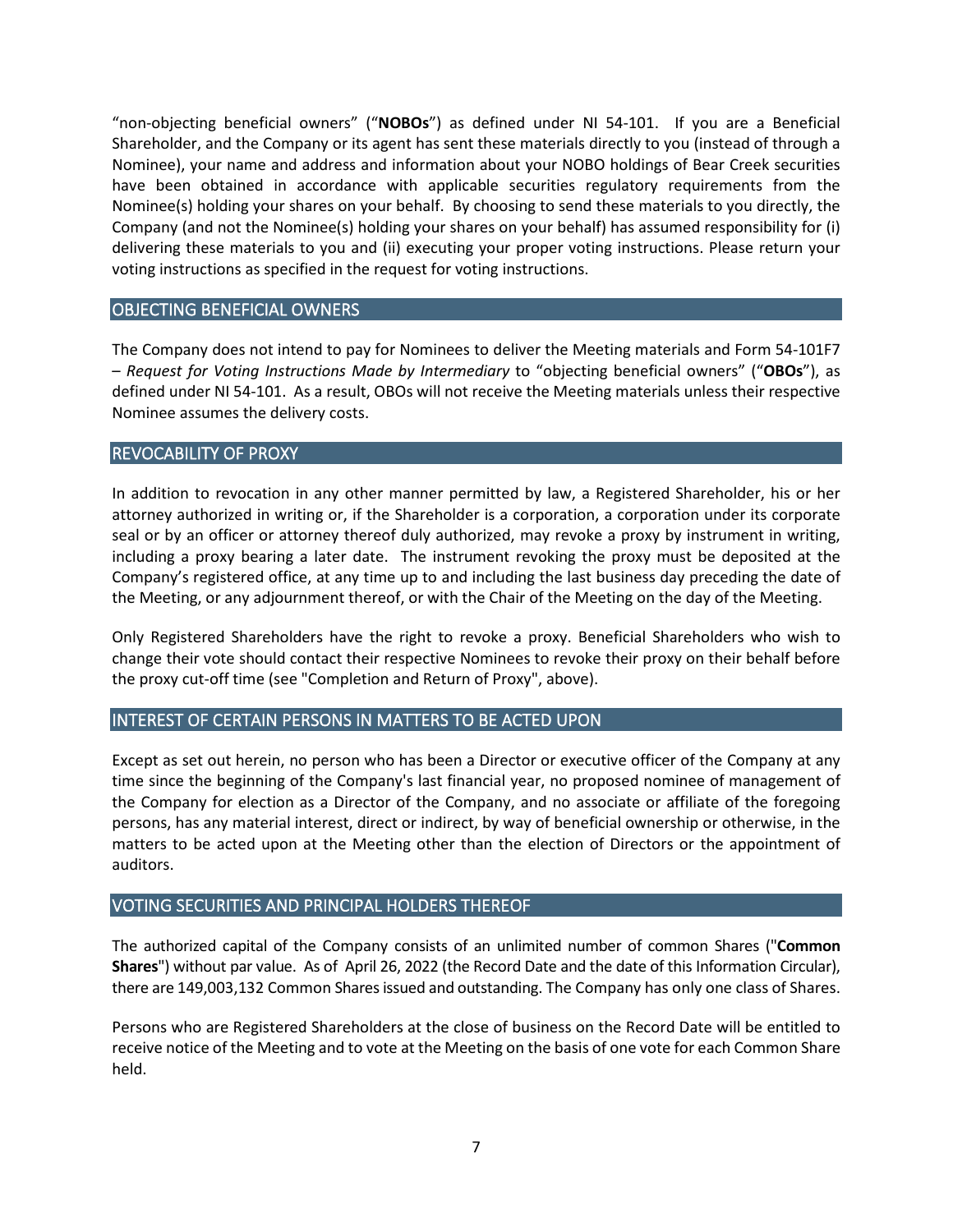"non-objecting beneficial owners" ("**NOBOs**") as defined under NI 54-101. If you are a Beneficial Shareholder, and the Company or its agent has sent these materials directly to you (instead of through a Nominee), your name and address and information about your NOBO holdings of Bear Creek securities have been obtained in accordance with applicable securities regulatory requirements from the Nominee(s) holding your shares on your behalf. By choosing to send these materials to you directly, the Company (and not the Nominee(s) holding your shares on your behalf) has assumed responsibility for (i) delivering these materials to you and (ii) executing your proper voting instructions. Please return your voting instructions as specified in the request for voting instructions.

## OBJECTING BENEFICIAL OWNERS

The Company does not intend to pay for Nominees to deliver the Meeting materials and Form 54-101F7 – *Request for Voting Instructions Made by Intermediary* to "objecting beneficial owners" ("**OBOs**"), as defined under NI 54-101. As a result, OBOs will not receive the Meeting materials unless their respective Nominee assumes the delivery costs.

## REVOCABILITY OF PROXY

In addition to revocation in any other manner permitted by law, a Registered Shareholder, his or her attorney authorized in writing or, if the Shareholder is a corporation, a corporation under its corporate seal or by an officer or attorney thereof duly authorized, may revoke a proxy by instrument in writing, including a proxy bearing a later date. The instrument revoking the proxy must be deposited at the Company's registered office, at any time up to and including the last business day preceding the date of the Meeting, or any adjournment thereof, or with the Chair of the Meeting on the day of the Meeting.

Only Registered Shareholders have the right to revoke a proxy. Beneficial Shareholders who wish to change their vote should contact their respective Nominees to revoke their proxy on their behalf before the proxy cut-off time (see "Completion and Return of Proxy", above).

## INTEREST OF CERTAIN PERSONS IN MATTERS TO BE ACTED UPON

Except as set out herein, no person who has been a Director or executive officer of the Company at any time since the beginning of the Company's last financial year, no proposed nominee of management of the Company for election as a Director of the Company, and no associate or affiliate of the foregoing persons, has any material interest, direct or indirect, by way of beneficial ownership or otherwise, in the matters to be acted upon at the Meeting other than the election of Directors or the appointment of auditors.

## VOTING SECURITIES AND PRINCIPAL HOLDERS THEREOF

The authorized capital of the Company consists of an unlimited number of common Shares ("**Common Shares**") without par value. As of April 26, 2022 (the Record Date and the date of this Information Circular), there are 149,003,132 Common Shares issued and outstanding. The Company has only one class of Shares.

Persons who are Registered Shareholders at the close of business on the Record Date will be entitled to receive notice of the Meeting and to vote at the Meeting on the basis of one vote for each Common Share held.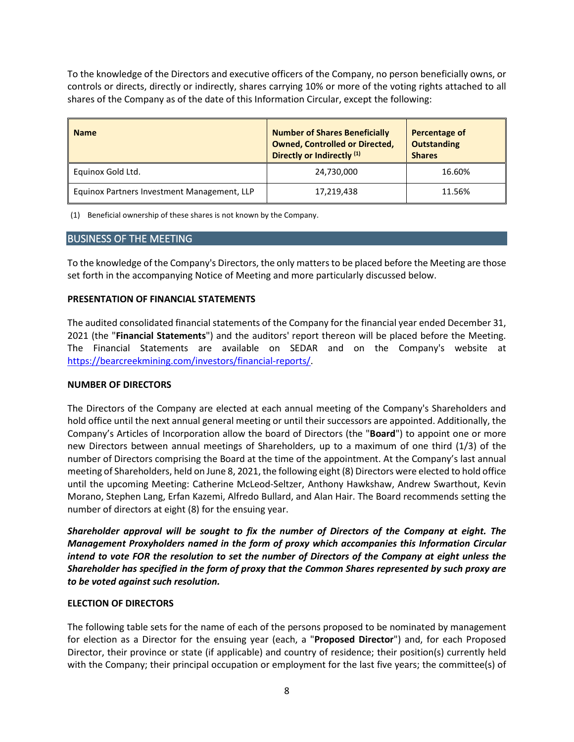To the knowledge of the Directors and executive officers of the Company, no person beneficially owns, or controls or directs, directly or indirectly, shares carrying 10% or more of the voting rights attached to all shares of the Company as of the date of this Information Circular, except the following:

| Name | Number of Shares Beneficially Owned, Controlled or Directed, Directly or Indirectly [(1)] | Percentage of Outstanding Shares |
|---|---|---|
| Equinox Gold Ltd. | 24,730,000 | 16.60% |
| Equinox Partners Investment Management, LLP | 17,219,438 | 11.56% |

(1) Beneficial ownership of these shares is not known by the Company.

## BUSINESS OF THE MEETING

To the knowledge of the Company's Directors, the only matters to be placed before the Meeting are those set forth in the accompanying Notice of Meeting and more particularly discussed below.

### PRESENTATION OF FINANCIAL STATEMENTS

The audited consolidated financial statements of the Company for the financial year ended December 31, 2021 (the "**Financial Statements**") and the auditors' report thereon will be placed before the Meeting. The Financial Statements are available on SEDAR and on the Company's website at https://bearcreekmining.com/investors/financial-reports/.

### NUMBER OF DIRECTORS

The Directors of the Company are elected at each annual meeting of the Company's Shareholders and hold office until the next annual general meeting or until their successors are appointed. Additionally, the Company's Articles of Incorporation allow the board of Directors (the "**Board**") to appoint one or more new Directors between annual meetings of Shareholders, up to a maximum of one third (1/3) of the number of Directors comprising the Board at the time of the appointment. At the Company's last annual meeting of Shareholders, held on June 8, 2021, the following eight (8) Directors were elected to hold office until the upcoming Meeting: Catherine McLeod-Seltzer, Anthony Hawkshaw, Andrew Swarthout, Kevin Morano, Stephen Lang, Erfan Kazemi, Alfredo Bullard, and Alan Hair. The Board recommends setting the number of directors at eight (8) for the ensuing year.

***Shareholder approval will be sought to fix the number of Directors of the Company at eight. The Management Proxyholders named in the form of proxy which accompanies this Information Circular intend to vote FOR the resolution to set the number of Directors of the Company at eight unless the Shareholder has specified in the form of proxy that the Common Shares represented by such proxy are to be voted against such resolution.***

### ELECTION OF DIRECTORS

The following table sets for the name of each of the persons proposed to be nominated by management for election as a Director for the ensuing year (each, a "**Proposed Director**") and, for each Proposed Director, their province or state (if applicable) and country of residence; their position(s) currently held with the Company; their principal occupation or employment for the last five years; the committee(s) of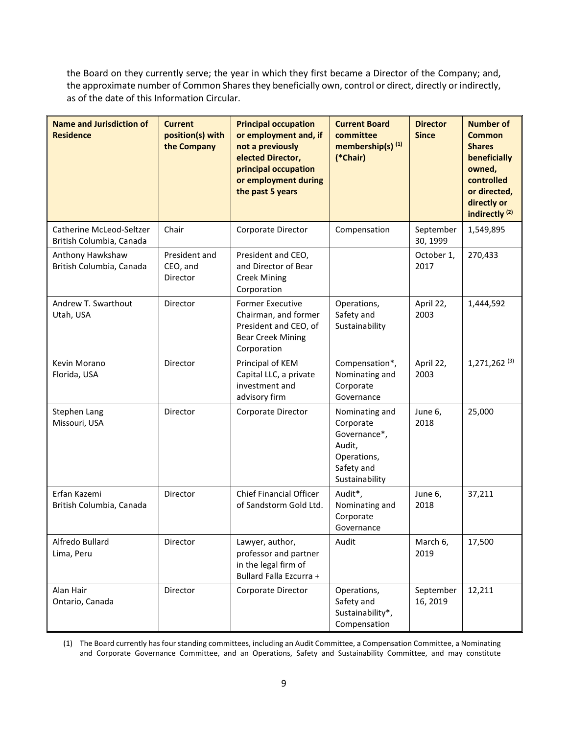the Board on they currently serve; the year in which they first became a Director of the Company; and, the approximate number of Common Shares they beneficially own, control or direct, directly or indirectly, as of the date of this Information Circular.

| Name and Jurisdiction of Residence | Current position(s) with the Company | Principal occupation or employment and, if not a previously elected Director, principal occupation or employment during the past 5 years | Current Board committee membership(s) (1) (*Chair) | Director Since | Number of Common Shares beneficially owned, controlled or directed, directly or indirectly (2) |
|---|---|---|---|---|---|
| Catherine McLeod-Seltzer British Columbia, Canada | Chair | Corporate Director | Compensation | September 30, 1999 | 1,549,895 |
| Anthony Hawkshaw British Columbia, Canada | President and CEO, and Director | President and CEO, and Director of Bear Creek Mining Corporation | | October 1, 2017 | 270,433 |
| Andrew T. Swarthout Utah, USA | Director | Former Executive Chairman, and former President and CEO, of Bear Creek Mining Corporation | Operations, Safety and Sustainability | April 22, 2003 | 1,444,592 |
| Kevin Morano Florida, USA | Director | Principal of KEM Capital LLC, a private investment and advisory firm | Compensation*, Nominating and Corporate Governance | April 22, 2003 | 1,271,262 (3) |
| Stephen Lang Missouri, USA | Director | Corporate Director | Nominating and Corporate Governance*, Audit, Operations, Safety and Sustainability | June 6, 2018 | 25,000 |
| Erfan Kazemi British Columbia, Canada | Director | Chief Financial Officer of Sandstorm Gold Ltd. | Audit*, Nominating and Corporate Governance | June 6, 2018 | 37,211 |
| Alfredo Bullard Lima, Peru | Director | Lawyer, author, professor and partner in the legal firm of Bullard Falla Ezcurra + | Audit | March 6, 2019 | 17,500 |
| Alan Hair Ontario, Canada | Director | Corporate Director | Operations, Safety and Sustainability*, Compensation | September 16, 2019 | 12,211 |

(1) The Board currently has four standing committees, including an Audit Committee, a Compensation Committee, a Nominating and Corporate Governance Committee, and an Operations, Safety and Sustainability Committee, and may constitute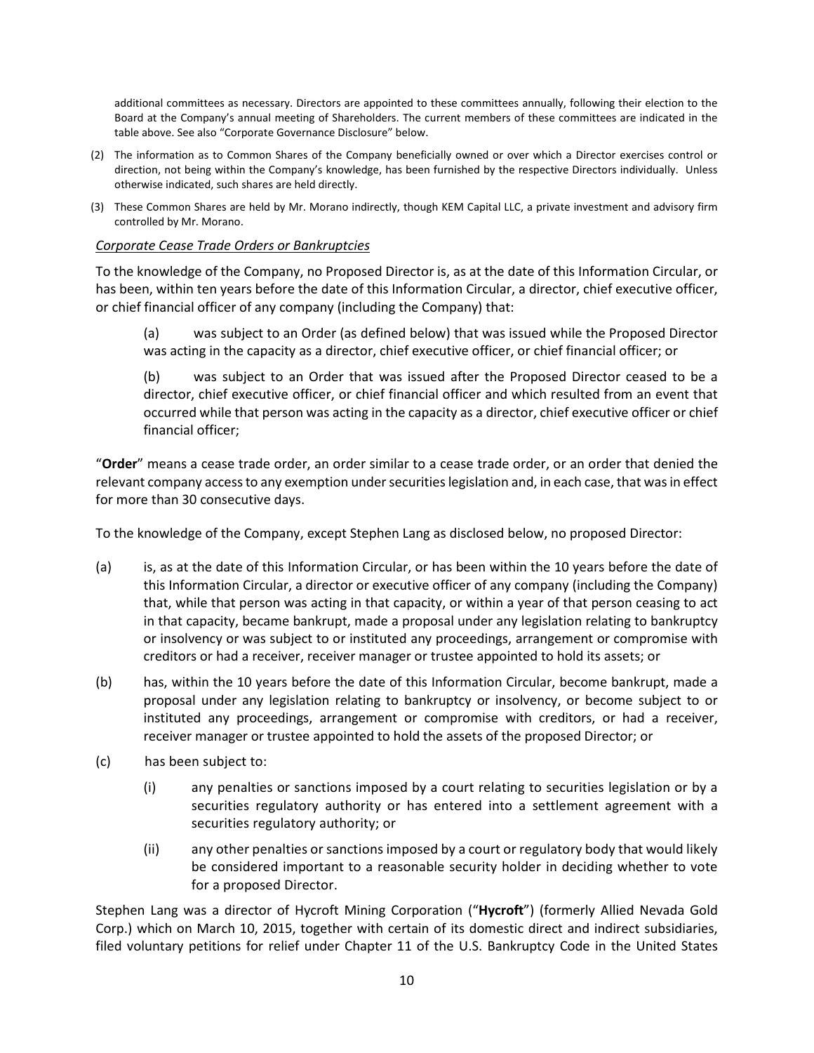additional committees as necessary. Directors are appointed to these committees annually, following their election to the Board at the Company's annual meeting of Shareholders. The current members of these committees are indicated in the table above. See also "Corporate Governance Disclosure" below.

(2) The information as to Common Shares of the Company beneficially owned or over which a Director exercises control or direction, not being within the Company's knowledge, has been furnished by the respective Directors individually. Unless otherwise indicated, such shares are held directly.

(3) These Common Shares are held by Mr. Morano indirectly, though KEM Capital LLC, a private investment and advisory firm controlled by Mr. Morano.

*Corporate Cease Trade Orders or Bankruptcies*

To the knowledge of the Company, no Proposed Director is, as at the date of this Information Circular, or has been, within ten years before the date of this Information Circular, a director, chief executive officer, or chief financial officer of any company (including the Company) that:

(a) was subject to an Order (as defined below) that was issued while the Proposed Director was acting in the capacity as a director, chief executive officer, or chief financial officer; or

(b) was subject to an Order that was issued after the Proposed Director ceased to be a director, chief executive officer, or chief financial officer and which resulted from an event that occurred while that person was acting in the capacity as a director, chief executive officer or chief financial officer;

"**Order**" means a cease trade order, an order similar to a cease trade order, or an order that denied the relevant company access to any exemption under securities legislation and, in each case, that was in effect for more than 30 consecutive days.

To the knowledge of the Company, except Stephen Lang as disclosed below, no proposed Director:

(a) is, as at the date of this Information Circular, or has been within the 10 years before the date of this Information Circular, a director or executive officer of any company (including the Company) that, while that person was acting in that capacity, or within a year of that person ceasing to act in that capacity, became bankrupt, made a proposal under any legislation relating to bankruptcy or insolvency or was subject to or instituted any proceedings, arrangement or compromise with creditors or had a receiver, receiver manager or trustee appointed to hold its assets; or

(b) has, within the 10 years before the date of this Information Circular, become bankrupt, made a proposal under any legislation relating to bankruptcy or insolvency, or become subject to or instituted any proceedings, arrangement or compromise with creditors, or had a receiver, receiver manager or trustee appointed to hold the assets of the proposed Director; or

(c) has been subject to:

   (i) any penalties or sanctions imposed by a court relating to securities legislation or by a securities regulatory authority or has entered into a settlement agreement with a securities regulatory authority; or

   (ii) any other penalties or sanctions imposed by a court or regulatory body that would likely be considered important to a reasonable security holder in deciding whether to vote for a proposed Director.

Stephen Lang was a director of Hycroft Mining Corporation ("**Hycroft**") (formerly Allied Nevada Gold Corp.) which on March 10, 2015, together with certain of its domestic direct and indirect subsidiaries, filed voluntary petitions for relief under Chapter 11 of the U.S. Bankruptcy Code in the United States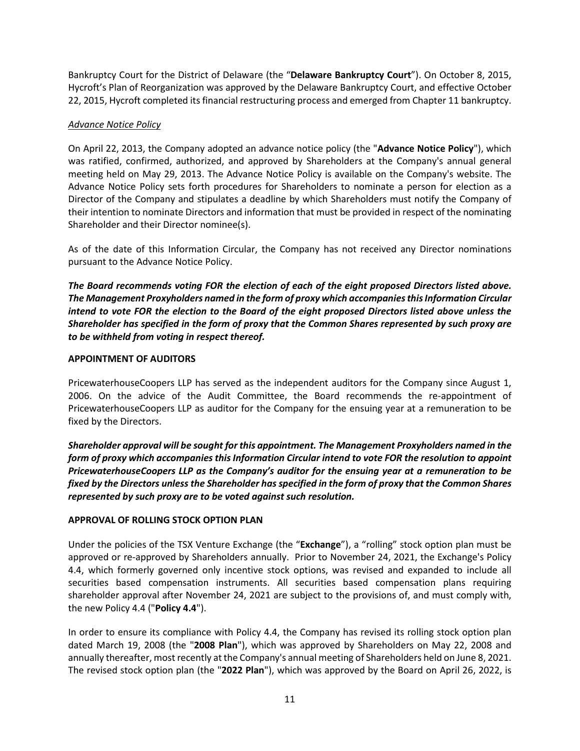Bankruptcy Court for the District of Delaware (the "**Delaware Bankruptcy Court**"). On October 8, 2015, Hycroft's Plan of Reorganization was approved by the Delaware Bankruptcy Court, and effective October 22, 2015, Hycroft completed its financial restructuring process and emerged from Chapter 11 bankruptcy.

*Advance Notice Policy*

On April 22, 2013, the Company adopted an advance notice policy (the "**Advance Notice Policy**"), which was ratified, confirmed, authorized, and approved by Shareholders at the Company's annual general meeting held on May 29, 2013. The Advance Notice Policy is available on the Company's website. The Advance Notice Policy sets forth procedures for Shareholders to nominate a person for election as a Director of the Company and stipulates a deadline by which Shareholders must notify the Company of their intention to nominate Directors and information that must be provided in respect of the nominating Shareholder and their Director nominee(s).

As of the date of this Information Circular, the Company has not received any Director nominations pursuant to the Advance Notice Policy.

***The Board recommends voting FOR the election of each of the eight proposed Directors listed above. The Management Proxyholders named in the form of proxy which accompanies this Information Circular intend to vote FOR the election to the Board of the eight proposed Directors listed above unless the Shareholder has specified in the form of proxy that the Common Shares represented by such proxy are to be withheld from voting in respect thereof.***

## APPOINTMENT OF AUDITORS

PricewaterhouseCoopers LLP has served as the independent auditors for the Company since August 1, 2006. On the advice of the Audit Committee, the Board recommends the re-appointment of PricewaterhouseCoopers LLP as auditor for the Company for the ensuing year at a remuneration to be fixed by the Directors.

***Shareholder approval will be sought for this appointment. The Management Proxyholders named in the form of proxy which accompanies this Information Circular intend to vote FOR the resolution to appoint PricewaterhouseCoopers LLP as the Company's auditor for the ensuing year at a remuneration to be fixed by the Directors unless the Shareholder has specified in the form of proxy that the Common Shares represented by such proxy are to be voted against such resolution.***

## APPROVAL OF ROLLING STOCK OPTION PLAN

Under the policies of the TSX Venture Exchange (the "**Exchange**"), a "rolling" stock option plan must be approved or re-approved by Shareholders annually. Prior to November 24, 2021, the Exchange's Policy 4.4, which formerly governed only incentive stock options, was revised and expanded to include all securities based compensation instruments. All securities based compensation plans requiring shareholder approval after November 24, 2021 are subject to the provisions of, and must comply with, the new Policy 4.4 ("**Policy 4.4**").

In order to ensure its compliance with Policy 4.4, the Company has revised its rolling stock option plan dated March 19, 2008 (the "**2008 Plan**"), which was approved by Shareholders on May 22, 2008 and annually thereafter, most recently at the Company's annual meeting of Shareholders held on June 8, 2021. The revised stock option plan (the "**2022 Plan**"), which was approved by the Board on April 26, 2022, is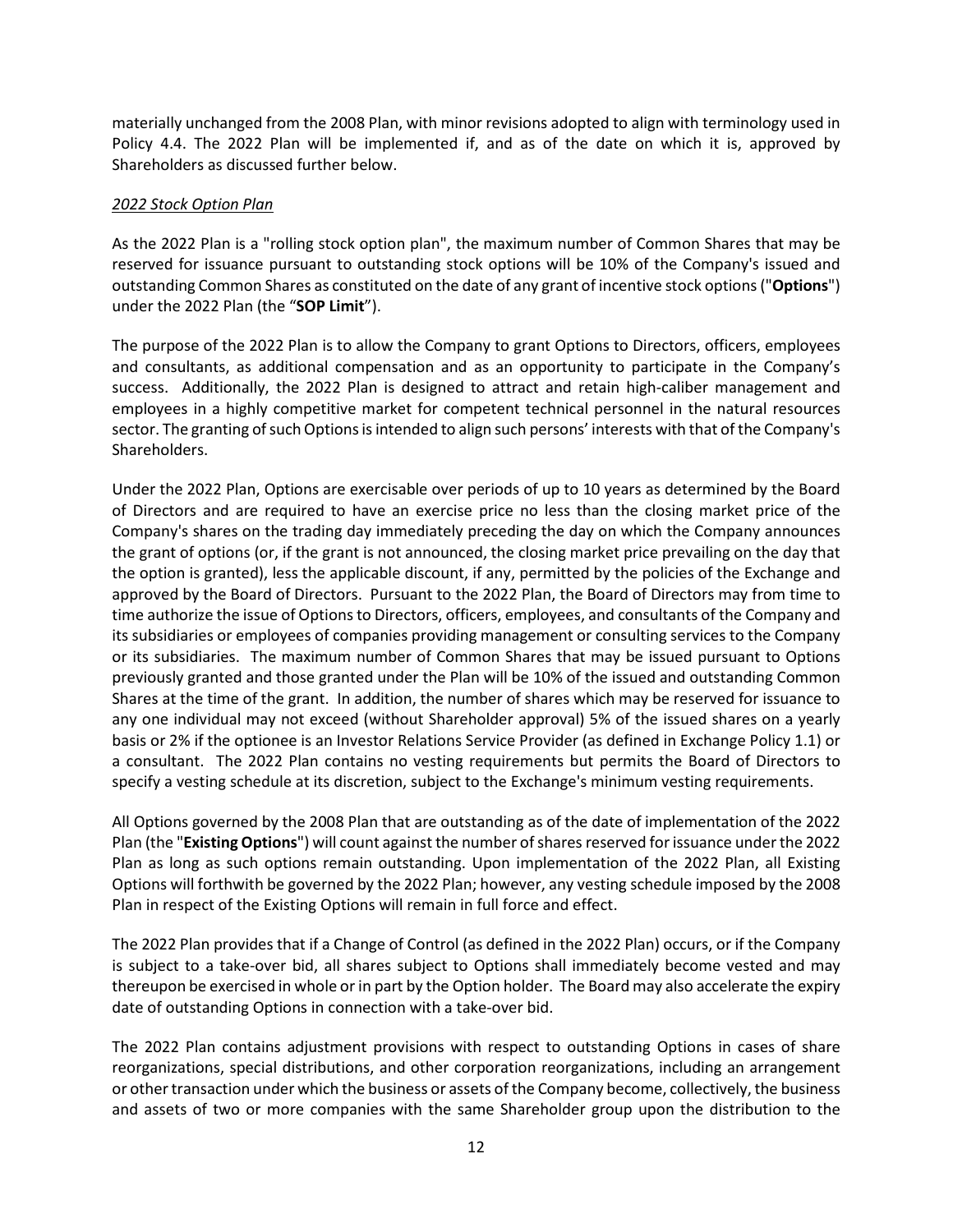materially unchanged from the 2008 Plan, with minor revisions adopted to align with terminology used in Policy 4.4. The 2022 Plan will be implemented if, and as of the date on which it is, approved by Shareholders as discussed further below.

*2022 Stock Option Plan*

As the 2022 Plan is a "rolling stock option plan", the maximum number of Common Shares that may be reserved for issuance pursuant to outstanding stock options will be 10% of the Company's issued and outstanding Common Shares as constituted on the date of any grant of incentive stock options ("**Options**") under the 2022 Plan (the "**SOP Limit**").

The purpose of the 2022 Plan is to allow the Company to grant Options to Directors, officers, employees and consultants, as additional compensation and as an opportunity to participate in the Company's success. Additionally, the 2022 Plan is designed to attract and retain high-caliber management and employees in a highly competitive market for competent technical personnel in the natural resources sector. The granting of such Options is intended to align such persons' interests with that of the Company's Shareholders.

Under the 2022 Plan, Options are exercisable over periods of up to 10 years as determined by the Board of Directors and are required to have an exercise price no less than the closing market price of the Company's shares on the trading day immediately preceding the day on which the Company announces the grant of options (or, if the grant is not announced, the closing market price prevailing on the day that the option is granted), less the applicable discount, if any, permitted by the policies of the Exchange and approved by the Board of Directors. Pursuant to the 2022 Plan, the Board of Directors may from time to time authorize the issue of Options to Directors, officers, employees, and consultants of the Company and its subsidiaries or employees of companies providing management or consulting services to the Company or its subsidiaries. The maximum number of Common Shares that may be issued pursuant to Options previously granted and those granted under the Plan will be 10% of the issued and outstanding Common Shares at the time of the grant. In addition, the number of shares which may be reserved for issuance to any one individual may not exceed (without Shareholder approval) 5% of the issued shares on a yearly basis or 2% if the optionee is an Investor Relations Service Provider (as defined in Exchange Policy 1.1) or a consultant. The 2022 Plan contains no vesting requirements but permits the Board of Directors to specify a vesting schedule at its discretion, subject to the Exchange's minimum vesting requirements.

All Options governed by the 2008 Plan that are outstanding as of the date of implementation of the 2022 Plan (the "**Existing Options**") will count against the number of shares reserved for issuance under the 2022 Plan as long as such options remain outstanding. Upon implementation of the 2022 Plan, all Existing Options will forthwith be governed by the 2022 Plan; however, any vesting schedule imposed by the 2008 Plan in respect of the Existing Options will remain in full force and effect.

The 2022 Plan provides that if a Change of Control (as defined in the 2022 Plan) occurs, or if the Company is subject to a take-over bid, all shares subject to Options shall immediately become vested and may thereupon be exercised in whole or in part by the Option holder. The Board may also accelerate the expiry date of outstanding Options in connection with a take-over bid.

The 2022 Plan contains adjustment provisions with respect to outstanding Options in cases of share reorganizations, special distributions, and other corporation reorganizations, including an arrangement or other transaction under which the business or assets of the Company become, collectively, the business and assets of two or more companies with the same Shareholder group upon the distribution to the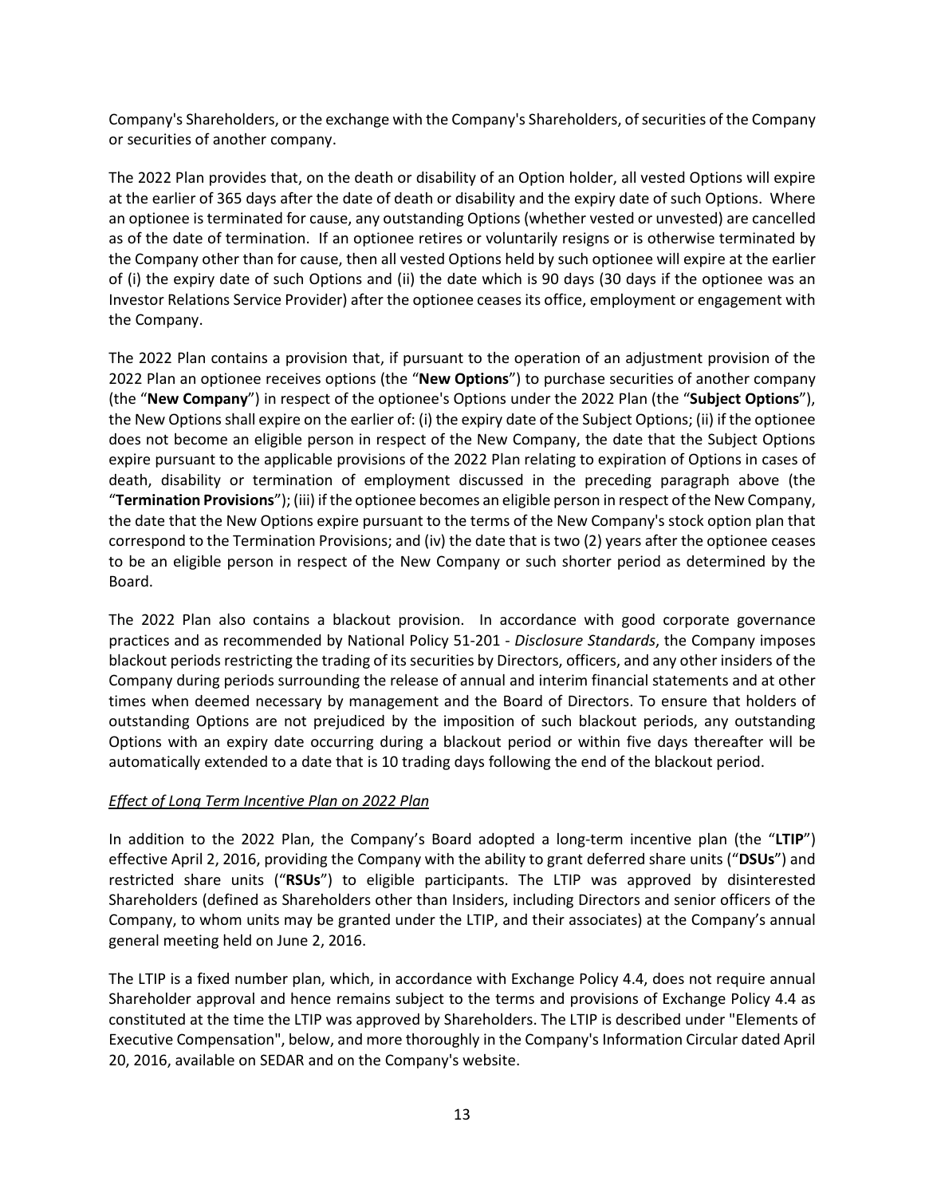Company's Shareholders, or the exchange with the Company's Shareholders, of securities of the Company or securities of another company.

The 2022 Plan provides that, on the death or disability of an Option holder, all vested Options will expire at the earlier of 365 days after the date of death or disability and the expiry date of such Options. Where an optionee is terminated for cause, any outstanding Options (whether vested or unvested) are cancelled as of the date of termination. If an optionee retires or voluntarily resigns or is otherwise terminated by the Company other than for cause, then all vested Options held by such optionee will expire at the earlier of (i) the expiry date of such Options and (ii) the date which is 90 days (30 days if the optionee was an Investor Relations Service Provider) after the optionee ceases its office, employment or engagement with the Company.

The 2022 Plan contains a provision that, if pursuant to the operation of an adjustment provision of the 2022 Plan an optionee receives options (the "**New Options**") to purchase securities of another company (the "**New Company**") in respect of the optionee's Options under the 2022 Plan (the "**Subject Options**"), the New Options shall expire on the earlier of: (i) the expiry date of the Subject Options; (ii) if the optionee does not become an eligible person in respect of the New Company, the date that the Subject Options expire pursuant to the applicable provisions of the 2022 Plan relating to expiration of Options in cases of death, disability or termination of employment discussed in the preceding paragraph above (the "**Termination Provisions**"); (iii) if the optionee becomes an eligible person in respect of the New Company, the date that the New Options expire pursuant to the terms of the New Company's stock option plan that correspond to the Termination Provisions; and (iv) the date that is two (2) years after the optionee ceases to be an eligible person in respect of the New Company or such shorter period as determined by the Board.

The 2022 Plan also contains a blackout provision. In accordance with good corporate governance practices and as recommended by National Policy 51-201 - *Disclosure Standards*, the Company imposes blackout periods restricting the trading of its securities by Directors, officers, and any other insiders of the Company during periods surrounding the release of annual and interim financial statements and at other times when deemed necessary by management and the Board of Directors. To ensure that holders of outstanding Options are not prejudiced by the imposition of such blackout periods, any outstanding Options with an expiry date occurring during a blackout period or within five days thereafter will be automatically extended to a date that is 10 trading days following the end of the blackout period.

*Effect of Long Term Incentive Plan on 2022 Plan*

In addition to the 2022 Plan, the Company's Board adopted a long-term incentive plan (the "**LTIP**") effective April 2, 2016, providing the Company with the ability to grant deferred share units ("**DSUs**") and restricted share units ("**RSUs**") to eligible participants. The LTIP was approved by disinterested Shareholders (defined as Shareholders other than Insiders, including Directors and senior officers of the Company, to whom units may be granted under the LTIP, and their associates) at the Company's annual general meeting held on June 2, 2016.

The LTIP is a fixed number plan, which, in accordance with Exchange Policy 4.4, does not require annual Shareholder approval and hence remains subject to the terms and provisions of Exchange Policy 4.4 as constituted at the time the LTIP was approved by Shareholders. The LTIP is described under "Elements of Executive Compensation", below, and more thoroughly in the Company's Information Circular dated April 20, 2016, available on SEDAR and on the Company's website.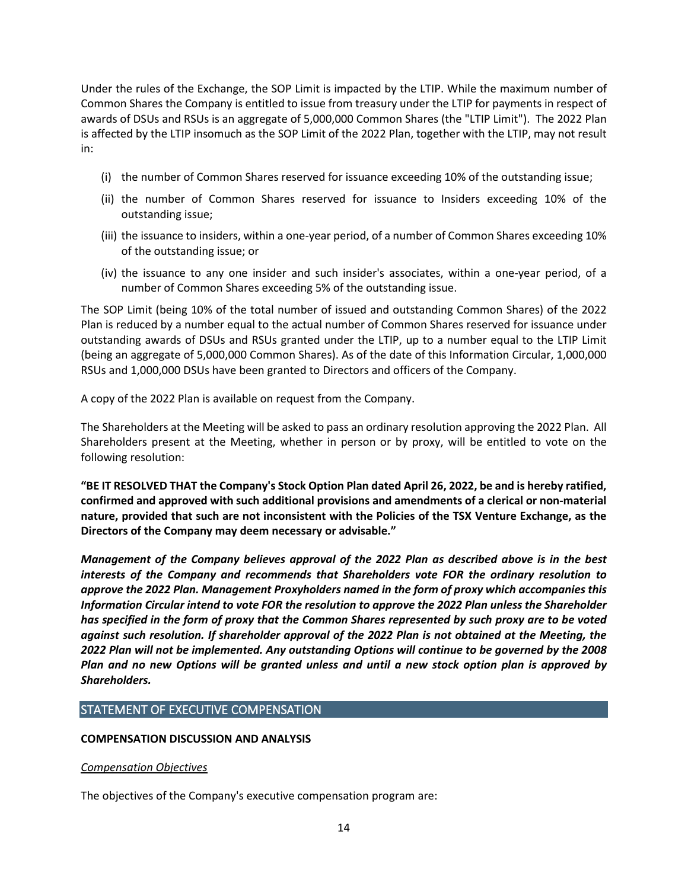Under the rules of the Exchange, the SOP Limit is impacted by the LTIP. While the maximum number of Common Shares the Company is entitled to issue from treasury under the LTIP for payments in respect of awards of DSUs and RSUs is an aggregate of 5,000,000 Common Shares (the "LTIP Limit"). The 2022 Plan is affected by the LTIP insomuch as the SOP Limit of the 2022 Plan, together with the LTIP, may not result in:

(i) the number of Common Shares reserved for issuance exceeding 10% of the outstanding issue;

(ii) the number of Common Shares reserved for issuance to Insiders exceeding 10% of the outstanding issue;

(iii) the issuance to insiders, within a one-year period, of a number of Common Shares exceeding 10% of the outstanding issue; or

(iv) the issuance to any one insider and such insider's associates, within a one-year period, of a number of Common Shares exceeding 5% of the outstanding issue.

The SOP Limit (being 10% of the total number of issued and outstanding Common Shares) of the 2022 Plan is reduced by a number equal to the actual number of Common Shares reserved for issuance under outstanding awards of DSUs and RSUs granted under the LTIP, up to a number equal to the LTIP Limit (being an aggregate of 5,000,000 Common Shares). As of the date of this Information Circular, 1,000,000 RSUs and 1,000,000 DSUs have been granted to Directors and officers of the Company.

A copy of the 2022 Plan is available on request from the Company.

The Shareholders at the Meeting will be asked to pass an ordinary resolution approving the 2022 Plan. All Shareholders present at the Meeting, whether in person or by proxy, will be entitled to vote on the following resolution:

**"BE IT RESOLVED THAT the Company's Stock Option Plan dated April 26, 2022, be and is hereby ratified, confirmed and approved with such additional provisions and amendments of a clerical or non-material nature, provided that such are not inconsistent with the Policies of the TSX Venture Exchange, as the Directors of the Company may deem necessary or advisable."**

***Management of the Company believes approval of the 2022 Plan as described above is in the best interests of the Company and recommends that Shareholders vote FOR the ordinary resolution to approve the 2022 Plan. Management Proxyholders named in the form of proxy which accompanies this Information Circular intend to vote FOR the resolution to approve the 2022 Plan unless the Shareholder has specified in the form of proxy that the Common Shares represented by such proxy are to be voted against such resolution. If shareholder approval of the 2022 Plan is not obtained at the Meeting, the 2022 Plan will not be implemented. Any outstanding Options will continue to be governed by the 2008 Plan and no new Options will be granted unless and until a new stock option plan is approved by Shareholders.***

## STATEMENT OF EXECUTIVE COMPENSATION

**COMPENSATION DISCUSSION AND ANALYSIS**

*Compensation Objectives*

The objectives of the Company's executive compensation program are: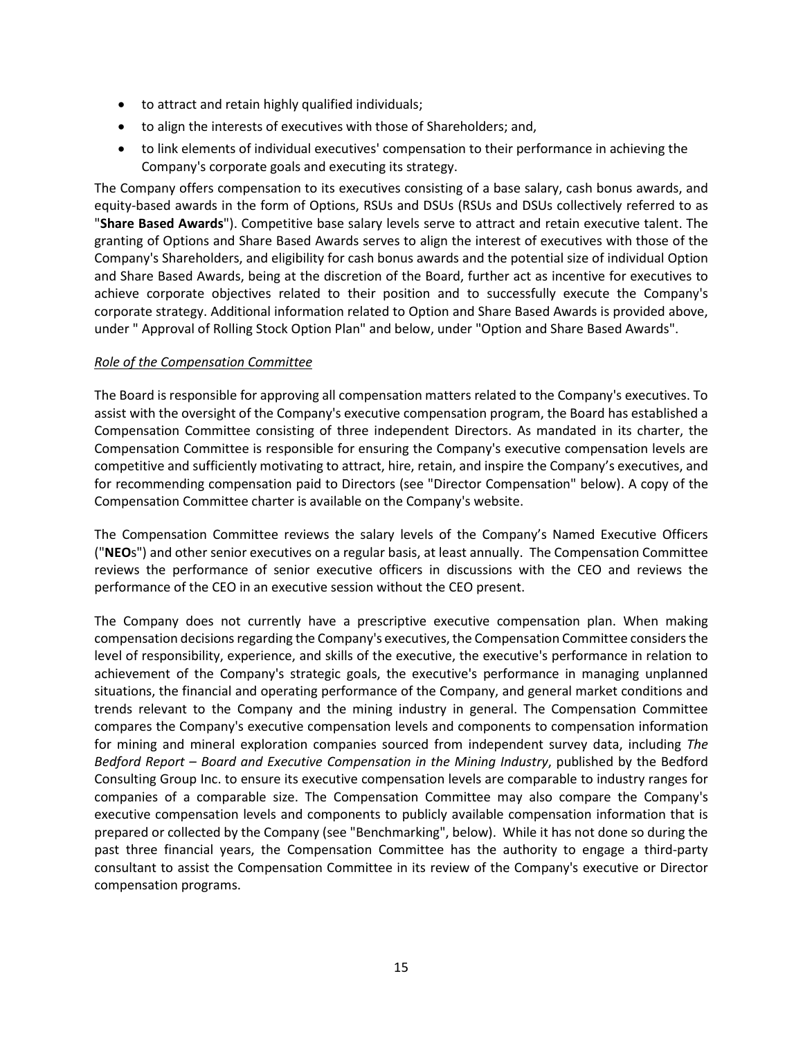- to attract and retain highly qualified individuals;
- to align the interests of executives with those of Shareholders; and,
- to link elements of individual executives' compensation to their performance in achieving the Company's corporate goals and executing its strategy.

The Company offers compensation to its executives consisting of a base salary, cash bonus awards, and equity-based awards in the form of Options, RSUs and DSUs (RSUs and DSUs collectively referred to as "**Share Based Awards**"). Competitive base salary levels serve to attract and retain executive talent. The granting of Options and Share Based Awards serves to align the interest of executives with those of the Company's Shareholders, and eligibility for cash bonus awards and the potential size of individual Option and Share Based Awards, being at the discretion of the Board, further act as incentive for executives to achieve corporate objectives related to their position and to successfully execute the Company's corporate strategy. Additional information related to Option and Share Based Awards is provided above, under " Approval of Rolling Stock Option Plan" and below, under "Option and Share Based Awards".

*Role of the Compensation Committee*

The Board is responsible for approving all compensation matters related to the Company's executives. To assist with the oversight of the Company's executive compensation program, the Board has established a Compensation Committee consisting of three independent Directors. As mandated in its charter, the Compensation Committee is responsible for ensuring the Company's executive compensation levels are competitive and sufficiently motivating to attract, hire, retain, and inspire the Company's executives, and for recommending compensation paid to Directors (see "Director Compensation" below). A copy of the Compensation Committee charter is available on the Company's website.

The Compensation Committee reviews the salary levels of the Company's Named Executive Officers ("**NEO**s") and other senior executives on a regular basis, at least annually. The Compensation Committee reviews the performance of senior executive officers in discussions with the CEO and reviews the performance of the CEO in an executive session without the CEO present.

The Company does not currently have a prescriptive executive compensation plan. When making compensation decisions regarding the Company's executives, the Compensation Committee considers the level of responsibility, experience, and skills of the executive, the executive's performance in relation to achievement of the Company's strategic goals, the executive's performance in managing unplanned situations, the financial and operating performance of the Company, and general market conditions and trends relevant to the Company and the mining industry in general. The Compensation Committee compares the Company's executive compensation levels and components to compensation information for mining and mineral exploration companies sourced from independent survey data, including *The Bedford Report – Board and Executive Compensation in the Mining Industry*, published by the Bedford Consulting Group Inc. to ensure its executive compensation levels are comparable to industry ranges for companies of a comparable size. The Compensation Committee may also compare the Company's executive compensation levels and components to publicly available compensation information that is prepared or collected by the Company (see "Benchmarking", below). While it has not done so during the past three financial years, the Compensation Committee has the authority to engage a third-party consultant to assist the Compensation Committee in its review of the Company's executive or Director compensation programs.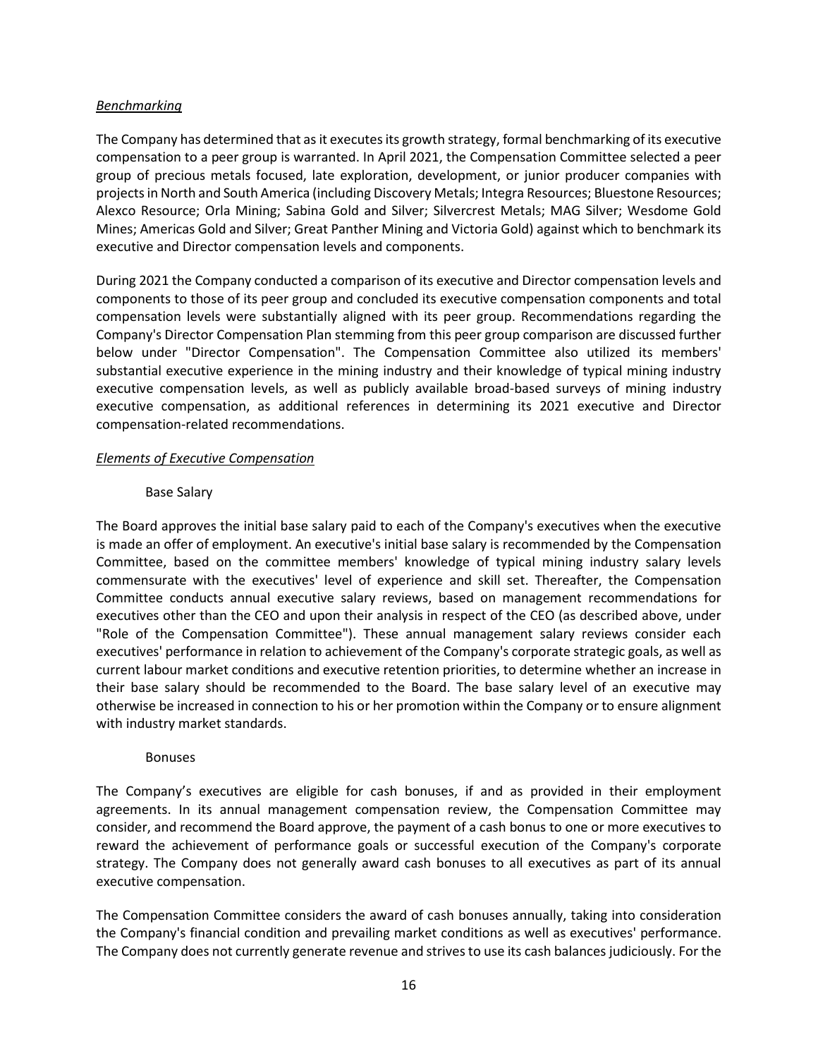*Benchmarking*

The Company has determined that as it executes its growth strategy, formal benchmarking of its executive compensation to a peer group is warranted. In April 2021, the Compensation Committee selected a peer group of precious metals focused, late exploration, development, or junior producer companies with projects in North and South America (including Discovery Metals; Integra Resources; Bluestone Resources; Alexco Resource; Orla Mining; Sabina Gold and Silver; Silvercrest Metals; MAG Silver; Wesdome Gold Mines; Americas Gold and Silver; Great Panther Mining and Victoria Gold) against which to benchmark its executive and Director compensation levels and components.

During 2021 the Company conducted a comparison of its executive and Director compensation levels and components to those of its peer group and concluded its executive compensation components and total compensation levels were substantially aligned with its peer group. Recommendations regarding the Company's Director Compensation Plan stemming from this peer group comparison are discussed further below under "Director Compensation". The Compensation Committee also utilized its members' substantial executive experience in the mining industry and their knowledge of typical mining industry executive compensation levels, as well as publicly available broad-based surveys of mining industry executive compensation, as additional references in determining its 2021 executive and Director compensation-related recommendations.

*Elements of Executive Compensation*

Base Salary

The Board approves the initial base salary paid to each of the Company's executives when the executive is made an offer of employment. An executive's initial base salary is recommended by the Compensation Committee, based on the committee members' knowledge of typical mining industry salary levels commensurate with the executives' level of experience and skill set. Thereafter, the Compensation Committee conducts annual executive salary reviews, based on management recommendations for executives other than the CEO and upon their analysis in respect of the CEO (as described above, under "Role of the Compensation Committee"). These annual management salary reviews consider each executives' performance in relation to achievement of the Company's corporate strategic goals, as well as current labour market conditions and executive retention priorities, to determine whether an increase in their base salary should be recommended to the Board. The base salary level of an executive may otherwise be increased in connection to his or her promotion within the Company or to ensure alignment with industry market standards.

Bonuses

The Company's executives are eligible for cash bonuses, if and as provided in their employment agreements. In its annual management compensation review, the Compensation Committee may consider, and recommend the Board approve, the payment of a cash bonus to one or more executives to reward the achievement of performance goals or successful execution of the Company's corporate strategy. The Company does not generally award cash bonuses to all executives as part of its annual executive compensation.

The Compensation Committee considers the award of cash bonuses annually, taking into consideration the Company's financial condition and prevailing market conditions as well as executives' performance. The Company does not currently generate revenue and strives to use its cash balances judiciously. For the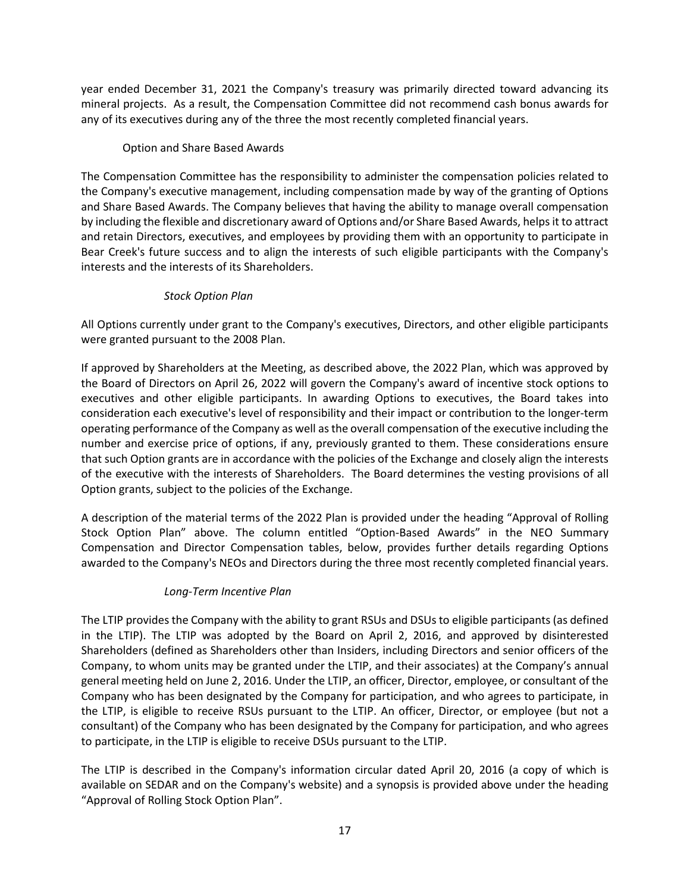year ended December 31, 2021 the Company's treasury was primarily directed toward advancing its mineral projects. As a result, the Compensation Committee did not recommend cash bonus awards for any of its executives during any of the three the most recently completed financial years.

### Option and Share Based Awards

The Compensation Committee has the responsibility to administer the compensation policies related to the Company's executive management, including compensation made by way of the granting of Options and Share Based Awards. The Company believes that having the ability to manage overall compensation by including the flexible and discretionary award of Options and/or Share Based Awards, helps it to attract and retain Directors, executives, and employees by providing them with an opportunity to participate in Bear Creek's future success and to align the interests of such eligible participants with the Company's interests and the interests of its Shareholders.

#### *Stock Option Plan*

All Options currently under grant to the Company's executives, Directors, and other eligible participants were granted pursuant to the 2008 Plan.

If approved by Shareholders at the Meeting, as described above, the 2022 Plan, which was approved by the Board of Directors on April 26, 2022 will govern the Company's award of incentive stock options to executives and other eligible participants. In awarding Options to executives, the Board takes into consideration each executive's level of responsibility and their impact or contribution to the longer-term operating performance of the Company as well as the overall compensation of the executive including the number and exercise price of options, if any, previously granted to them. These considerations ensure that such Option grants are in accordance with the policies of the Exchange and closely align the interests of the executive with the interests of Shareholders. The Board determines the vesting provisions of all Option grants, subject to the policies of the Exchange.

A description of the material terms of the 2022 Plan is provided under the heading "Approval of Rolling Stock Option Plan" above. The column entitled "Option-Based Awards" in the NEO Summary Compensation and Director Compensation tables, below, provides further details regarding Options awarded to the Company's NEOs and Directors during the three most recently completed financial years.

#### *Long-Term Incentive Plan*

The LTIP provides the Company with the ability to grant RSUs and DSUs to eligible participants (as defined in the LTIP). The LTIP was adopted by the Board on April 2, 2016, and approved by disinterested Shareholders (defined as Shareholders other than Insiders, including Directors and senior officers of the Company, to whom units may be granted under the LTIP, and their associates) at the Company's annual general meeting held on June 2, 2016. Under the LTIP, an officer, Director, employee, or consultant of the Company who has been designated by the Company for participation, and who agrees to participate, in the LTIP, is eligible to receive RSUs pursuant to the LTIP. An officer, Director, or employee (but not a consultant) of the Company who has been designated by the Company for participation, and who agrees to participate, in the LTIP is eligible to receive DSUs pursuant to the LTIP.

The LTIP is described in the Company's information circular dated April 20, 2016 (a copy of which is available on SEDAR and on the Company's website) and a synopsis is provided above under the heading "Approval of Rolling Stock Option Plan".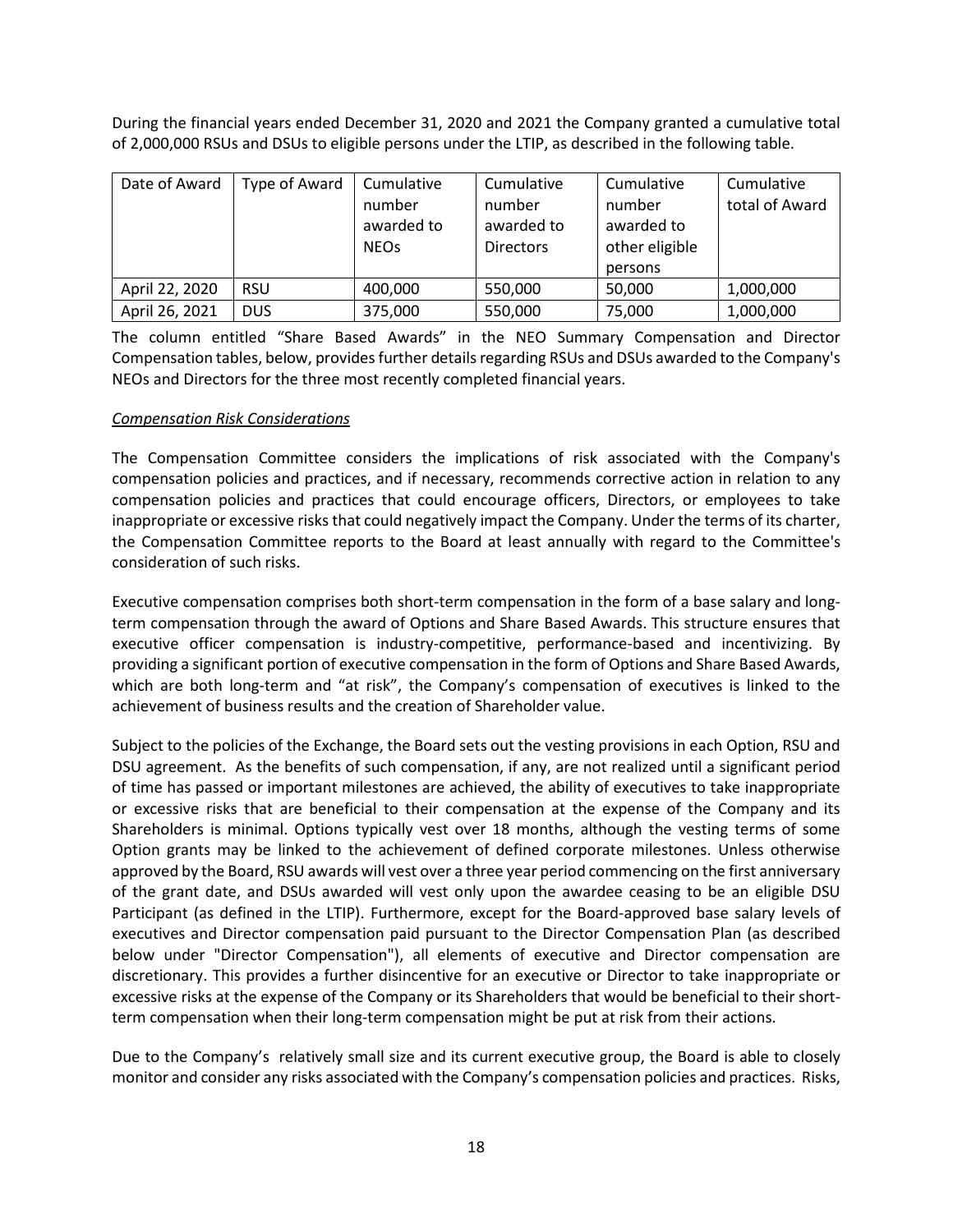During the financial years ended December 31, 2020 and 2021 the Company granted a cumulative total of 2,000,000 RSUs and DSUs to eligible persons under the LTIP, as described in the following table.

| Date of Award | Type of Award | Cumulative number awarded to NEOs | Cumulative number awarded to Directors | Cumulative number awarded to other eligible persons | Cumulative total of Award |
|---|---|---|---|---|---|
| April 22, 2020 | RSU | 400,000 | 550,000 | 50,000 | 1,000,000 |
| April 26, 2021 | DUS | 375,000 | 550,000 | 75,000 | 1,000,000 |

The column entitled "Share Based Awards" in the NEO Summary Compensation and Director Compensation tables, below, provides further details regarding RSUs and DSUs awarded to the Company's NEOs and Directors for the three most recently completed financial years.

*Compensation Risk Considerations*

The Compensation Committee considers the implications of risk associated with the Company's compensation policies and practices, and if necessary, recommends corrective action in relation to any compensation policies and practices that could encourage officers, Directors, or employees to take inappropriate or excessive risks that could negatively impact the Company. Under the terms of its charter, the Compensation Committee reports to the Board at least annually with regard to the Committee's consideration of such risks.

Executive compensation comprises both short-term compensation in the form of a base salary and long-term compensation through the award of Options and Share Based Awards. This structure ensures that executive officer compensation is industry-competitive, performance-based and incentivizing. By providing a significant portion of executive compensation in the form of Options and Share Based Awards, which are both long-term and "at risk", the Company's compensation of executives is linked to the achievement of business results and the creation of Shareholder value.

Subject to the policies of the Exchange, the Board sets out the vesting provisions in each Option, RSU and DSU agreement. As the benefits of such compensation, if any, are not realized until a significant period of time has passed or important milestones are achieved, the ability of executives to take inappropriate or excessive risks that are beneficial to their compensation at the expense of the Company and its Shareholders is minimal. Options typically vest over 18 months, although the vesting terms of some Option grants may be linked to the achievement of defined corporate milestones. Unless otherwise approved by the Board, RSU awards will vest over a three year period commencing on the first anniversary of the grant date, and DSUs awarded will vest only upon the awardee ceasing to be an eligible DSU Participant (as defined in the LTIP). Furthermore, except for the Board-approved base salary levels of executives and Director compensation paid pursuant to the Director Compensation Plan (as described below under "Director Compensation"), all elements of executive and Director compensation are discretionary. This provides a further disincentive for an executive or Director to take inappropriate or excessive risks at the expense of the Company or its Shareholders that would be beneficial to their short-term compensation when their long-term compensation might be put at risk from their actions.

Due to the Company's relatively small size and its current executive group, the Board is able to closely monitor and consider any risks associated with the Company's compensation policies and practices. Risks,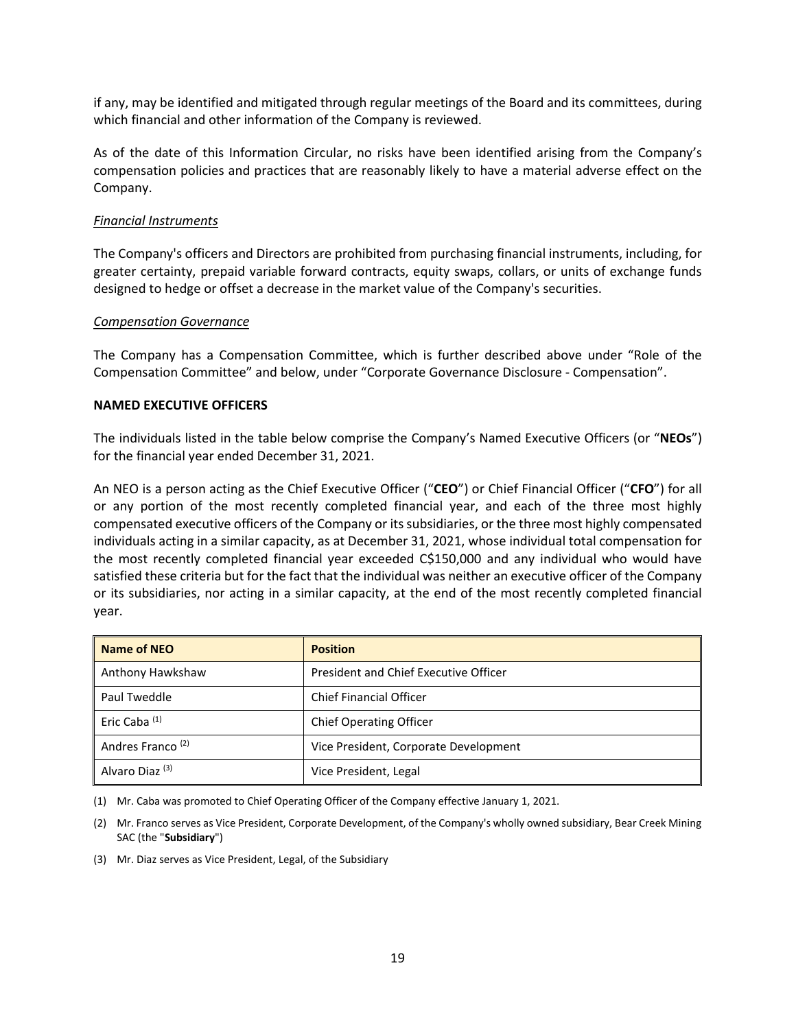if any, may be identified and mitigated through regular meetings of the Board and its committees, during which financial and other information of the Company is reviewed.

As of the date of this Information Circular, no risks have been identified arising from the Company's compensation policies and practices that are reasonably likely to have a material adverse effect on the Company.

*Financial Instruments*

The Company's officers and Directors are prohibited from purchasing financial instruments, including, for greater certainty, prepaid variable forward contracts, equity swaps, collars, or units of exchange funds designed to hedge or offset a decrease in the market value of the Company's securities.

*Compensation Governance*

The Company has a Compensation Committee, which is further described above under "Role of the Compensation Committee" and below, under "Corporate Governance Disclosure - Compensation".

**NAMED EXECUTIVE OFFICERS**

The individuals listed in the table below comprise the Company's Named Executive Officers (or "**NEOs**") for the financial year ended December 31, 2021.

An NEO is a person acting as the Chief Executive Officer ("**CEO**") or Chief Financial Officer ("**CFO**") for all or any portion of the most recently completed financial year, and each of the three most highly compensated executive officers of the Company or its subsidiaries, or the three most highly compensated individuals acting in a similar capacity, as at December 31, 2021, whose individual total compensation for the most recently completed financial year exceeded C$150,000 and any individual who would have satisfied these criteria but for the fact that the individual was neither an executive officer of the Company or its subsidiaries, nor acting in a similar capacity, at the end of the most recently completed financial year.

| Name of NEO | Position |
|---|---|
| Anthony Hawkshaw | President and Chief Executive Officer |
| Paul Tweddle | Chief Financial Officer |
| Eric Caba [(1)] | Chief Operating Officer |
| Andres Franco [(2)] | Vice President, Corporate Development |
| Alvaro Diaz [(3)] | Vice President, Legal |

(1) Mr. Caba was promoted to Chief Operating Officer of the Company effective January 1, 2021.

(2) Mr. Franco serves as Vice President, Corporate Development, of the Company's wholly owned subsidiary, Bear Creek Mining SAC (the "**Subsidiary**")

(3) Mr. Diaz serves as Vice President, Legal, of the Subsidiary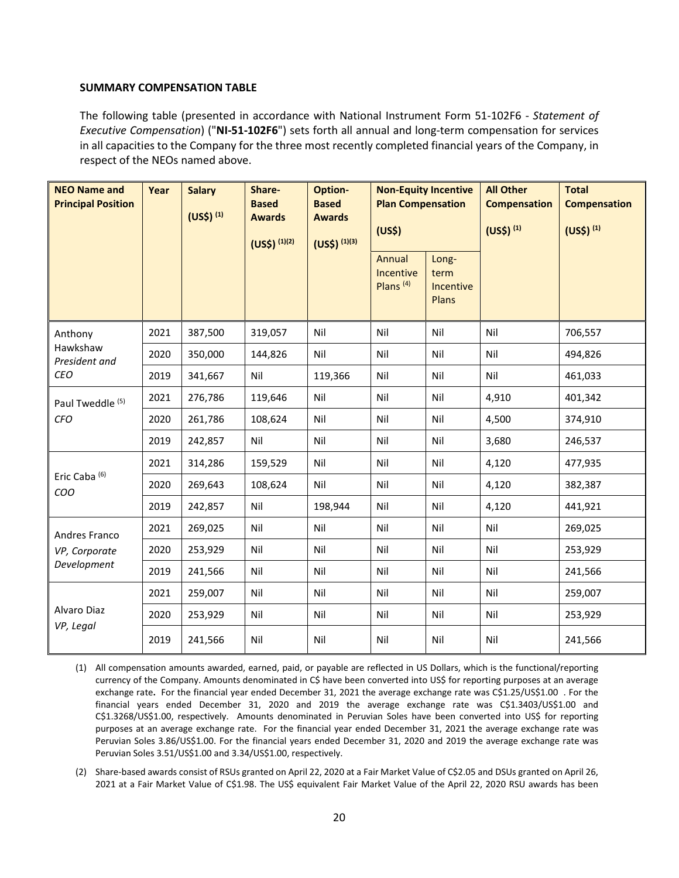**SUMMARY COMPENSATION TABLE**

The following table (presented in accordance with National Instrument Form 51-102F6 - *Statement of Executive Compensation*) ("**NI-51-102F6**") sets forth all annual and long-term compensation for services in all capacities to the Company for the three most recently completed financial years of the Company, in respect of the NEOs named above.

| NEO Name and Principal Position | Year | Salary (US$) (1) | Share-Based Awards (US$) (1)(2) | Option-Based Awards (US$) (1)(3) | Non-Equity Incentive Plan Compensation (US$) | | All Other Compensation (US$) (1) | Total Compensation (US$) (1) |
|---|---|---|---|---|---|---|---|---|
| | | | | | Annual Incentive Plans (4) | Long-term Incentive Plans | | |
| Anthony Hawkshaw *President and CEO* | 2021 | 387,500 | 319,057 | Nil | Nil | Nil | Nil | 706,557 |
| | 2020 | 350,000 | 144,826 | Nil | Nil | Nil | Nil | 494,826 |
| | 2019 | 341,667 | Nil | 119,366 | Nil | Nil | Nil | 461,033 |
| Paul Tweddle (5) *CFO* | 2021 | 276,786 | 119,646 | Nil | Nil | Nil | 4,910 | 401,342 |
| | 2020 | 261,786 | 108,624 | Nil | Nil | Nil | 4,500 | 374,910 |
| | 2019 | 242,857 | Nil | Nil | Nil | Nil | 3,680 | 246,537 |
| Eric Caba (6) *COO* | 2021 | 314,286 | 159,529 | Nil | Nil | Nil | 4,120 | 477,935 |
| | 2020 | 269,643 | 108,624 | Nil | Nil | Nil | 4,120 | 382,387 |
| | 2019 | 242,857 | Nil | 198,944 | Nil | Nil | 4,120 | 441,921 |
| Andres Franco *VP, Corporate Development* | 2021 | 269,025 | Nil | Nil | Nil | Nil | Nil | 269,025 |
| | 2020 | 253,929 | Nil | Nil | Nil | Nil | Nil | 253,929 |
| | 2019 | 241,566 | Nil | Nil | Nil | Nil | Nil | 241,566 |
| Alvaro Diaz *VP, Legal* | 2021 | 259,007 | Nil | Nil | Nil | Nil | Nil | 259,007 |
| | 2020 | 253,929 | Nil | Nil | Nil | Nil | Nil | 253,929 |
| | 2019 | 241,566 | Nil | Nil | Nil | Nil | Nil | 241,566 |

(1) All compensation amounts awarded, earned, paid, or payable are reflected in US Dollars, which is the functional/reporting currency of the Company. Amounts denominated in C$ have been converted into US$ for reporting purposes at an average exchange rate. For the financial year ended December 31, 2021 the average exchange rate was C$1.25/US$1.00 . For the financial years ended December 31, 2020 and 2019 the average exchange rate was C$1.3403/US$1.00 and C$1.3268/US$1.00, respectively. Amounts denominated in Peruvian Soles have been converted into US$ for reporting purposes at an average exchange rate. For the financial year ended December 31, 2021 the average exchange rate was Peruvian Soles 3.86/US$1.00. For the financial years ended December 31, 2020 and 2019 the average exchange rate was Peruvian Soles 3.51/US$1.00 and 3.34/US$1.00, respectively.

(2) Share-based awards consist of RSUs granted on April 22, 2020 at a Fair Market Value of C$2.05 and DSUs granted on April 26, 2021 at a Fair Market Value of C$1.98. The US$ equivalent Fair Market Value of the April 22, 2020 RSU awards has been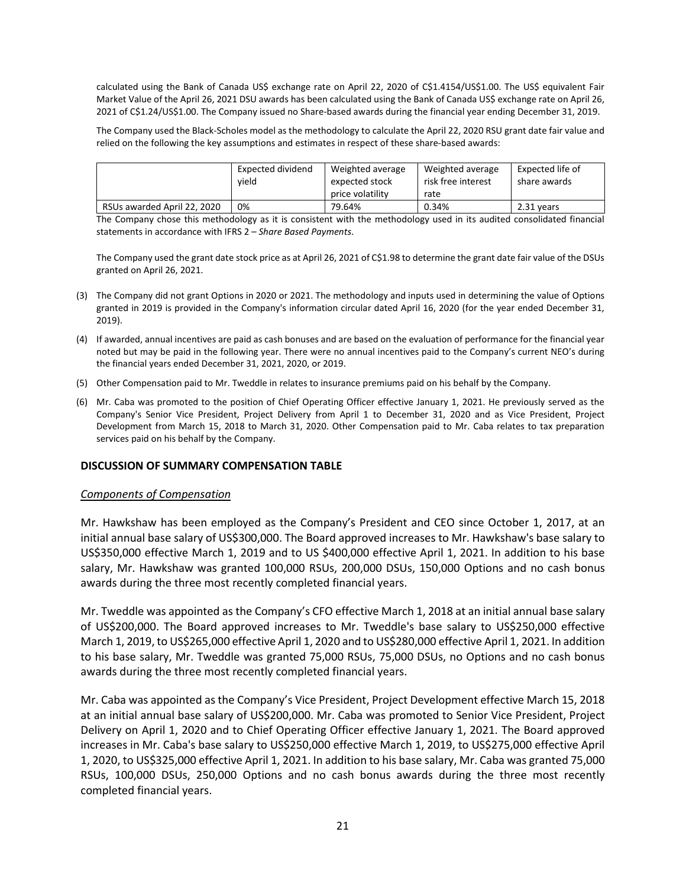calculated using the Bank of Canada US$ exchange rate on April 22, 2020 of C$1.4154/US$1.00. The US$ equivalent Fair Market Value of the April 26, 2021 DSU awards has been calculated using the Bank of Canada US$ exchange rate on April 26, 2021 of C$1.24/US$1.00. The Company issued no Share-based awards during the financial year ending December 31, 2019.

The Company used the Black-Scholes model as the methodology to calculate the April 22, 2020 RSU grant date fair value and relied on the following the key assumptions and estimates in respect of these share-based awards:

| | Expected dividend yield | Weighted average expected stock price volatility | Weighted average risk free interest rate | Expected life of share awards |
|---|---|---|---|---|
| RSUs awarded April 22, 2020 | 0% | 79.64% | 0.34% | 2.31 years |

The Company chose this methodology as it is consistent with the methodology used in its audited consolidated financial statements in accordance with IFRS 2 – *Share Based Payments*.

The Company used the grant date stock price as at April 26, 2021 of C$1.98 to determine the grant date fair value of the DSUs granted on April 26, 2021.

(3) The Company did not grant Options in 2020 or 2021. The methodology and inputs used in determining the value of Options granted in 2019 is provided in the Company's information circular dated April 16, 2020 (for the year ended December 31, 2019).

(4) If awarded, annual incentives are paid as cash bonuses and are based on the evaluation of performance for the financial year noted but may be paid in the following year. There were no annual incentives paid to the Company's current NEO's during the financial years ended December 31, 2021, 2020, or 2019.

(5) Other Compensation paid to Mr. Tweddle in relates to insurance premiums paid on his behalf by the Company.

(6) Mr. Caba was promoted to the position of Chief Operating Officer effective January 1, 2021. He previously served as the Company's Senior Vice President, Project Delivery from April 1 to December 31, 2020 and as Vice President, Project Development from March 15, 2018 to March 31, 2020. Other Compensation paid to Mr. Caba relates to tax preparation services paid on his behalf by the Company.

## DISCUSSION OF SUMMARY COMPENSATION TABLE

*Components of Compensation*

Mr. Hawkshaw has been employed as the Company's President and CEO since October 1, 2017, at an initial annual base salary of US$300,000. The Board approved increases to Mr. Hawkshaw's base salary to US$350,000 effective March 1, 2019 and to US $400,000 effective April 1, 2021. In addition to his base salary, Mr. Hawkshaw was granted 100,000 RSUs, 200,000 DSUs, 150,000 Options and no cash bonus awards during the three most recently completed financial years.

Mr. Tweddle was appointed as the Company's CFO effective March 1, 2018 at an initial annual base salary of US$200,000. The Board approved increases to Mr. Tweddle's base salary to US$250,000 effective March 1, 2019, to US$265,000 effective April 1, 2020 and to US$280,000 effective April 1, 2021. In addition to his base salary, Mr. Tweddle was granted 75,000 RSUs, 75,000 DSUs, no Options and no cash bonus awards during the three most recently completed financial years.

Mr. Caba was appointed as the Company's Vice President, Project Development effective March 15, 2018 at an initial annual base salary of US$200,000. Mr. Caba was promoted to Senior Vice President, Project Delivery on April 1, 2020 and to Chief Operating Officer effective January 1, 2021. The Board approved increases in Mr. Caba's base salary to US$250,000 effective March 1, 2019, to US$275,000 effective April 1, 2020, to US$325,000 effective April 1, 2021. In addition to his base salary, Mr. Caba was granted 75,000 RSUs, 100,000 DSUs, 250,000 Options and no cash bonus awards during the three most recently completed financial years.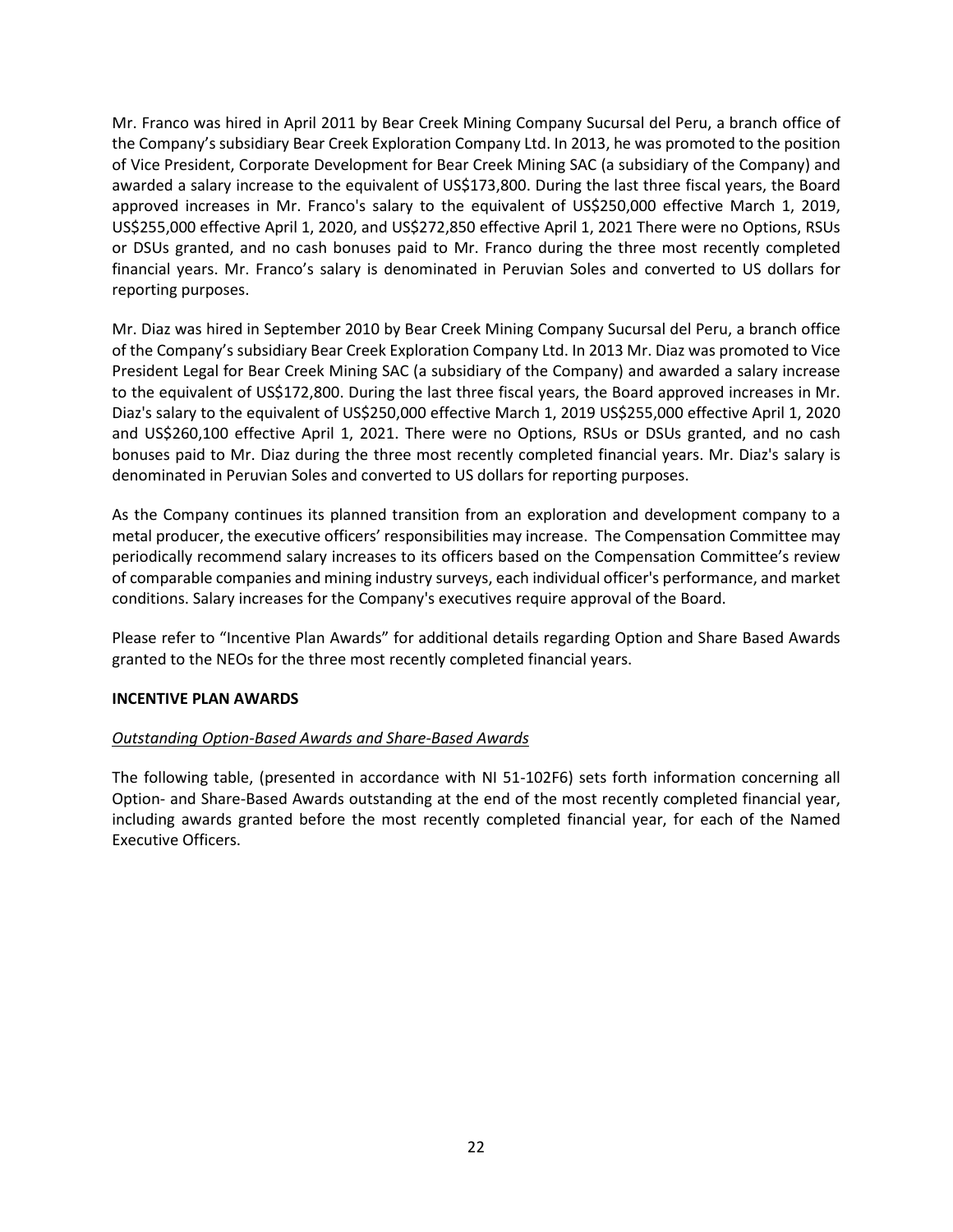Mr. Franco was hired in April 2011 by Bear Creek Mining Company Sucursal del Peru, a branch office of the Company's subsidiary Bear Creek Exploration Company Ltd. In 2013, he was promoted to the position of Vice President, Corporate Development for Bear Creek Mining SAC (a subsidiary of the Company) and awarded a salary increase to the equivalent of US$173,800. During the last three fiscal years, the Board approved increases in Mr. Franco's salary to the equivalent of US$250,000 effective March 1, 2019, US$255,000 effective April 1, 2020, and US$272,850 effective April 1, 2021 There were no Options, RSUs or DSUs granted, and no cash bonuses paid to Mr. Franco during the three most recently completed financial years. Mr. Franco's salary is denominated in Peruvian Soles and converted to US dollars for reporting purposes.

Mr. Diaz was hired in September 2010 by Bear Creek Mining Company Sucursal del Peru, a branch office of the Company's subsidiary Bear Creek Exploration Company Ltd. In 2013 Mr. Diaz was promoted to Vice President Legal for Bear Creek Mining SAC (a subsidiary of the Company) and awarded a salary increase to the equivalent of US$172,800. During the last three fiscal years, the Board approved increases in Mr. Diaz's salary to the equivalent of US$250,000 effective March 1, 2019 US$255,000 effective April 1, 2020 and US$260,100 effective April 1, 2021. There were no Options, RSUs or DSUs granted, and no cash bonuses paid to Mr. Diaz during the three most recently completed financial years. Mr. Diaz's salary is denominated in Peruvian Soles and converted to US dollars for reporting purposes.

As the Company continues its planned transition from an exploration and development company to a metal producer, the executive officers' responsibilities may increase. The Compensation Committee may periodically recommend salary increases to its officers based on the Compensation Committee's review of comparable companies and mining industry surveys, each individual officer's performance, and market conditions. Salary increases for the Company's executives require approval of the Board.

Please refer to "Incentive Plan Awards" for additional details regarding Option and Share Based Awards granted to the NEOs for the three most recently completed financial years.

## INCENTIVE PLAN AWARDS

*Outstanding Option-Based Awards and Share-Based Awards*

The following table, (presented in accordance with NI 51-102F6) sets forth information concerning all Option- and Share-Based Awards outstanding at the end of the most recently completed financial year, including awards granted before the most recently completed financial year, for each of the Named Executive Officers.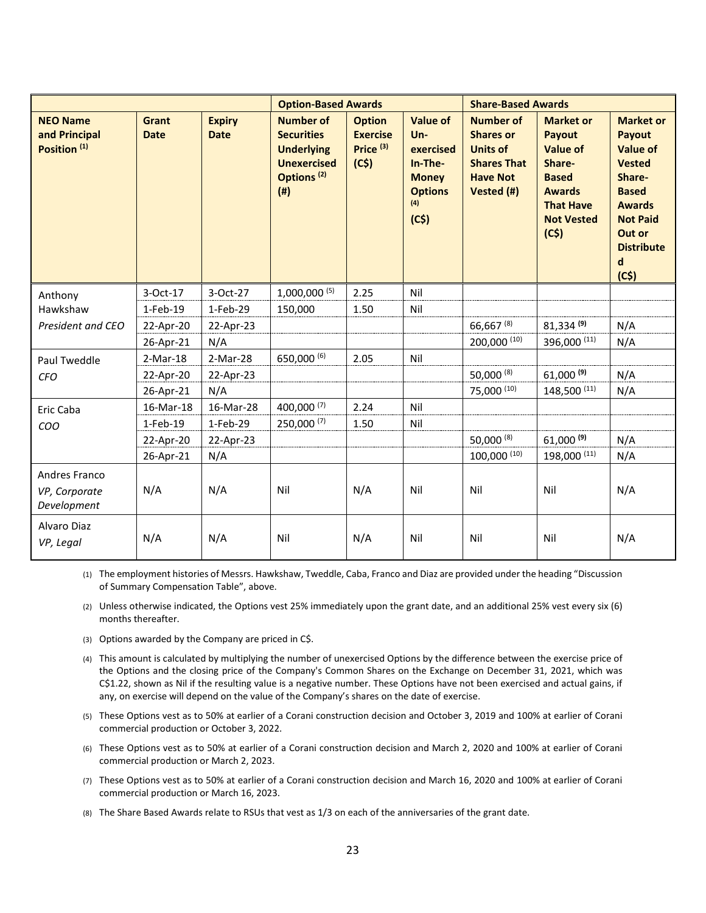| | | | Option-Based Awards | | | Share-Based Awards | | |
|---|---|---|---|---|---|---|---|---|
| **NEO Name and Principal Position** (1) | **Grant Date** | **Expiry Date** | **Number of Securities Underlying Unexercised Options** (2) **(#)** | **Option Exercise Price** (3) **(C$)** | **Value of Un-exercised In-The-Money Options** (4) **(C$)** | **Number of Shares or Units of Shares That Have Not Vested (#)** | **Market or Payout Value of Share-Based Awards That Have Not Vested (C$)** | **Market or Payout Value of Vested Share-Based Awards Not Paid Out or Distributed (C$)** |
| Anthony Hawkshaw *President and CEO* | 3-Oct-17 | 3-Oct-27 | 1,000,000 (5) | 2.25 | Nil | | | |
| | 1-Feb-19 | 1-Feb-29 | 150,000 | 1.50 | Nil | | | |
| | 22-Apr-20 | 22-Apr-23 | | | | 66,667 (8) | 81,334 (9) | N/A |
| | 26-Apr-21 | N/A | | | | 200,000 (10) | 396,000 (11) | N/A |
| Paul Tweddle *CFO* | 2-Mar-18 | 2-Mar-28 | 650,000 (6) | 2.05 | Nil | | | |
| | 22-Apr-20 | 22-Apr-23 | | | | 50,000 (8) | 61,000 (9) | N/A |
| | 26-Apr-21 | N/A | | | | 75,000 (10) | 148,500 (11) | N/A |
| Eric Caba *COO* | 16-Mar-18 | 16-Mar-28 | 400,000 (7) | 2.24 | Nil | | | |
| | 1-Feb-19 | 1-Feb-29 | 250,000 (7) | 1.50 | Nil | | | |
| | 22-Apr-20 | 22-Apr-23 | | | | 50,000 (8) | 61,000 (9) | N/A |
| | 26-Apr-21 | N/A | | | | 100,000 (10) | 198,000 (11) | N/A |
| Andres Franco *VP, Corporate Development* | N/A | N/A | Nil | N/A | Nil | Nil | Nil | N/A |
| Alvaro Diaz *VP, Legal* | N/A | N/A | Nil | N/A | Nil | Nil | Nil | N/A |

(1) The employment histories of Messrs. Hawkshaw, Tweddle, Caba, Franco and Diaz are provided under the heading "Discussion of Summary Compensation Table", above.

(2) Unless otherwise indicated, the Options vest 25% immediately upon the grant date, and an additional 25% vest every six (6) months thereafter.

(3) Options awarded by the Company are priced in C$.

(4) This amount is calculated by multiplying the number of unexercised Options by the difference between the exercise price of the Options and the closing price of the Company's Common Shares on the Exchange on December 31, 2021, which was C$1.22, shown as Nil if the resulting value is a negative number. These Options have not been exercised and actual gains, if any, on exercise will depend on the value of the Company's shares on the date of exercise.

(5) These Options vest as to 50% at earlier of a Corani construction decision and October 3, 2019 and 100% at earlier of Corani commercial production or October 3, 2022.

(6) These Options vest as to 50% at earlier of a Corani construction decision and March 2, 2020 and 100% at earlier of Corani commercial production or March 2, 2023.

(7) These Options vest as to 50% at earlier of a Corani construction decision and March 16, 2020 and 100% at earlier of Corani commercial production or March 16, 2023.

(8) The Share Based Awards relate to RSUs that vest as 1/3 on each of the anniversaries of the grant date.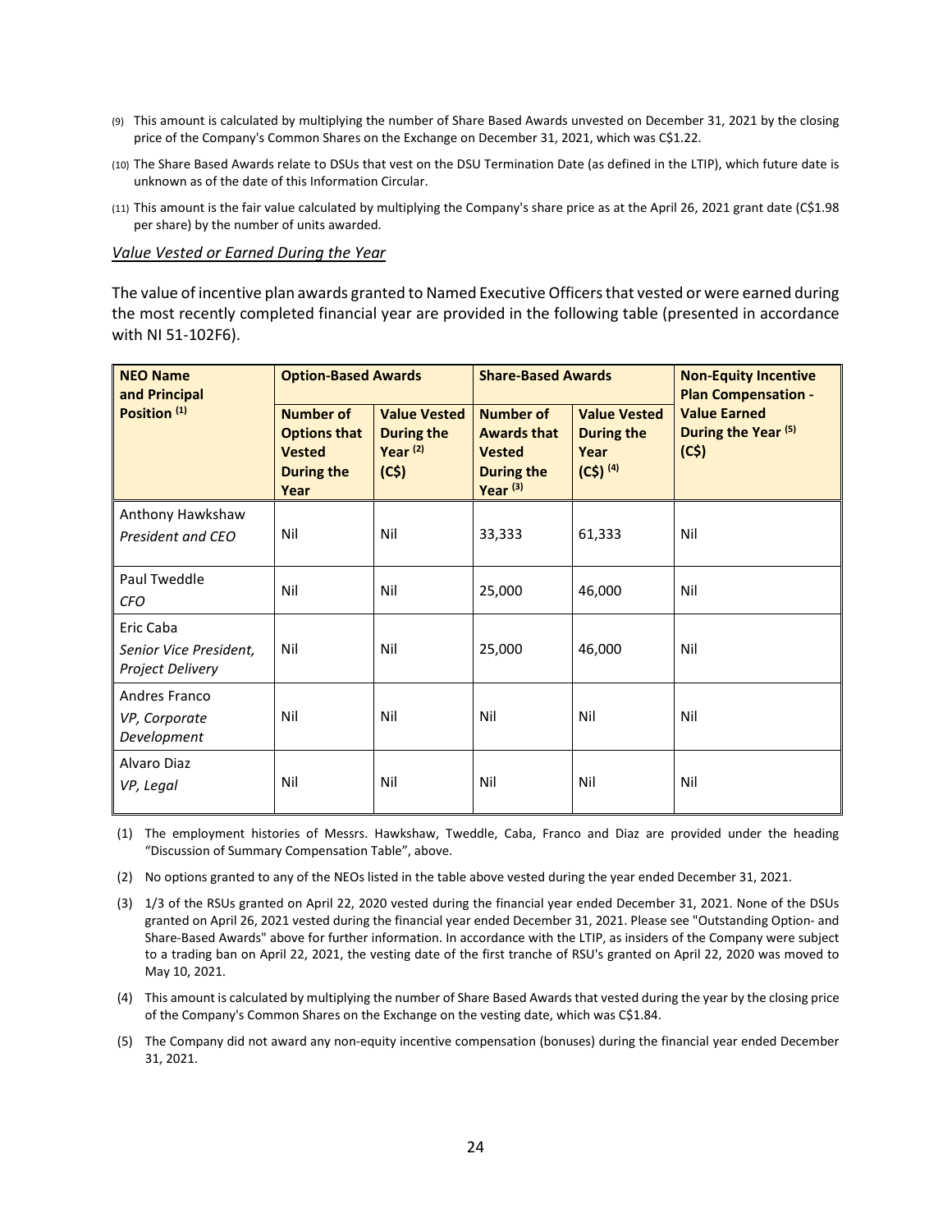(9) This amount is calculated by multiplying the number of Share Based Awards unvested on December 31, 2021 by the closing price of the Company's Common Shares on the Exchange on December 31, 2021, which was C$1.22.

(10) The Share Based Awards relate to DSUs that vest on the DSU Termination Date (as defined in the LTIP), which future date is unknown as of the date of this Information Circular.

(11) This amount is the fair value calculated by multiplying the Company's share price as at the April 26, 2021 grant date (C$1.98 per share) by the number of units awarded.

*Value Vested or Earned During the Year*

The value of incentive plan awards granted to Named Executive Officers that vested or were earned during the most recently completed financial year are provided in the following table (presented in accordance with NI 51-102F6).

| NEO Name and Principal Position [(1)] | Option-Based Awards | | Share-Based Awards | | Non-Equity Incentive Plan Compensation - Value Earned During the Year [(5)] (C$) |
|---|---|---|---|---|---|
| | Number of Options that Vested During the Year | Value Vested During the Year [(2)] (C$) | Number of Awards that Vested During the Year [(3)] | Value Vested During the Year (C$) [(4)] | |
| Anthony Hawkshaw *President and CEO* | Nil | Nil | 33,333 | 61,333 | Nil |
| Paul Tweddle *CFO* | Nil | Nil | 25,000 | 46,000 | Nil |
| Eric Caba *Senior Vice President, Project Delivery* | Nil | Nil | 25,000 | 46,000 | Nil |
| Andres Franco *VP, Corporate Development* | Nil | Nil | Nil | Nil | Nil |
| Alvaro Diaz *VP, Legal* | Nil | Nil | Nil | Nil | Nil |

(1) The employment histories of Messrs. Hawkshaw, Tweddle, Caba, Franco and Diaz are provided under the heading "Discussion of Summary Compensation Table", above.

(2) No options granted to any of the NEOs listed in the table above vested during the year ended December 31, 2021.

(3) 1/3 of the RSUs granted on April 22, 2020 vested during the financial year ended December 31, 2021. None of the DSUs granted on April 26, 2021 vested during the financial year ended December 31, 2021. Please see "Outstanding Option- and Share-Based Awards" above for further information. In accordance with the LTIP, as insiders of the Company were subject to a trading ban on April 22, 2021, the vesting date of the first tranche of RSU's granted on April 22, 2020 was moved to May 10, 2021.

(4) This amount is calculated by multiplying the number of Share Based Awards that vested during the year by the closing price of the Company's Common Shares on the Exchange on the vesting date, which was C$1.84.

(5) The Company did not award any non-equity incentive compensation (bonuses) during the financial year ended December 31, 2021.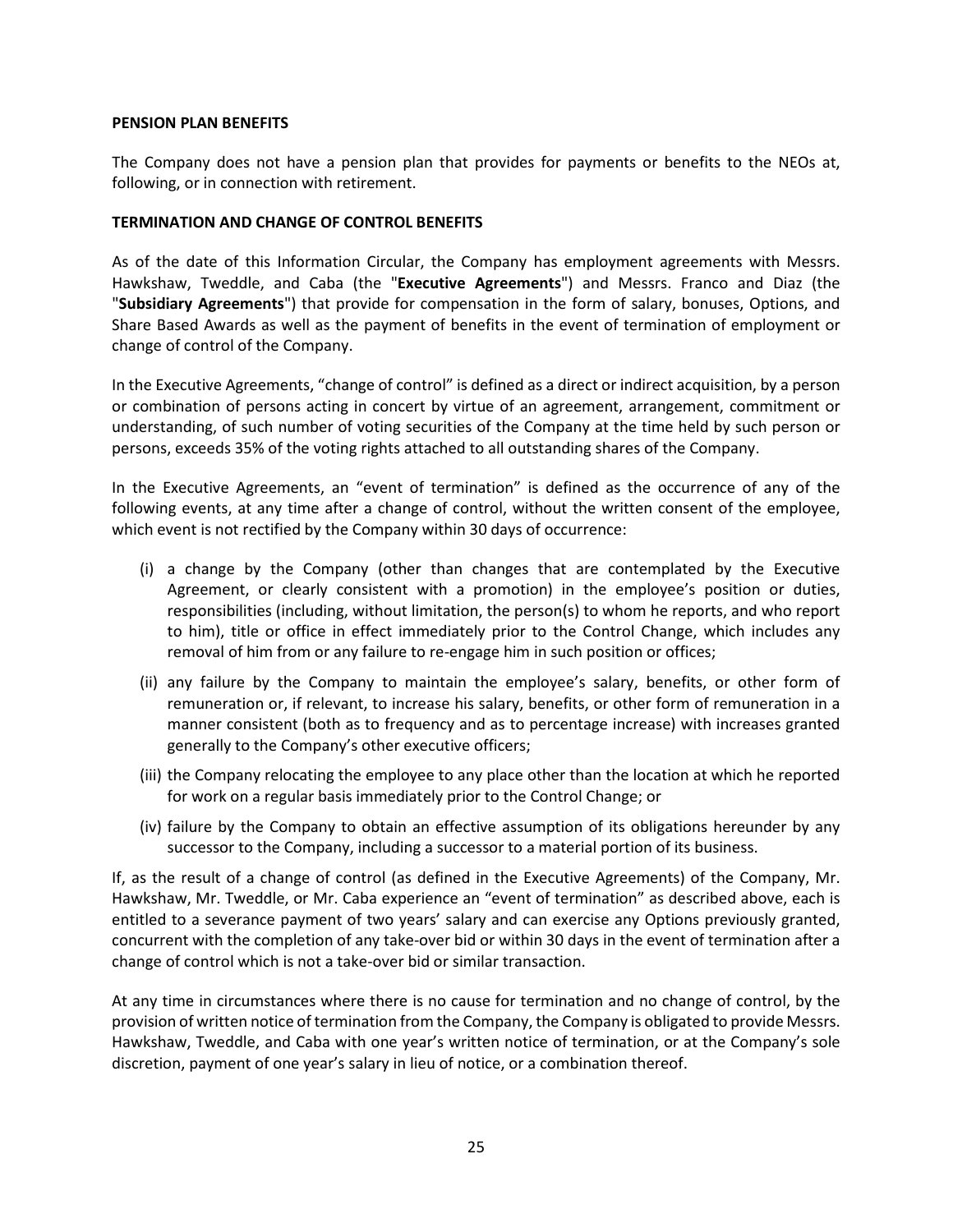**PENSION PLAN BENEFITS**

The Company does not have a pension plan that provides for payments or benefits to the NEOs at, following, or in connection with retirement.

**TERMINATION AND CHANGE OF CONTROL BENEFITS**

As of the date of this Information Circular, the Company has employment agreements with Messrs. Hawkshaw, Tweddle, and Caba (the "**Executive Agreements**") and Messrs. Franco and Diaz (the "**Subsidiary Agreements**") that provide for compensation in the form of salary, bonuses, Options, and Share Based Awards as well as the payment of benefits in the event of termination of employment or change of control of the Company.

In the Executive Agreements, "change of control" is defined as a direct or indirect acquisition, by a person or combination of persons acting in concert by virtue of an agreement, arrangement, commitment or understanding, of such number of voting securities of the Company at the time held by such person or persons, exceeds 35% of the voting rights attached to all outstanding shares of the Company.

In the Executive Agreements, an "event of termination" is defined as the occurrence of any of the following events, at any time after a change of control, without the written consent of the employee, which event is not rectified by the Company within 30 days of occurrence:

(i) a change by the Company (other than changes that are contemplated by the Executive Agreement, or clearly consistent with a promotion) in the employee's position or duties, responsibilities (including, without limitation, the person(s) to whom he reports, and who report to him), title or office in effect immediately prior to the Control Change, which includes any removal of him from or any failure to re-engage him in such position or offices;

(ii) any failure by the Company to maintain the employee's salary, benefits, or other form of remuneration or, if relevant, to increase his salary, benefits, or other form of remuneration in a manner consistent (both as to frequency and as to percentage increase) with increases granted generally to the Company's other executive officers;

(iii) the Company relocating the employee to any place other than the location at which he reported for work on a regular basis immediately prior to the Control Change; or

(iv) failure by the Company to obtain an effective assumption of its obligations hereunder by any successor to the Company, including a successor to a material portion of its business.

If, as the result of a change of control (as defined in the Executive Agreements) of the Company, Mr. Hawkshaw, Mr. Tweddle, or Mr. Caba experience an "event of termination" as described above, each is entitled to a severance payment of two years' salary and can exercise any Options previously granted, concurrent with the completion of any take-over bid or within 30 days in the event of termination after a change of control which is not a take-over bid or similar transaction.

At any time in circumstances where there is no cause for termination and no change of control, by the provision of written notice of termination from the Company, the Company is obligated to provide Messrs. Hawkshaw, Tweddle, and Caba with one year's written notice of termination, or at the Company's sole discretion, payment of one year's salary in lieu of notice, or a combination thereof.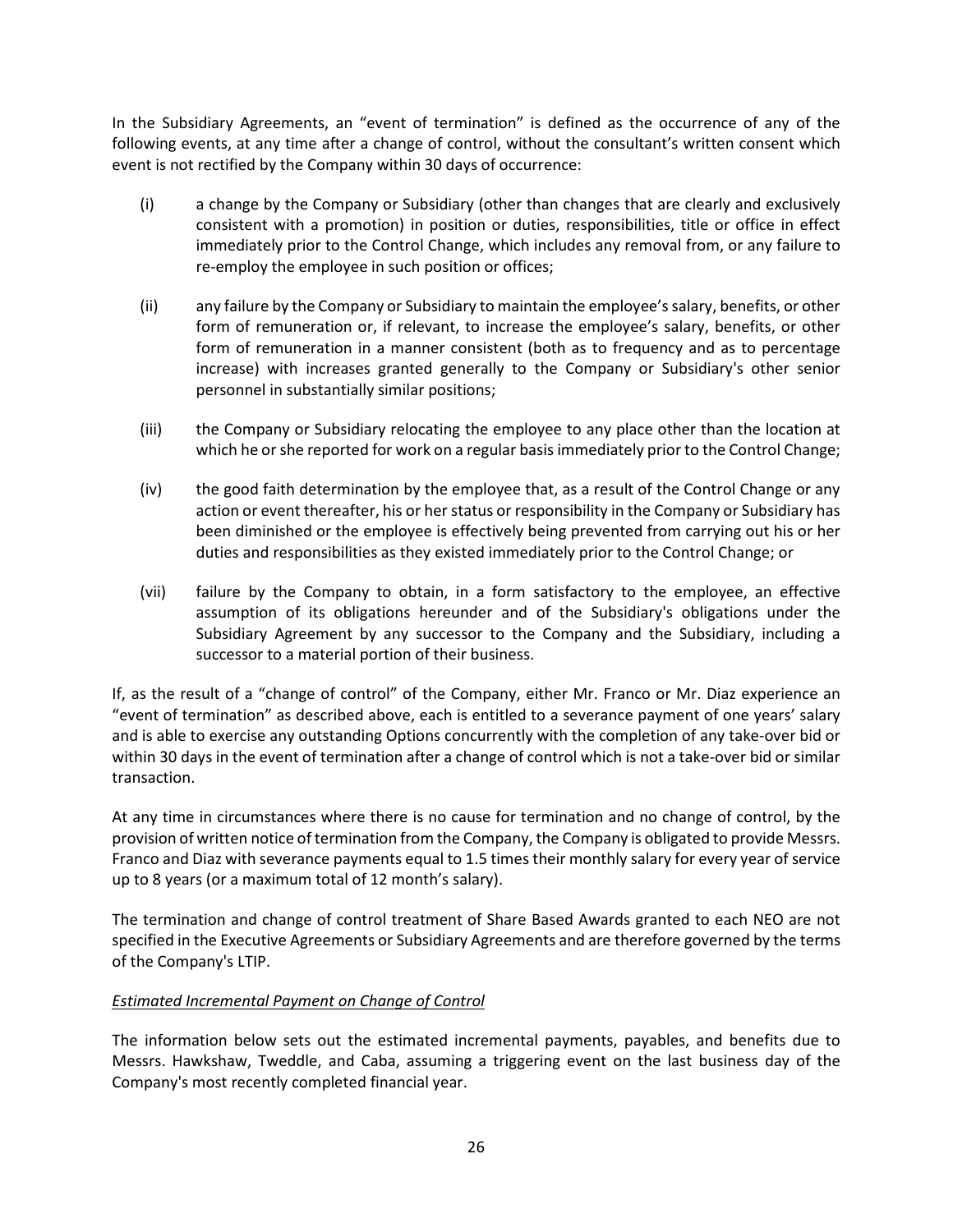In the Subsidiary Agreements, an "event of termination" is defined as the occurrence of any of the following events, at any time after a change of control, without the consultant's written consent which event is not rectified by the Company within 30 days of occurrence:

(i) a change by the Company or Subsidiary (other than changes that are clearly and exclusively consistent with a promotion) in position or duties, responsibilities, title or office in effect immediately prior to the Control Change, which includes any removal from, or any failure to re-employ the employee in such position or offices;

(ii) any failure by the Company or Subsidiary to maintain the employee's salary, benefits, or other form of remuneration or, if relevant, to increase the employee's salary, benefits, or other form of remuneration in a manner consistent (both as to frequency and as to percentage increase) with increases granted generally to the Company or Subsidiary's other senior personnel in substantially similar positions;

(iii) the Company or Subsidiary relocating the employee to any place other than the location at which he or she reported for work on a regular basis immediately prior to the Control Change;

(iv) the good faith determination by the employee that, as a result of the Control Change or any action or event thereafter, his or her status or responsibility in the Company or Subsidiary has been diminished or the employee is effectively being prevented from carrying out his or her duties and responsibilities as they existed immediately prior to the Control Change; or

(vii) failure by the Company to obtain, in a form satisfactory to the employee, an effective assumption of its obligations hereunder and of the Subsidiary's obligations under the Subsidiary Agreement by any successor to the Company and the Subsidiary, including a successor to a material portion of their business.

If, as the result of a "change of control" of the Company, either Mr. Franco or Mr. Diaz experience an "event of termination" as described above, each is entitled to a severance payment of one years' salary and is able to exercise any outstanding Options concurrently with the completion of any take-over bid or within 30 days in the event of termination after a change of control which is not a take-over bid or similar transaction.

At any time in circumstances where there is no cause for termination and no change of control, by the provision of written notice of termination from the Company, the Company is obligated to provide Messrs. Franco and Diaz with severance payments equal to 1.5 times their monthly salary for every year of service up to 8 years (or a maximum total of 12 month's salary).

The termination and change of control treatment of Share Based Awards granted to each NEO are not specified in the Executive Agreements or Subsidiary Agreements and are therefore governed by the terms of the Company's LTIP.

*Estimated Incremental Payment on Change of Control*

The information below sets out the estimated incremental payments, payables, and benefits due to Messrs. Hawkshaw, Tweddle, and Caba, assuming a triggering event on the last business day of the Company's most recently completed financial year.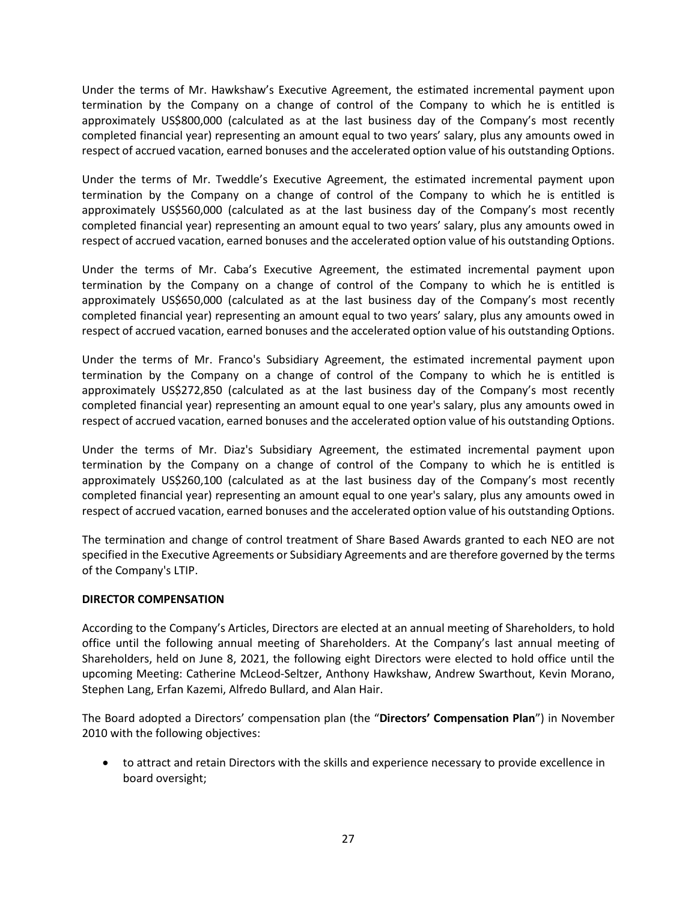Under the terms of Mr. Hawkshaw's Executive Agreement, the estimated incremental payment upon termination by the Company on a change of control of the Company to which he is entitled is approximately US$800,000 (calculated as at the last business day of the Company's most recently completed financial year) representing an amount equal to two years' salary, plus any amounts owed in respect of accrued vacation, earned bonuses and the accelerated option value of his outstanding Options.

Under the terms of Mr. Tweddle's Executive Agreement, the estimated incremental payment upon termination by the Company on a change of control of the Company to which he is entitled is approximately US$560,000 (calculated as at the last business day of the Company's most recently completed financial year) representing an amount equal to two years' salary, plus any amounts owed in respect of accrued vacation, earned bonuses and the accelerated option value of his outstanding Options.

Under the terms of Mr. Caba's Executive Agreement, the estimated incremental payment upon termination by the Company on a change of control of the Company to which he is entitled is approximately US$650,000 (calculated as at the last business day of the Company's most recently completed financial year) representing an amount equal to two years' salary, plus any amounts owed in respect of accrued vacation, earned bonuses and the accelerated option value of his outstanding Options.

Under the terms of Mr. Franco's Subsidiary Agreement, the estimated incremental payment upon termination by the Company on a change of control of the Company to which he is entitled is approximately US$272,850 (calculated as at the last business day of the Company's most recently completed financial year) representing an amount equal to one year's salary, plus any amounts owed in respect of accrued vacation, earned bonuses and the accelerated option value of his outstanding Options.

Under the terms of Mr. Diaz's Subsidiary Agreement, the estimated incremental payment upon termination by the Company on a change of control of the Company to which he is entitled is approximately US$260,100 (calculated as at the last business day of the Company's most recently completed financial year) representing an amount equal to one year's salary, plus any amounts owed in respect of accrued vacation, earned bonuses and the accelerated option value of his outstanding Options.

The termination and change of control treatment of Share Based Awards granted to each NEO are not specified in the Executive Agreements or Subsidiary Agreements and are therefore governed by the terms of the Company's LTIP.

## DIRECTOR COMPENSATION

According to the Company's Articles, Directors are elected at an annual meeting of Shareholders, to hold office until the following annual meeting of Shareholders. At the Company's last annual meeting of Shareholders, held on June 8, 2021, the following eight Directors were elected to hold office until the upcoming Meeting: Catherine McLeod-Seltzer, Anthony Hawkshaw, Andrew Swarthout, Kevin Morano, Stephen Lang, Erfan Kazemi, Alfredo Bullard, and Alan Hair.

The Board adopted a Directors' compensation plan (the "**Directors' Compensation Plan**") in November 2010 with the following objectives:

- to attract and retain Directors with the skills and experience necessary to provide excellence in board oversight;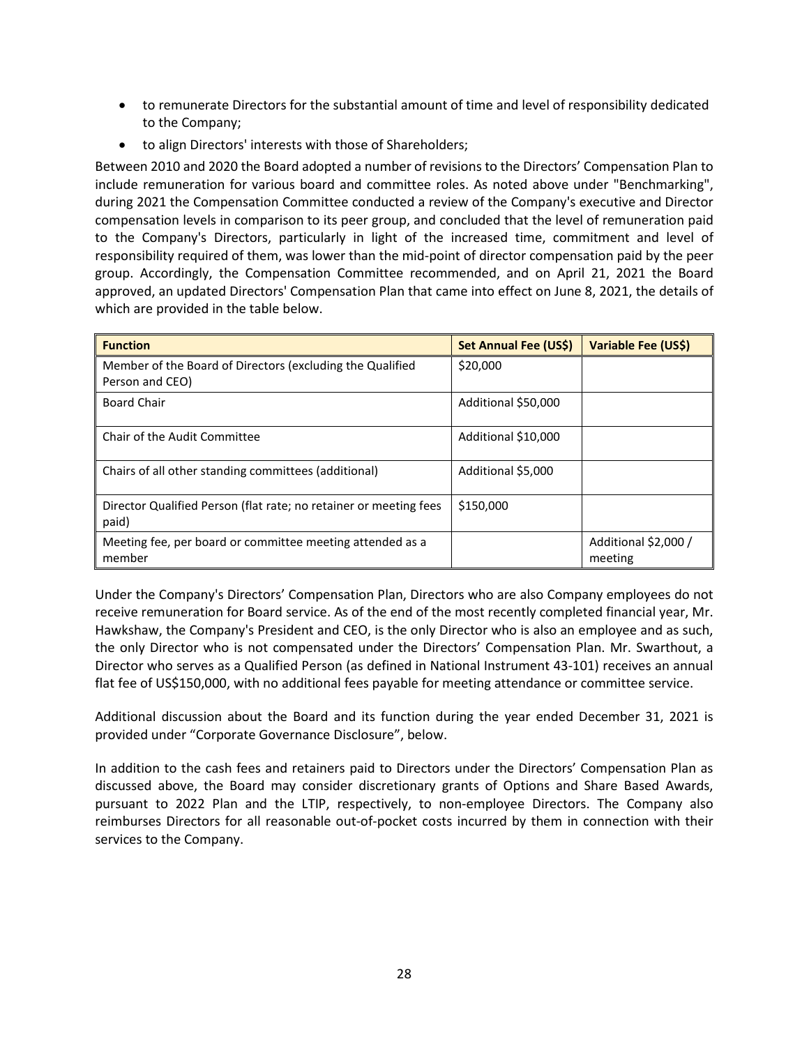- to remunerate Directors for the substantial amount of time and level of responsibility dedicated to the Company;
- to align Directors' interests with those of Shareholders;

Between 2010 and 2020 the Board adopted a number of revisions to the Directors' Compensation Plan to include remuneration for various board and committee roles. As noted above under "Benchmarking", during 2021 the Compensation Committee conducted a review of the Company's executive and Director compensation levels in comparison to its peer group, and concluded that the level of remuneration paid to the Company's Directors, particularly in light of the increased time, commitment and level of responsibility required of them, was lower than the mid-point of director compensation paid by the peer group. Accordingly, the Compensation Committee recommended, and on April 21, 2021 the Board approved, an updated Directors' Compensation Plan that came into effect on June 8, 2021, the details of which are provided in the table below.

| Function | Set Annual Fee (US$) | Variable Fee (US$) |
|---|---|---|
| Member of the Board of Directors (excluding the Qualified Person and CEO) | $20,000 | |
| Board Chair | Additional $50,000 | |
| Chair of the Audit Committee | Additional $10,000 | |
| Chairs of all other standing committees (additional) | Additional $5,000 | |
| Director Qualified Person (flat rate; no retainer or meeting fees paid) | $150,000 | |
| Meeting fee, per board or committee meeting attended as a member | | Additional $2,000 / meeting |

Under the Company's Directors' Compensation Plan, Directors who are also Company employees do not receive remuneration for Board service. As of the end of the most recently completed financial year, Mr. Hawkshaw, the Company's President and CEO, is the only Director who is also an employee and as such, the only Director who is not compensated under the Directors' Compensation Plan. Mr. Swarthout, a Director who serves as a Qualified Person (as defined in National Instrument 43-101) receives an annual flat fee of US$150,000, with no additional fees payable for meeting attendance or committee service.

Additional discussion about the Board and its function during the year ended December 31, 2021 is provided under "Corporate Governance Disclosure", below.

In addition to the cash fees and retainers paid to Directors under the Directors' Compensation Plan as discussed above, the Board may consider discretionary grants of Options and Share Based Awards, pursuant to 2022 Plan and the LTIP, respectively, to non-employee Directors. The Company also reimburses Directors for all reasonable out-of-pocket costs incurred by them in connection with their services to the Company.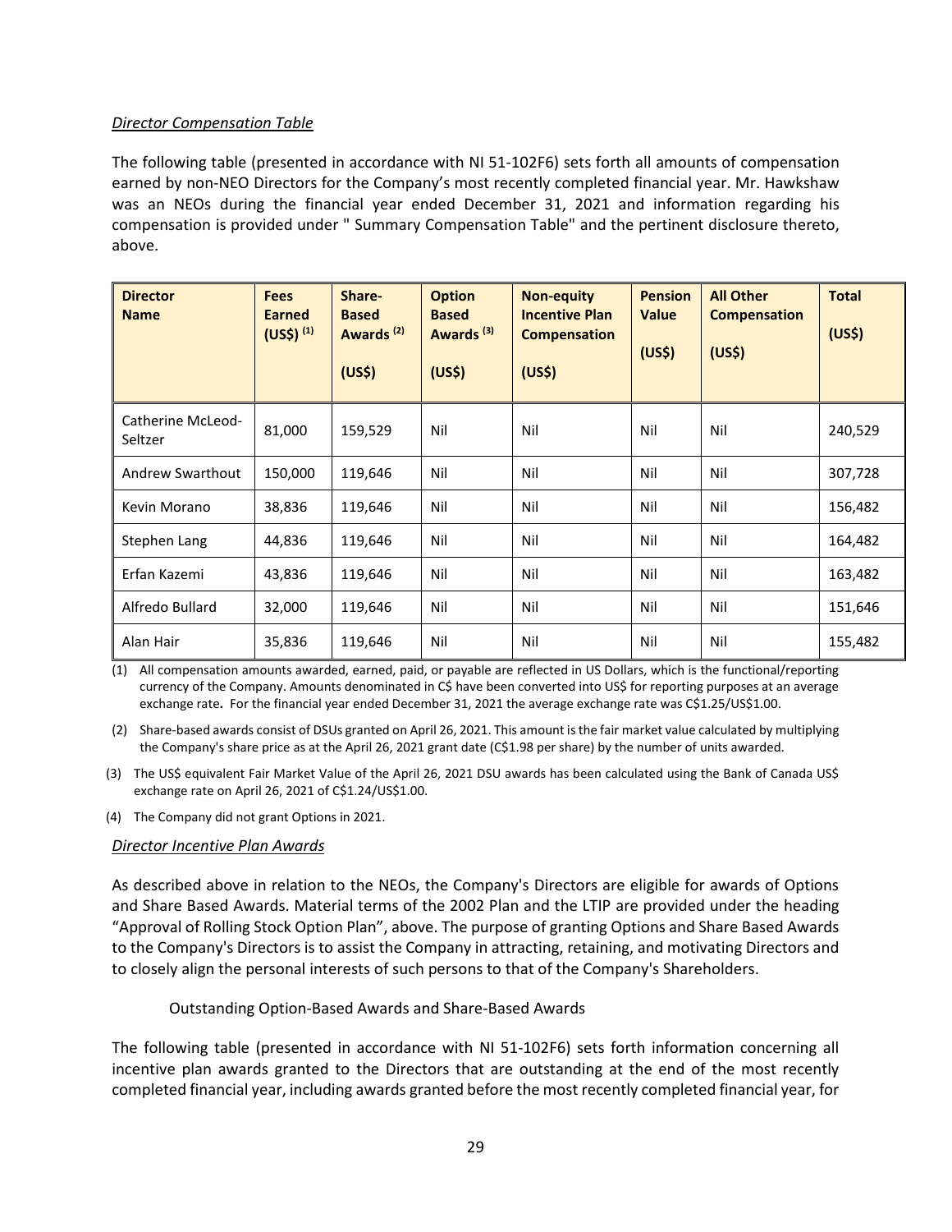*Director Compensation Table*

The following table (presented in accordance with NI 51-102F6) sets forth all amounts of compensation earned by non-NEO Directors for the Company's most recently completed financial year. Mr. Hawkshaw was an NEOs during the financial year ended December 31, 2021 and information regarding his compensation is provided under " Summary Compensation Table" and the pertinent disclosure thereto, above.

| Director Name | Fees Earned (US$) [(1)] | Share-Based Awards [(2)] (US$) | Option Based Awards [(3)] (US$) | Non-equity Incentive Plan Compensation (US$) | Pension Value (US$) | All Other Compensation (US$) | Total (US$) |
|---|---|---|---|---|---|---|---|
| Catherine McLeod-Seltzer | 81,000 | 159,529 | Nil | Nil | Nil | Nil | 240,529 |
| Andrew Swarthout | 150,000 | 119,646 | Nil | Nil | Nil | Nil | 307,728 |
| Kevin Morano | 38,836 | 119,646 | Nil | Nil | Nil | Nil | 156,482 |
| Stephen Lang | 44,836 | 119,646 | Nil | Nil | Nil | Nil | 164,482 |
| Erfan Kazemi | 43,836 | 119,646 | Nil | Nil | Nil | Nil | 163,482 |
| Alfredo Bullard | 32,000 | 119,646 | Nil | Nil | Nil | Nil | 151,646 |
| Alan Hair | 35,836 | 119,646 | Nil | Nil | Nil | Nil | 155,482 |

(1) All compensation amounts awarded, earned, paid, or payable are reflected in US Dollars, which is the functional/reporting currency of the Company. Amounts denominated in C$ have been converted into US$ for reporting purposes at an average exchange rate**.** For the financial year ended December 31, 2021 the average exchange rate was C$1.25/US$1.00.

(2) Share-based awards consist of DSUs granted on April 26, 2021. This amount is the fair market value calculated by multiplying the Company's share price as at the April 26, 2021 grant date (C$1.98 per share) by the number of units awarded.

(3) The US$ equivalent Fair Market Value of the April 26, 2021 DSU awards has been calculated using the Bank of Canada US$ exchange rate on April 26, 2021 of C$1.24/US$1.00.

(4) The Company did not grant Options in 2021.

*Director Incentive Plan Awards*

As described above in relation to the NEOs, the Company's Directors are eligible for awards of Options and Share Based Awards. Material terms of the 2002 Plan and the LTIP are provided under the heading "Approval of Rolling Stock Option Plan", above. The purpose of granting Options and Share Based Awards to the Company's Directors is to assist the Company in attracting, retaining, and motivating Directors and to closely align the personal interests of such persons to that of the Company's Shareholders.

Outstanding Option-Based Awards and Share-Based Awards

The following table (presented in accordance with NI 51-102F6) sets forth information concerning all incentive plan awards granted to the Directors that are outstanding at the end of the most recently completed financial year, including awards granted before the most recently completed financial year, for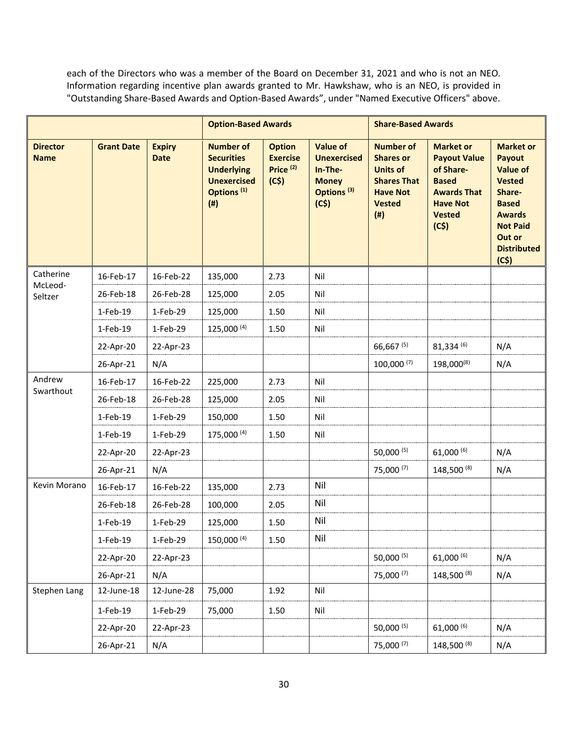each of the Directors who was a member of the Board on December 31, 2021 and who is not an NEO. Information regarding incentive plan awards granted to Mr. Hawkshaw, who is an NEO, is provided in "Outstanding Share-Based Awards and Option-Based Awards", under "Named Executive Officers" above.

| | | | Option-Based Awards | | | Share-Based Awards | | |
|---|---|---|---|---|---|---|---|---|
| **Director Name** | **Grant Date** | **Expiry Date** | **Number of Securities Underlying Unexercised Options [(1)] (#)** | **Option Exercise Price [(2)] (C$)** | **Value of Unexercised In-The-Money Options [(3)] (C$)** | **Number of Shares or Units of Shares That Have Not Vested (#)** | **Market or Payout Value of Share-Based Awards That Have Not Vested (C$)** | **Market or Payout Value of Vested Share-Based Awards Not Paid Out or Distributed (C$)** |
| Catherine McLeod-Seltzer | 16-Feb-17 | 16-Feb-22 | 135,000 | 2.73 | Nil | | | |
| | 26-Feb-18 | 26-Feb-28 | 125,000 | 2.05 | Nil | | | |
| | 1-Feb-19 | 1-Feb-29 | 125,000 | 1.50 | Nil | | | |
| | 1-Feb-19 | 1-Feb-29 | 125,000 [(4)] | 1.50 | Nil | | | |
| | 22-Apr-20 | 22-Apr-23 | | | | 66,667 [(5)] | 81,334 [(6)] | N/A |
| | 26-Apr-21 | N/A | | | | 100,000 [(7)] | 198,000[(8)] | N/A |
| Andrew Swarthout | 16-Feb-17 | 16-Feb-22 | 225,000 | 2.73 | Nil | | | |
| | 26-Feb-18 | 26-Feb-28 | 125,000 | 2.05 | Nil | | | |
| | 1-Feb-19 | 1-Feb-29 | 150,000 | 1.50 | Nil | | | |
| | 1-Feb-19 | 1-Feb-29 | 175,000 [(4)] | 1.50 | Nil | | | |
| | 22-Apr-20 | 22-Apr-23 | | | | 50,000 [(5)] | 61,000 [(6)] | N/A |
| | 26-Apr-21 | N/A | | | | 75,000 [(7)] | 148,500 [(8)] | N/A |
| Kevin Morano | 16-Feb-17 | 16-Feb-22 | 135,000 | 2.73 | Nil | | | |
| | 26-Feb-18 | 26-Feb-28 | 100,000 | 2.05 | Nil | | | |
| | 1-Feb-19 | 1-Feb-29 | 125,000 | 1.50 | Nil | | | |
| | 1-Feb-19 | 1-Feb-29 | 150,000 [(4)] | 1.50 | Nil | | | |
| | 22-Apr-20 | 22-Apr-23 | | | | 50,000 [(5)] | 61,000 [(6)] | N/A |
| | 26-Apr-21 | N/A | | | | 75,000 [(7)] | 148,500 [(8)] | N/A |
| Stephen Lang | 12-June-18 | 12-June-28 | 75,000 | 1.92 | Nil | | | |
| | 1-Feb-19 | 1-Feb-29 | 75,000 | 1.50 | Nil | | | |
| | 22-Apr-20 | 22-Apr-23 | | | | 50,000 [(5)] | 61,000 [(6)] | N/A |
| | 26-Apr-21 | N/A | | | | 75,000 [(7)] | 148,500 [(8)] | N/A |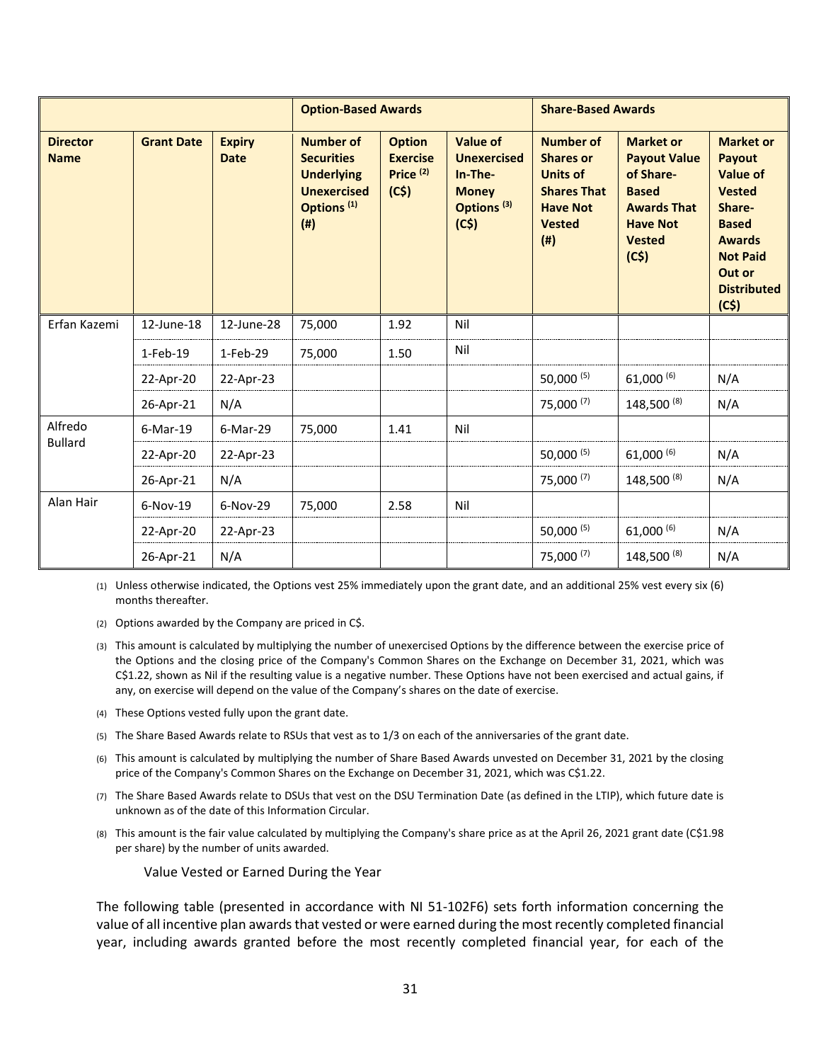| | | | Option-Based Awards | | | Share-Based Awards | | |
|---|---|---|---|---|---|---|---|---|
| **Director Name** | **Grant Date** | **Expiry Date** | **Number of Securities Underlying Unexercised Options [1] (#)** | **Option Exercise Price [2] (C$)** | **Value of Unexercised In-The-Money Options [3] (C$)** | **Number of Shares or Units of Shares That Have Not Vested (#)** | **Market or Payout Value of Share-Based Awards That Have Not Vested (C$)** | **Market or Payout Value of Vested Share-Based Awards Not Paid Out or Distributed (C$)** |
| Erfan Kazemi | 12-June-18 | 12-June-28 | 75,000 | 1.92 | Nil | | | |
| | 1-Feb-19 | 1-Feb-29 | 75,000 | 1.50 | Nil | | | |
| | 22-Apr-20 | 22-Apr-23 | | | | 50,000 [5] | 61,000 [6] | N/A |
| | 26-Apr-21 | N/A | | | | 75,000 [7] | 148,500 [8] | N/A |
| Alfredo Bullard | 6-Mar-19 | 6-Mar-29 | 75,000 | 1.41 | Nil | | | |
| | 22-Apr-20 | 22-Apr-23 | | | | 50,000 [5] | 61,000 [6] | N/A |
| | 26-Apr-21 | N/A | | | | 75,000 [7] | 148,500 [8] | N/A |
| Alan Hair | 6-Nov-19 | 6-Nov-29 | 75,000 | 2.58 | Nil | | | |
| | 22-Apr-20 | 22-Apr-23 | | | | 50,000 [5] | 61,000 [6] | N/A |
| | 26-Apr-21 | N/A | | | | 75,000 [7] | 148,500 [8] | N/A |

(1) Unless otherwise indicated, the Options vest 25% immediately upon the grant date, and an additional 25% vest every six (6) months thereafter.

(2) Options awarded by the Company are priced in C$.

(3) This amount is calculated by multiplying the number of unexercised Options by the difference between the exercise price of the Options and the closing price of the Company's Common Shares on the Exchange on December 31, 2021, which was C$1.22, shown as Nil if the resulting value is a negative number. These Options have not been exercised and actual gains, if any, on exercise will depend on the value of the Company's shares on the date of exercise.

(4) These Options vested fully upon the grant date.

(5) The Share Based Awards relate to RSUs that vest as to 1/3 on each of the anniversaries of the grant date.

(6) This amount is calculated by multiplying the number of Share Based Awards unvested on December 31, 2021 by the closing price of the Company's Common Shares on the Exchange on December 31, 2021, which was C$1.22.

(7) The Share Based Awards relate to DSUs that vest on the DSU Termination Date (as defined in the LTIP), which future date is unknown as of the date of this Information Circular.

(8) This amount is the fair value calculated by multiplying the Company's share price as at the April 26, 2021 grant date (C$1.98 per share) by the number of units awarded.

Value Vested or Earned During the Year

The following table (presented in accordance with NI 51-102F6) sets forth information concerning the value of all incentive plan awards that vested or were earned during the most recently completed financial year, including awards granted before the most recently completed financial year, for each of the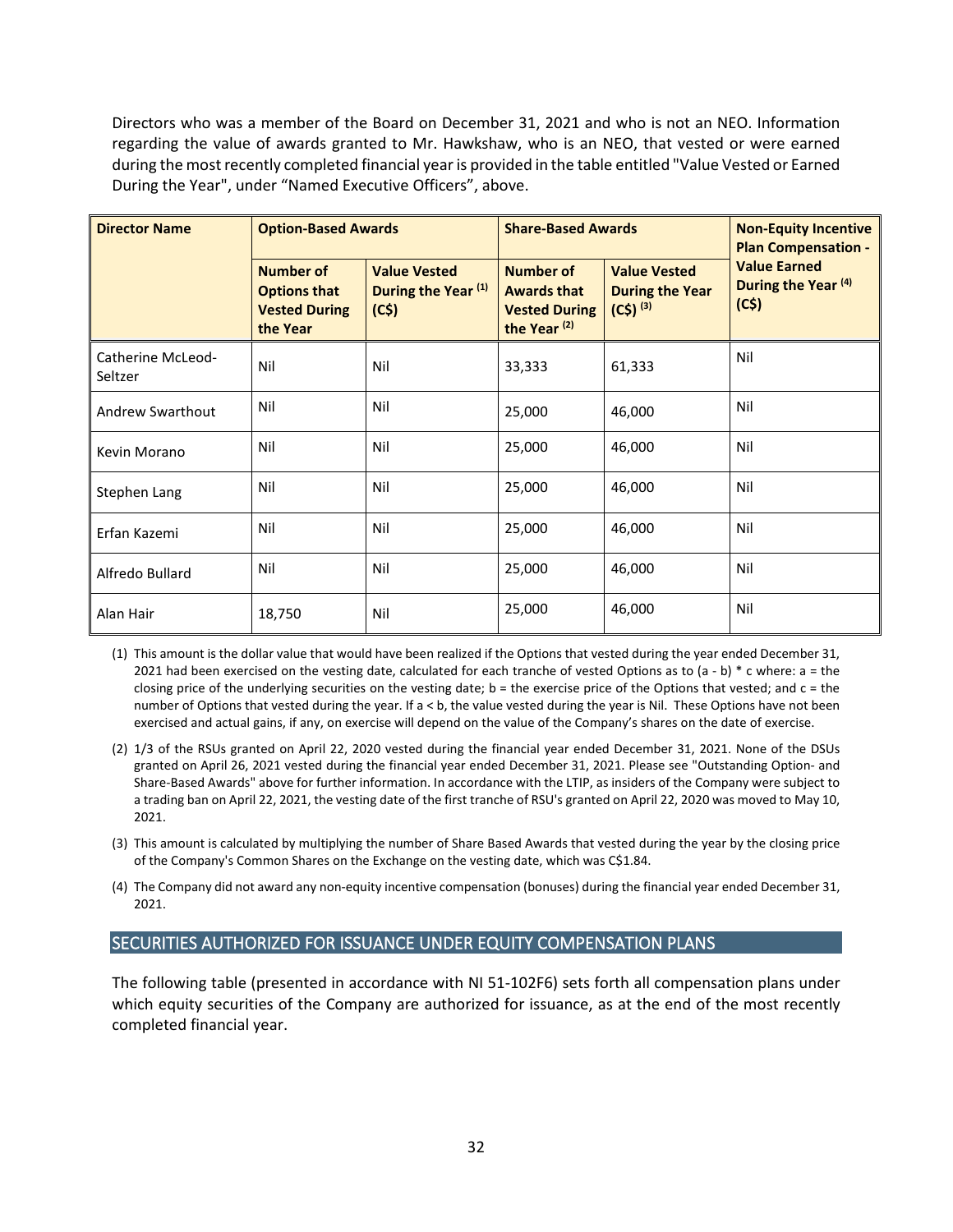Directors who was a member of the Board on December 31, 2021 and who is not an NEO. Information regarding the value of awards granted to Mr. Hawkshaw, who is an NEO, that vested or were earned during the most recently completed financial year is provided in the table entitled "Value Vested or Earned During the Year", under "Named Executive Officers", above.

| Director Name | Option-Based Awards | | Share-Based Awards | | Non-Equity Incentive Plan Compensation - Value Earned During the Year (4) (C$) |
|---|---|---|---|---|---|
| | Number of Options that Vested During the Year | Value Vested During the Year (1) (C$) | Number of Awards that Vested During the Year (2) | Value Vested During the Year (C$) (3) | |
| Catherine McLeod-Seltzer | Nil | Nil | 33,333 | 61,333 | Nil |
| Andrew Swarthout | Nil | Nil | 25,000 | 46,000 | Nil |
| Kevin Morano | Nil | Nil | 25,000 | 46,000 | Nil |
| Stephen Lang | Nil | Nil | 25,000 | 46,000 | Nil |
| Erfan Kazemi | Nil | Nil | 25,000 | 46,000 | Nil |
| Alfredo Bullard | Nil | Nil | 25,000 | 46,000 | Nil |
| Alan Hair | 18,750 | Nil | 25,000 | 46,000 | Nil |

(1) This amount is the dollar value that would have been realized if the Options that vested during the year ended December 31, 2021 had been exercised on the vesting date, calculated for each tranche of vested Options as to (a - b) * c where: a = the closing price of the underlying securities on the vesting date; b = the exercise price of the Options that vested; and c = the number of Options that vested during the year. If a < b, the value vested during the year is Nil. These Options have not been exercised and actual gains, if any, on exercise will depend on the value of the Company's shares on the date of exercise.

(2) 1/3 of the RSUs granted on April 22, 2020 vested during the financial year ended December 31, 2021. None of the DSUs granted on April 26, 2021 vested during the financial year ended December 31, 2021. Please see "Outstanding Option- and Share-Based Awards" above for further information. In accordance with the LTIP, as insiders of the Company were subject to a trading ban on April 22, 2021, the vesting date of the first tranche of RSU's granted on April 22, 2020 was moved to May 10, 2021.

(3) This amount is calculated by multiplying the number of Share Based Awards that vested during the year by the closing price of the Company's Common Shares on the Exchange on the vesting date, which was C$1.84.

(4) The Company did not award any non-equity incentive compensation (bonuses) during the financial year ended December 31, 2021.

## SECURITIES AUTHORIZED FOR ISSUANCE UNDER EQUITY COMPENSATION PLANS

The following table (presented in accordance with NI 51-102F6) sets forth all compensation plans under which equity securities of the Company are authorized for issuance, as at the end of the most recently completed financial year.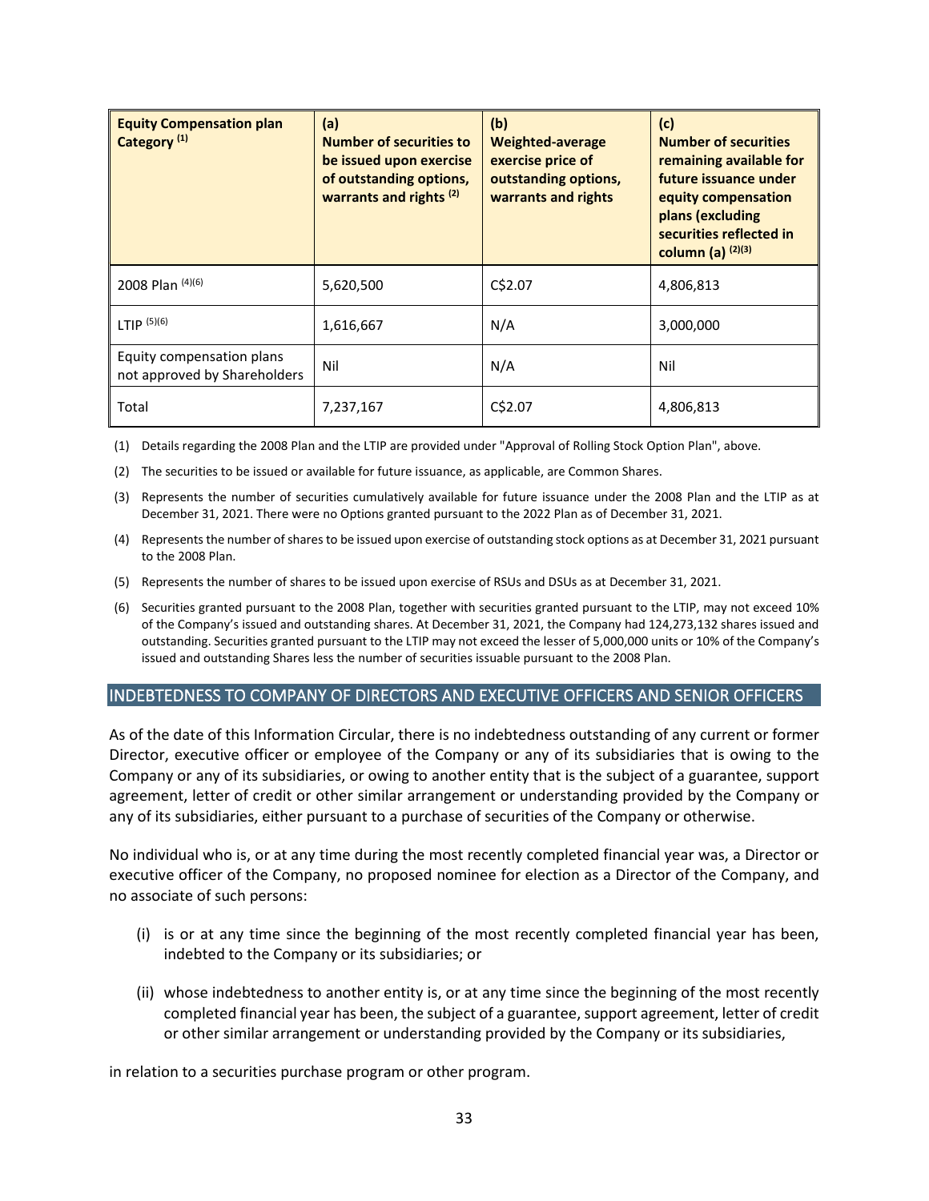| Equity Compensation plan Category [(1)] | (a) Number of securities to be issued upon exercise of outstanding options, warrants and rights [(2)] | (b) Weighted-average exercise price of outstanding options, warrants and rights | (c) Number of securities remaining available for future issuance under equity compensation plans (excluding securities reflected in column (a) [(2)(3)] |
|---|---|---|---|
| 2008 Plan [(4)(6)] | 5,620,500 | C$2.07 | 4,806,813 |
| LTIP [(5)(6)] | 1,616,667 | N/A | 3,000,000 |
| Equity compensation plans not approved by Shareholders | Nil | N/A | Nil |
| Total | 7,237,167 | C$2.07 | 4,806,813 |

(1) Details regarding the 2008 Plan and the LTIP are provided under "Approval of Rolling Stock Option Plan", above.

(2) The securities to be issued or available for future issuance, as applicable, are Common Shares.

(3) Represents the number of securities cumulatively available for future issuance under the 2008 Plan and the LTIP as at December 31, 2021. There were no Options granted pursuant to the 2022 Plan as of December 31, 2021.

(4) Represents the number of shares to be issued upon exercise of outstanding stock options as at December 31, 2021 pursuant to the 2008 Plan.

(5) Represents the number of shares to be issued upon exercise of RSUs and DSUs as at December 31, 2021.

(6) Securities granted pursuant to the 2008 Plan, together with securities granted pursuant to the LTIP, may not exceed 10% of the Company's issued and outstanding shares. At December 31, 2021, the Company had 124,273,132 shares issued and outstanding. Securities granted pursuant to the LTIP may not exceed the lesser of 5,000,000 units or 10% of the Company's issued and outstanding Shares less the number of securities issuable pursuant to the 2008 Plan.

## INDEBTEDNESS TO COMPANY OF DIRECTORS AND EXECUTIVE OFFICERS AND SENIOR OFFICERS

As of the date of this Information Circular, there is no indebtedness outstanding of any current or former Director, executive officer or employee of the Company or any of its subsidiaries that is owing to the Company or any of its subsidiaries, or owing to another entity that is the subject of a guarantee, support agreement, letter of credit or other similar arrangement or understanding provided by the Company or any of its subsidiaries, either pursuant to a purchase of securities of the Company or otherwise.

No individual who is, or at any time during the most recently completed financial year was, a Director or executive officer of the Company, no proposed nominee for election as a Director of the Company, and no associate of such persons:

(i) is or at any time since the beginning of the most recently completed financial year has been, indebted to the Company or its subsidiaries; or

(ii) whose indebtedness to another entity is, or at any time since the beginning of the most recently completed financial year has been, the subject of a guarantee, support agreement, letter of credit or other similar arrangement or understanding provided by the Company or its subsidiaries,

in relation to a securities purchase program or other program.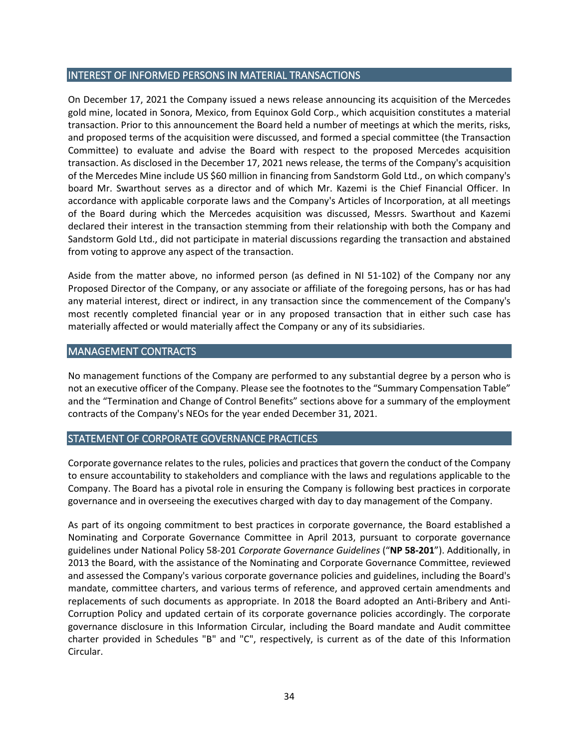## INTEREST OF INFORMED PERSONS IN MATERIAL TRANSACTIONS

On December 17, 2021 the Company issued a news release announcing its acquisition of the Mercedes gold mine, located in Sonora, Mexico, from Equinox Gold Corp., which acquisition constitutes a material transaction. Prior to this announcement the Board held a number of meetings at which the merits, risks, and proposed terms of the acquisition were discussed, and formed a special committee (the Transaction Committee) to evaluate and advise the Board with respect to the proposed Mercedes acquisition transaction. As disclosed in the December 17, 2021 news release, the terms of the Company's acquisition of the Mercedes Mine include US $60 million in financing from Sandstorm Gold Ltd., on which company's board Mr. Swarthout serves as a director and of which Mr. Kazemi is the Chief Financial Officer. In accordance with applicable corporate laws and the Company's Articles of Incorporation, at all meetings of the Board during which the Mercedes acquisition was discussed, Messrs. Swarthout and Kazemi declared their interest in the transaction stemming from their relationship with both the Company and Sandstorm Gold Ltd., did not participate in material discussions regarding the transaction and abstained from voting to approve any aspect of the transaction.

Aside from the matter above, no informed person (as defined in NI 51-102) of the Company nor any Proposed Director of the Company, or any associate or affiliate of the foregoing persons, has or has had any material interest, direct or indirect, in any transaction since the commencement of the Company's most recently completed financial year or in any proposed transaction that in either such case has materially affected or would materially affect the Company or any of its subsidiaries.

## MANAGEMENT CONTRACTS

No management functions of the Company are performed to any substantial degree by a person who is not an executive officer of the Company. Please see the footnotes to the "Summary Compensation Table" and the "Termination and Change of Control Benefits" sections above for a summary of the employment contracts of the Company's NEOs for the year ended December 31, 2021.

## STATEMENT OF CORPORATE GOVERNANCE PRACTICES

Corporate governance relates to the rules, policies and practices that govern the conduct of the Company to ensure accountability to stakeholders and compliance with the laws and regulations applicable to the Company. The Board has a pivotal role in ensuring the Company is following best practices in corporate governance and in overseeing the executives charged with day to day management of the Company.

As part of its ongoing commitment to best practices in corporate governance, the Board established a Nominating and Corporate Governance Committee in April 2013, pursuant to corporate governance guidelines under National Policy 58-201 *Corporate Governance Guidelines* ("**NP 58-201**"). Additionally, in 2013 the Board, with the assistance of the Nominating and Corporate Governance Committee, reviewed and assessed the Company's various corporate governance policies and guidelines, including the Board's mandate, committee charters, and various terms of reference, and approved certain amendments and replacements of such documents as appropriate. In 2018 the Board adopted an Anti-Bribery and Anti-Corruption Policy and updated certain of its corporate governance policies accordingly. The corporate governance disclosure in this Information Circular, including the Board mandate and Audit committee charter provided in Schedules "B" and "C", respectively, is current as of the date of this Information Circular.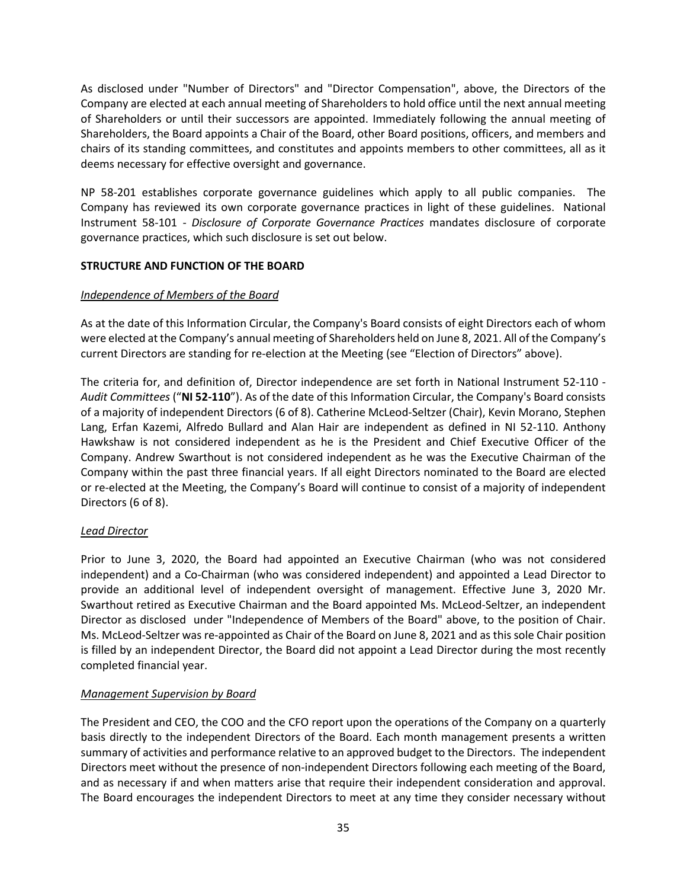As disclosed under "Number of Directors" and "Director Compensation", above, the Directors of the Company are elected at each annual meeting of Shareholders to hold office until the next annual meeting of Shareholders or until their successors are appointed. Immediately following the annual meeting of Shareholders, the Board appoints a Chair of the Board, other Board positions, officers, and members and chairs of its standing committees, and constitutes and appoints members to other committees, all as it deems necessary for effective oversight and governance.

NP 58-201 establishes corporate governance guidelines which apply to all public companies. The Company has reviewed its own corporate governance practices in light of these guidelines. National Instrument 58-101 - *Disclosure of Corporate Governance Practices* mandates disclosure of corporate governance practices, which such disclosure is set out below.

## STRUCTURE AND FUNCTION OF THE BOARD

### *Independence of Members of the Board*

As at the date of this Information Circular, the Company's Board consists of eight Directors each of whom were elected at the Company's annual meeting of Shareholders held on June 8, 2021. All of the Company's current Directors are standing for re-election at the Meeting (see "Election of Directors" above).

The criteria for, and definition of, Director independence are set forth in National Instrument 52-110 - *Audit Committees* ("**NI 52-110**"). As of the date of this Information Circular, the Company's Board consists of a majority of independent Directors (6 of 8). Catherine McLeod-Seltzer (Chair), Kevin Morano, Stephen Lang, Erfan Kazemi, Alfredo Bullard and Alan Hair are independent as defined in NI 52-110. Anthony Hawkshaw is not considered independent as he is the President and Chief Executive Officer of the Company. Andrew Swarthout is not considered independent as he was the Executive Chairman of the Company within the past three financial years. If all eight Directors nominated to the Board are elected or re-elected at the Meeting, the Company's Board will continue to consist of a majority of independent Directors (6 of 8).

### *Lead Director*

Prior to June 3, 2020, the Board had appointed an Executive Chairman (who was not considered independent) and a Co-Chairman (who was considered independent) and appointed a Lead Director to provide an additional level of independent oversight of management. Effective June 3, 2020 Mr. Swarthout retired as Executive Chairman and the Board appointed Ms. McLeod-Seltzer, an independent Director as disclosed under "Independence of Members of the Board" above, to the position of Chair. Ms. McLeod-Seltzer was re-appointed as Chair of the Board on June 8, 2021 and as this sole Chair position is filled by an independent Director, the Board did not appoint a Lead Director during the most recently completed financial year.

### *Management Supervision by Board*

The President and CEO, the COO and the CFO report upon the operations of the Company on a quarterly basis directly to the independent Directors of the Board. Each month management presents a written summary of activities and performance relative to an approved budget to the Directors. The independent Directors meet without the presence of non-independent Directors following each meeting of the Board, and as necessary if and when matters arise that require their independent consideration and approval. The Board encourages the independent Directors to meet at any time they consider necessary without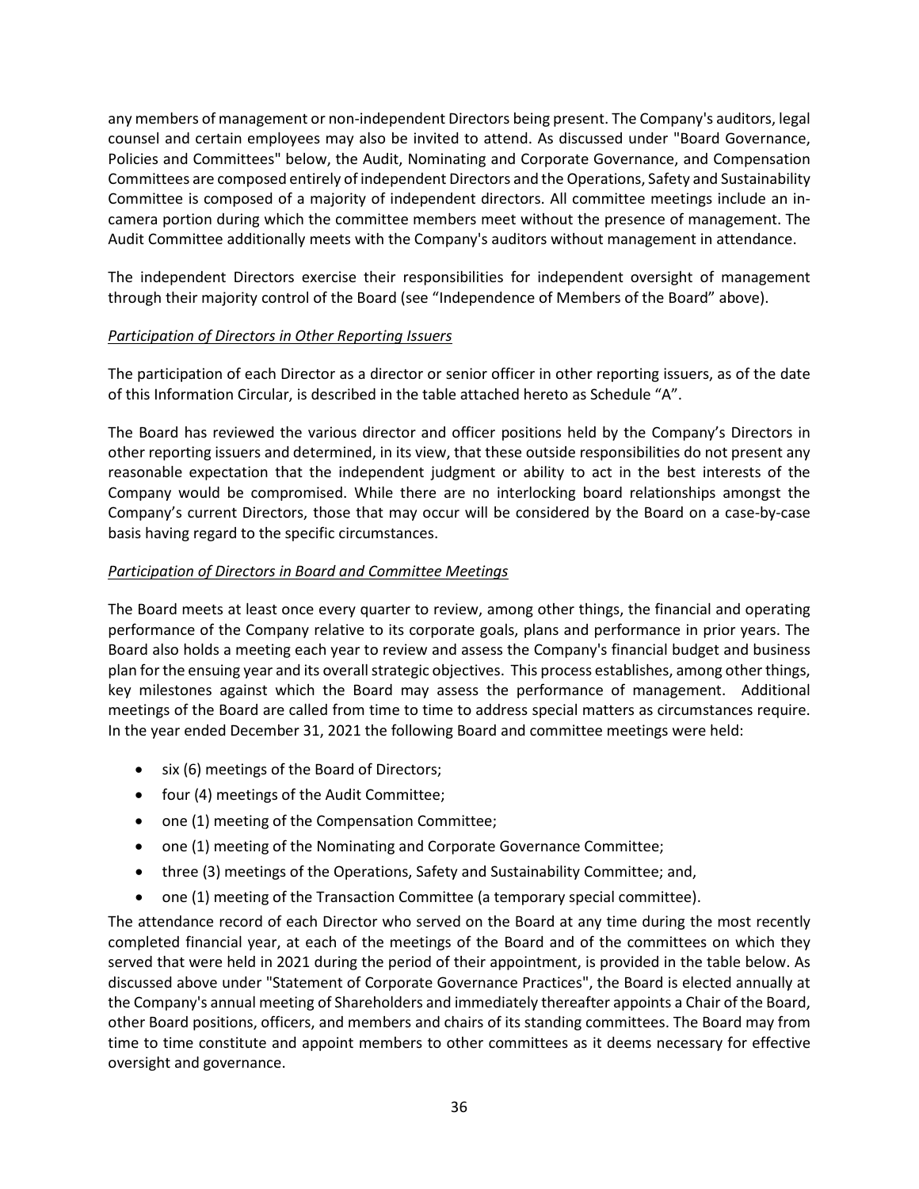any members of management or non-independent Directors being present. The Company's auditors, legal counsel and certain employees may also be invited to attend. As discussed under "Board Governance, Policies and Committees" below, the Audit, Nominating and Corporate Governance, and Compensation Committees are composed entirely of independent Directors and the Operations, Safety and Sustainability Committee is composed of a majority of independent directors. All committee meetings include an in-camera portion during which the committee members meet without the presence of management. The Audit Committee additionally meets with the Company's auditors without management in attendance.

The independent Directors exercise their responsibilities for independent oversight of management through their majority control of the Board (see "Independence of Members of the Board" above).

*Participation of Directors in Other Reporting Issuers*

The participation of each Director as a director or senior officer in other reporting issuers, as of the date of this Information Circular, is described in the table attached hereto as Schedule "A".

The Board has reviewed the various director and officer positions held by the Company's Directors in other reporting issuers and determined, in its view, that these outside responsibilities do not present any reasonable expectation that the independent judgment or ability to act in the best interests of the Company would be compromised. While there are no interlocking board relationships amongst the Company's current Directors, those that may occur will be considered by the Board on a case-by-case basis having regard to the specific circumstances.

*Participation of Directors in Board and Committee Meetings*

The Board meets at least once every quarter to review, among other things, the financial and operating performance of the Company relative to its corporate goals, plans and performance in prior years. The Board also holds a meeting each year to review and assess the Company's financial budget and business plan for the ensuing year and its overall strategic objectives. This process establishes, among other things, key milestones against which the Board may assess the performance of management. Additional meetings of the Board are called from time to time to address special matters as circumstances require. In the year ended December 31, 2021 the following Board and committee meetings were held:

- six (6) meetings of the Board of Directors;
- four (4) meetings of the Audit Committee;
- one (1) meeting of the Compensation Committee;
- one (1) meeting of the Nominating and Corporate Governance Committee;
- three (3) meetings of the Operations, Safety and Sustainability Committee; and,
- one (1) meeting of the Transaction Committee (a temporary special committee).

The attendance record of each Director who served on the Board at any time during the most recently completed financial year, at each of the meetings of the Board and of the committees on which they served that were held in 2021 during the period of their appointment, is provided in the table below. As discussed above under "Statement of Corporate Governance Practices", the Board is elected annually at the Company's annual meeting of Shareholders and immediately thereafter appoints a Chair of the Board, other Board positions, officers, and members and chairs of its standing committees. The Board may from time to time constitute and appoint members to other committees as it deems necessary for effective oversight and governance.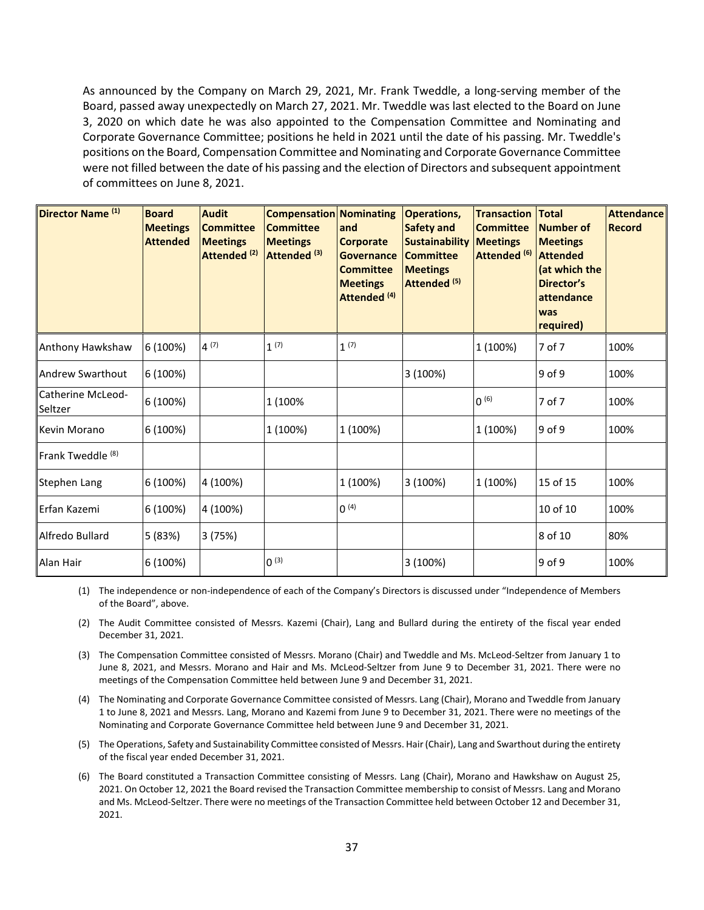As announced by the Company on March 29, 2021, Mr. Frank Tweddle, a long-serving member of the Board, passed away unexpectedly on March 27, 2021. Mr. Tweddle was last elected to the Board on June 3, 2020 on which date he was also appointed to the Compensation Committee and Nominating and Corporate Governance Committee; positions he held in 2021 until the date of his passing. Mr. Tweddle's positions on the Board, Compensation Committee and Nominating and Corporate Governance Committee were not filled between the date of his passing and the election of Directors and subsequent appointment of committees on June 8, 2021.

| Director Name (1) | Board Meetings Attended | Audit Committee Meetings Attended (2) | Compensation Committee Meetings Attended (3) | Nominating and Corporate Governance Committee Meetings Attended (4) | Operations, Safety and Sustainability Committee Meetings Attended (5) | Transaction Committee Meetings Attended (6) | Total Number of Meetings Attended (at which the Director's attendance was required) | Attendance Record |
|---|---|---|---|---|---|---|---|---|
| Anthony Hawkshaw | 6 (100%) | 4 (7) | 1 (7) | 1 (7) | | 1 (100%) | 7 of 7 | 100% |
| Andrew Swarthout | 6 (100%) | | | | 3 (100%) | | 9 of 9 | 100% |
| Catherine McLeod-Seltzer | 6 (100%) | | 1 (100% | | | 0 (6) | 7 of 7 | 100% |
| Kevin Morano | 6 (100%) | | 1 (100%) | 1 (100%) | | 1 (100%) | 9 of 9 | 100% |
| Frank Tweddle (8) | | | | | | | | |
| Stephen Lang | 6 (100%) | 4 (100%) | | 1 (100%) | 3 (100%) | 1 (100%) | 15 of 15 | 100% |
| Erfan Kazemi | 6 (100%) | 4 (100%) | | 0 (4) | | | 10 of 10 | 100% |
| Alfredo Bullard | 5 (83%) | 3 (75%) | | | | | 8 of 10 | 80% |
| Alan Hair | 6 (100%) | | 0 (3) | | 3 (100%) | | 9 of 9 | 100% |

(1) The independence or non-independence of each of the Company's Directors is discussed under "Independence of Members of the Board", above.

(2) The Audit Committee consisted of Messrs. Kazemi (Chair), Lang and Bullard during the entirety of the fiscal year ended December 31, 2021.

(3) The Compensation Committee consisted of Messrs. Morano (Chair) and Tweddle and Ms. McLeod-Seltzer from January 1 to June 8, 2021, and Messrs. Morano and Hair and Ms. McLeod-Seltzer from June 9 to December 31, 2021. There were no meetings of the Compensation Committee held between June 9 and December 31, 2021.

(4) The Nominating and Corporate Governance Committee consisted of Messrs. Lang (Chair), Morano and Tweddle from January 1 to June 8, 2021 and Messrs. Lang, Morano and Kazemi from June 9 to December 31, 2021. There were no meetings of the Nominating and Corporate Governance Committee held between June 9 and December 31, 2021.

(5) The Operations, Safety and Sustainability Committee consisted of Messrs. Hair (Chair), Lang and Swarthout during the entirety of the fiscal year ended December 31, 2021.

(6) The Board constituted a Transaction Committee consisting of Messrs. Lang (Chair), Morano and Hawkshaw on August 25, 2021. On October 12, 2021 the Board revised the Transaction Committee membership to consist of Messrs. Lang and Morano and Ms. McLeod-Seltzer. There were no meetings of the Transaction Committee held between October 12 and December 31, 2021.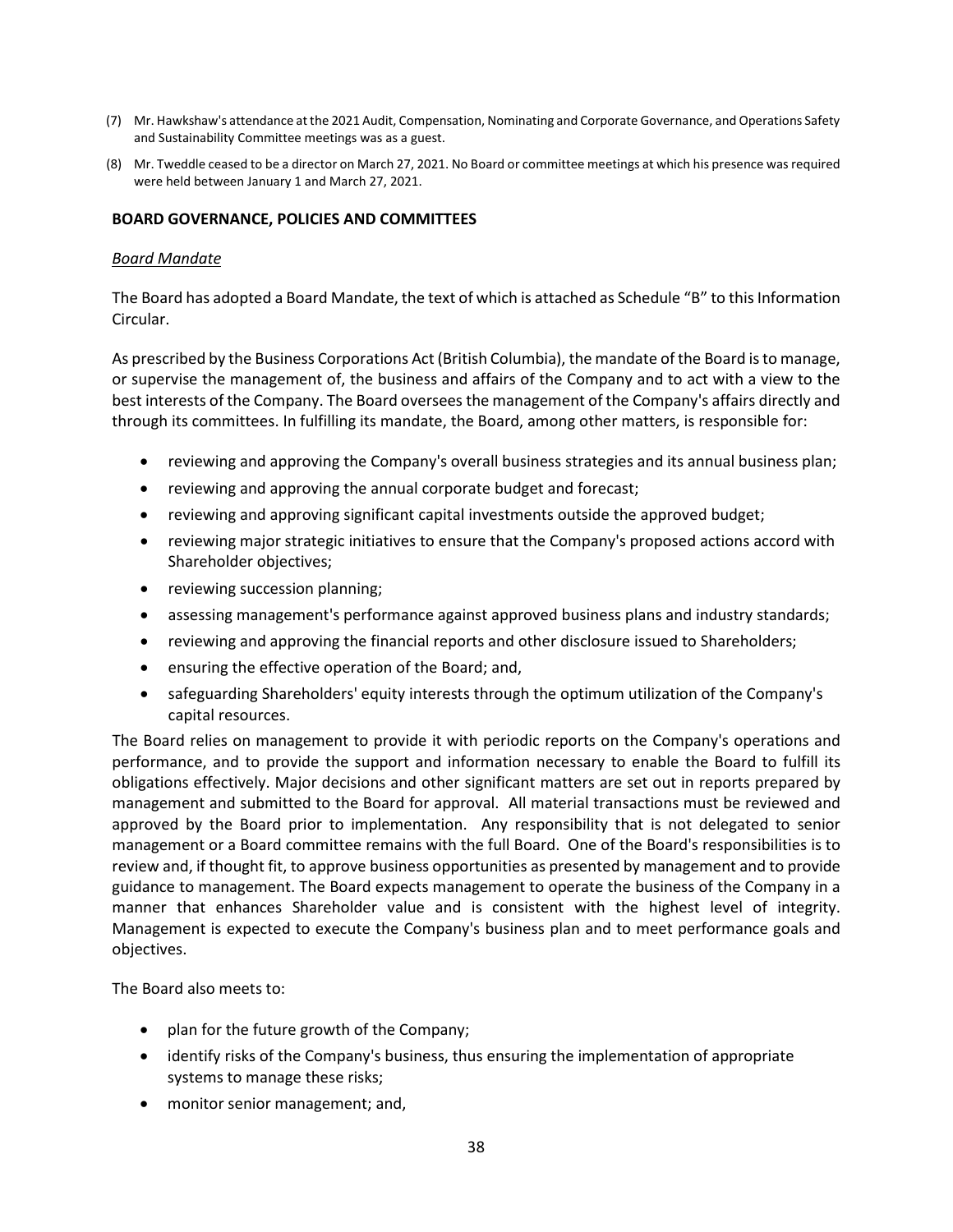(7) Mr. Hawkshaw's attendance at the 2021 Audit, Compensation, Nominating and Corporate Governance, and Operations Safety and Sustainability Committee meetings was as a guest.

(8) Mr. Tweddle ceased to be a director on March 27, 2021. No Board or committee meetings at which his presence was required were held between January 1 and March 27, 2021.

## BOARD GOVERNANCE, POLICIES AND COMMITTEES

### *Board Mandate*

The Board has adopted a Board Mandate, the text of which is attached as Schedule "B" to this Information Circular.

As prescribed by the Business Corporations Act (British Columbia), the mandate of the Board is to manage, or supervise the management of, the business and affairs of the Company and to act with a view to the best interests of the Company. The Board oversees the management of the Company's affairs directly and through its committees. In fulfilling its mandate, the Board, among other matters, is responsible for:

- reviewing and approving the Company's overall business strategies and its annual business plan;
- reviewing and approving the annual corporate budget and forecast;
- reviewing and approving significant capital investments outside the approved budget;
- reviewing major strategic initiatives to ensure that the Company's proposed actions accord with Shareholder objectives;
- reviewing succession planning;
- assessing management's performance against approved business plans and industry standards;
- reviewing and approving the financial reports and other disclosure issued to Shareholders;
- ensuring the effective operation of the Board; and,
- safeguarding Shareholders' equity interests through the optimum utilization of the Company's capital resources.

The Board relies on management to provide it with periodic reports on the Company's operations and performance, and to provide the support and information necessary to enable the Board to fulfill its obligations effectively. Major decisions and other significant matters are set out in reports prepared by management and submitted to the Board for approval. All material transactions must be reviewed and approved by the Board prior to implementation. Any responsibility that is not delegated to senior management or a Board committee remains with the full Board. One of the Board's responsibilities is to review and, if thought fit, to approve business opportunities as presented by management and to provide guidance to management. The Board expects management to operate the business of the Company in a manner that enhances Shareholder value and is consistent with the highest level of integrity. Management is expected to execute the Company's business plan and to meet performance goals and objectives.

The Board also meets to:

- plan for the future growth of the Company;
- identify risks of the Company's business, thus ensuring the implementation of appropriate systems to manage these risks;
- monitor senior management; and,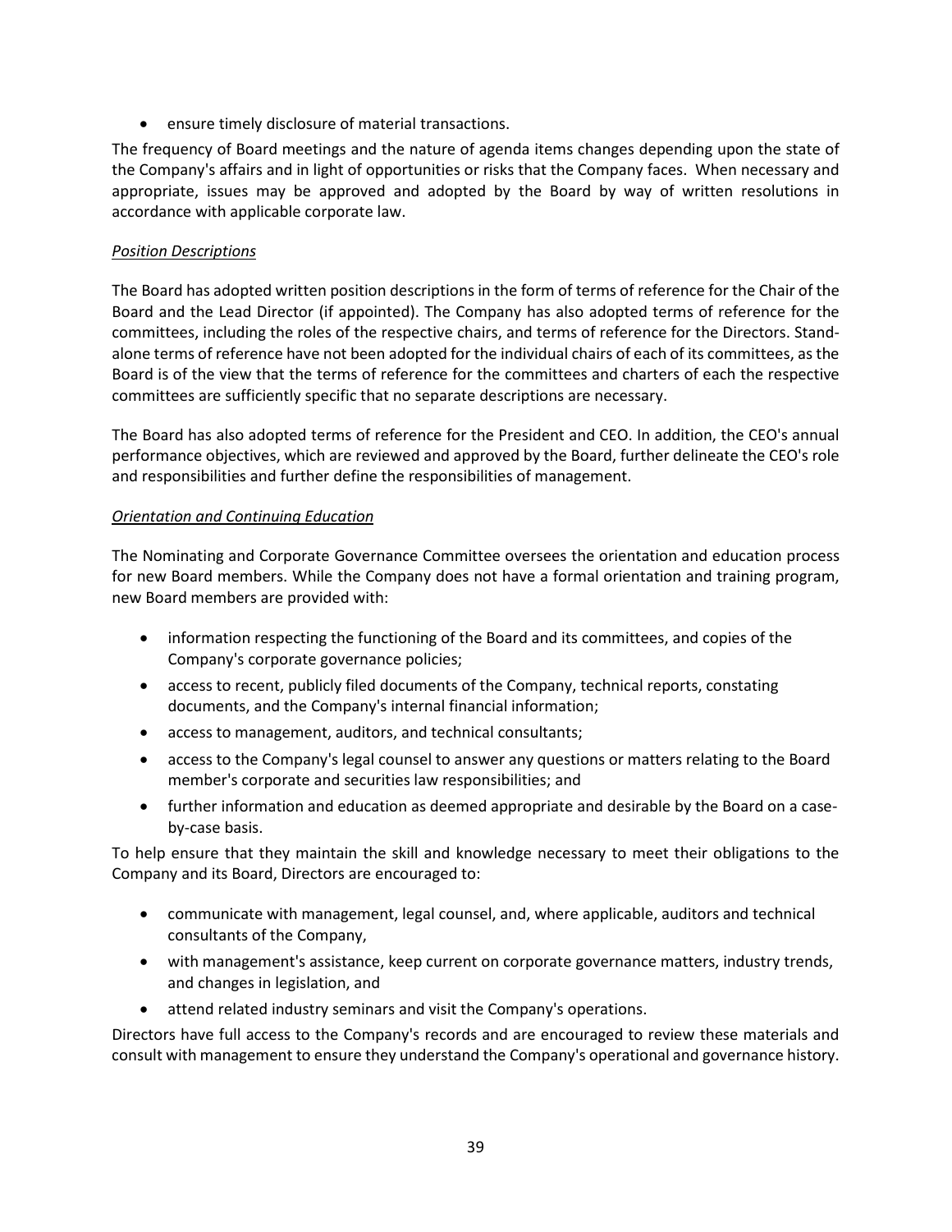- ensure timely disclosure of material transactions.

The frequency of Board meetings and the nature of agenda items changes depending upon the state of the Company's affairs and in light of opportunities or risks that the Company faces. When necessary and appropriate, issues may be approved and adopted by the Board by way of written resolutions in accordance with applicable corporate law.

*Position Descriptions*

The Board has adopted written position descriptions in the form of terms of reference for the Chair of the Board and the Lead Director (if appointed). The Company has also adopted terms of reference for the committees, including the roles of the respective chairs, and terms of reference for the Directors. Stand-alone terms of reference have not been adopted for the individual chairs of each of its committees, as the Board is of the view that the terms of reference for the committees and charters of each the respective committees are sufficiently specific that no separate descriptions are necessary.

The Board has also adopted terms of reference for the President and CEO. In addition, the CEO's annual performance objectives, which are reviewed and approved by the Board, further delineate the CEO's role and responsibilities and further define the responsibilities of management.

*Orientation and Continuing Education*

The Nominating and Corporate Governance Committee oversees the orientation and education process for new Board members. While the Company does not have a formal orientation and training program, new Board members are provided with:

- information respecting the functioning of the Board and its committees, and copies of the Company's corporate governance policies;
- access to recent, publicly filed documents of the Company, technical reports, constating documents, and the Company's internal financial information;
- access to management, auditors, and technical consultants;
- access to the Company's legal counsel to answer any questions or matters relating to the Board member's corporate and securities law responsibilities; and
- further information and education as deemed appropriate and desirable by the Board on a case-by-case basis.

To help ensure that they maintain the skill and knowledge necessary to meet their obligations to the Company and its Board, Directors are encouraged to:

- communicate with management, legal counsel, and, where applicable, auditors and technical consultants of the Company,
- with management's assistance, keep current on corporate governance matters, industry trends, and changes in legislation, and
- attend related industry seminars and visit the Company's operations.

Directors have full access to the Company's records and are encouraged to review these materials and consult with management to ensure they understand the Company's operational and governance history.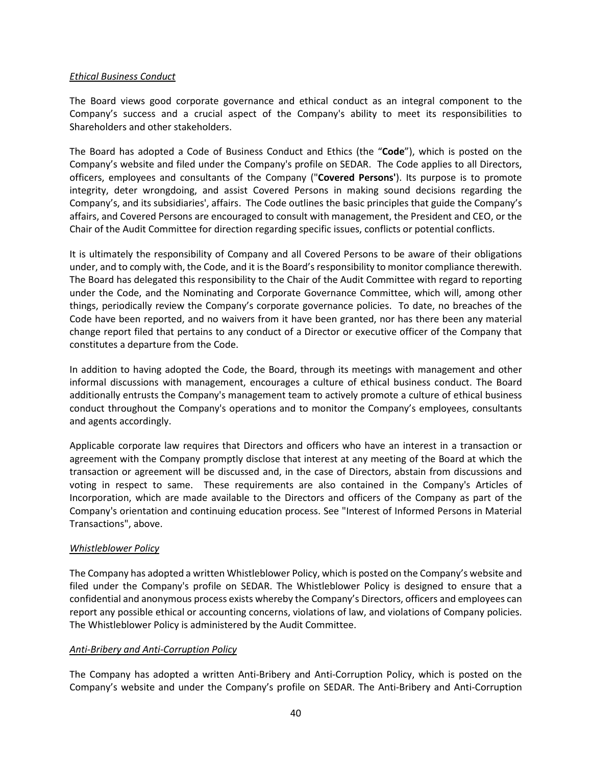*Ethical Business Conduct*

The Board views good corporate governance and ethical conduct as an integral component to the Company's success and a crucial aspect of the Company's ability to meet its responsibilities to Shareholders and other stakeholders.

The Board has adopted a Code of Business Conduct and Ethics (the "**Code**"), which is posted on the Company's website and filed under the Company's profile on SEDAR. The Code applies to all Directors, officers, employees and consultants of the Company ("**Covered Persons'**). Its purpose is to promote integrity, deter wrongdoing, and assist Covered Persons in making sound decisions regarding the Company's, and its subsidiaries', affairs. The Code outlines the basic principles that guide the Company's affairs, and Covered Persons are encouraged to consult with management, the President and CEO, or the Chair of the Audit Committee for direction regarding specific issues, conflicts or potential conflicts.

It is ultimately the responsibility of Company and all Covered Persons to be aware of their obligations under, and to comply with, the Code, and it is the Board's responsibility to monitor compliance therewith. The Board has delegated this responsibility to the Chair of the Audit Committee with regard to reporting under the Code, and the Nominating and Corporate Governance Committee, which will, among other things, periodically review the Company's corporate governance policies. To date, no breaches of the Code have been reported, and no waivers from it have been granted, nor has there been any material change report filed that pertains to any conduct of a Director or executive officer of the Company that constitutes a departure from the Code.

In addition to having adopted the Code, the Board, through its meetings with management and other informal discussions with management, encourages a culture of ethical business conduct. The Board additionally entrusts the Company's management team to actively promote a culture of ethical business conduct throughout the Company's operations and to monitor the Company's employees, consultants and agents accordingly.

Applicable corporate law requires that Directors and officers who have an interest in a transaction or agreement with the Company promptly disclose that interest at any meeting of the Board at which the transaction or agreement will be discussed and, in the case of Directors, abstain from discussions and voting in respect to same. These requirements are also contained in the Company's Articles of Incorporation, which are made available to the Directors and officers of the Company as part of the Company's orientation and continuing education process. See "Interest of Informed Persons in Material Transactions", above.

*Whistleblower Policy*

The Company has adopted a written Whistleblower Policy, which is posted on the Company's website and filed under the Company's profile on SEDAR. The Whistleblower Policy is designed to ensure that a confidential and anonymous process exists whereby the Company's Directors, officers and employees can report any possible ethical or accounting concerns, violations of law, and violations of Company policies. The Whistleblower Policy is administered by the Audit Committee.

*Anti-Bribery and Anti-Corruption Policy*

The Company has adopted a written Anti-Bribery and Anti-Corruption Policy, which is posted on the Company's website and under the Company's profile on SEDAR. The Anti-Bribery and Anti-Corruption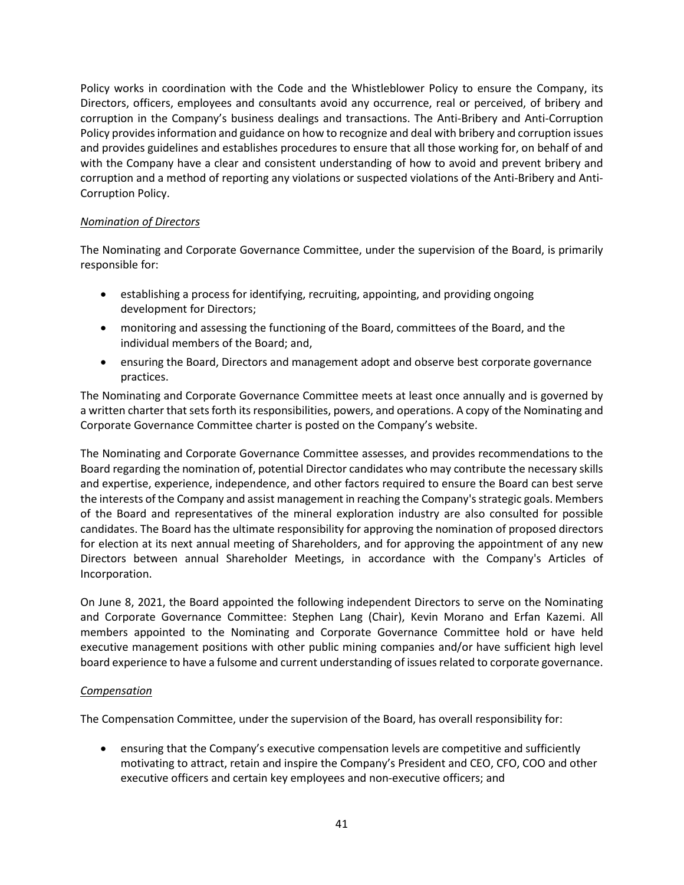Policy works in coordination with the Code and the Whistleblower Policy to ensure the Company, its Directors, officers, employees and consultants avoid any occurrence, real or perceived, of bribery and corruption in the Company's business dealings and transactions. The Anti-Bribery and Anti-Corruption Policy provides information and guidance on how to recognize and deal with bribery and corruption issues and provides guidelines and establishes procedures to ensure that all those working for, on behalf of and with the Company have a clear and consistent understanding of how to avoid and prevent bribery and corruption and a method of reporting any violations or suspected violations of the Anti-Bribery and Anti-Corruption Policy.

*Nomination of Directors*

The Nominating and Corporate Governance Committee, under the supervision of the Board, is primarily responsible for:

- establishing a process for identifying, recruiting, appointing, and providing ongoing development for Directors;
- monitoring and assessing the functioning of the Board, committees of the Board, and the individual members of the Board; and,
- ensuring the Board, Directors and management adopt and observe best corporate governance practices.

The Nominating and Corporate Governance Committee meets at least once annually and is governed by a written charter that sets forth its responsibilities, powers, and operations. A copy of the Nominating and Corporate Governance Committee charter is posted on the Company's website.

The Nominating and Corporate Governance Committee assesses, and provides recommendations to the Board regarding the nomination of, potential Director candidates who may contribute the necessary skills and expertise, experience, independence, and other factors required to ensure the Board can best serve the interests of the Company and assist management in reaching the Company's strategic goals. Members of the Board and representatives of the mineral exploration industry are also consulted for possible candidates. The Board has the ultimate responsibility for approving the nomination of proposed directors for election at its next annual meeting of Shareholders, and for approving the appointment of any new Directors between annual Shareholder Meetings, in accordance with the Company's Articles of Incorporation.

On June 8, 2021, the Board appointed the following independent Directors to serve on the Nominating and Corporate Governance Committee: Stephen Lang (Chair), Kevin Morano and Erfan Kazemi. All members appointed to the Nominating and Corporate Governance Committee hold or have held executive management positions with other public mining companies and/or have sufficient high level board experience to have a fulsome and current understanding of issues related to corporate governance.

*Compensation*

The Compensation Committee, under the supervision of the Board, has overall responsibility for:

- ensuring that the Company's executive compensation levels are competitive and sufficiently motivating to attract, retain and inspire the Company's President and CEO, CFO, COO and other executive officers and certain key employees and non-executive officers; and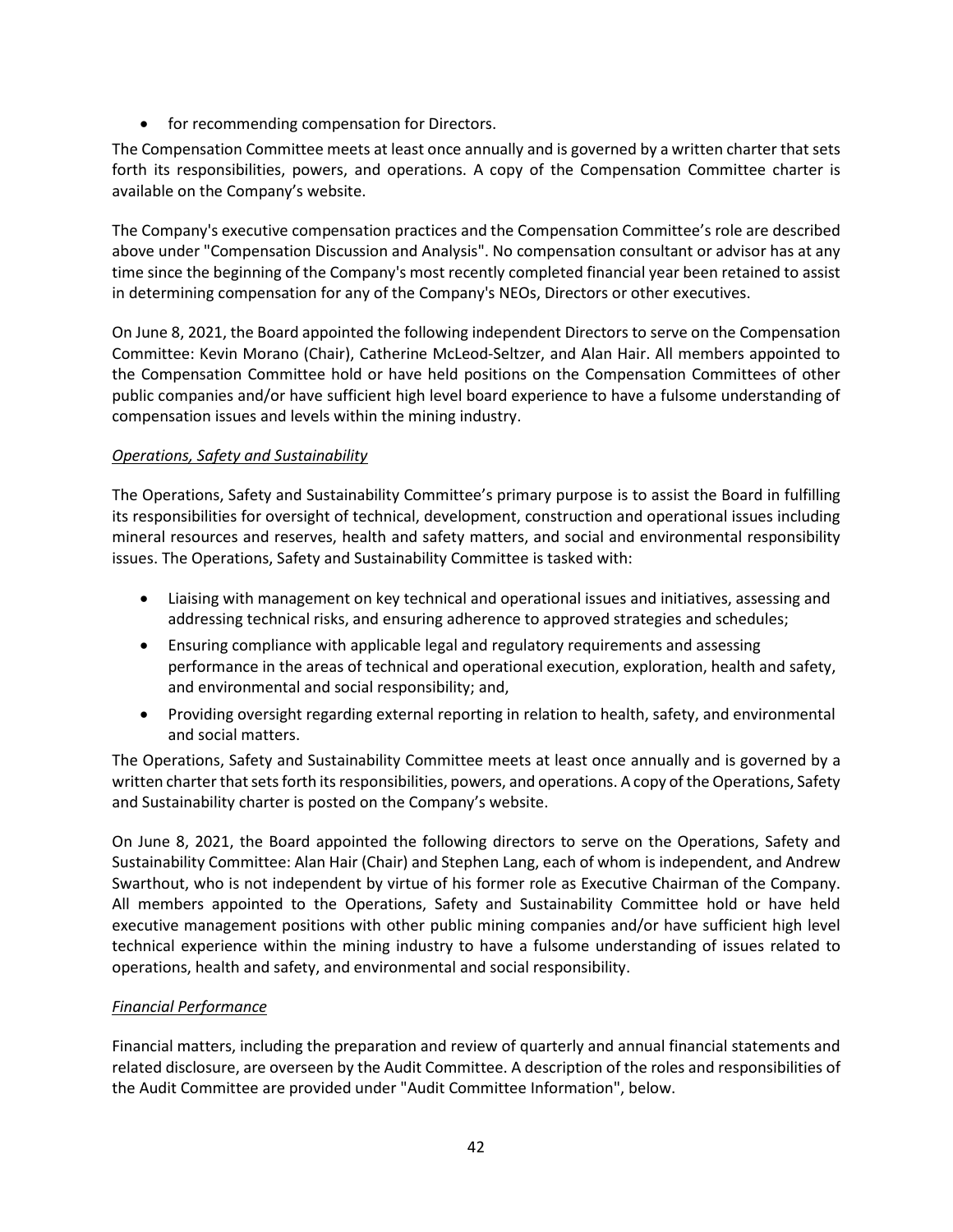- for recommending compensation for Directors.

The Compensation Committee meets at least once annually and is governed by a written charter that sets forth its responsibilities, powers, and operations. A copy of the Compensation Committee charter is available on the Company's website.

The Company's executive compensation practices and the Compensation Committee's role are described above under "Compensation Discussion and Analysis". No compensation consultant or advisor has at any time since the beginning of the Company's most recently completed financial year been retained to assist in determining compensation for any of the Company's NEOs, Directors or other executives.

On June 8, 2021, the Board appointed the following independent Directors to serve on the Compensation Committee: Kevin Morano (Chair), Catherine McLeod-Seltzer, and Alan Hair. All members appointed to the Compensation Committee hold or have held positions on the Compensation Committees of other public companies and/or have sufficient high level board experience to have a fulsome understanding of compensation issues and levels within the mining industry.

*Operations, Safety and Sustainability*

The Operations, Safety and Sustainability Committee's primary purpose is to assist the Board in fulfilling its responsibilities for oversight of technical, development, construction and operational issues including mineral resources and reserves, health and safety matters, and social and environmental responsibility issues. The Operations, Safety and Sustainability Committee is tasked with:

- Liaising with management on key technical and operational issues and initiatives, assessing and addressing technical risks, and ensuring adherence to approved strategies and schedules;
- Ensuring compliance with applicable legal and regulatory requirements and assessing performance in the areas of technical and operational execution, exploration, health and safety, and environmental and social responsibility; and,
- Providing oversight regarding external reporting in relation to health, safety, and environmental and social matters.

The Operations, Safety and Sustainability Committee meets at least once annually and is governed by a written charter that sets forth its responsibilities, powers, and operations. A copy of the Operations, Safety and Sustainability charter is posted on the Company's website.

On June 8, 2021, the Board appointed the following directors to serve on the Operations, Safety and Sustainability Committee: Alan Hair (Chair) and Stephen Lang, each of whom is independent, and Andrew Swarthout, who is not independent by virtue of his former role as Executive Chairman of the Company. All members appointed to the Operations, Safety and Sustainability Committee hold or have held executive management positions with other public mining companies and/or have sufficient high level technical experience within the mining industry to have a fulsome understanding of issues related to operations, health and safety, and environmental and social responsibility.

*Financial Performance*

Financial matters, including the preparation and review of quarterly and annual financial statements and related disclosure, are overseen by the Audit Committee. A description of the roles and responsibilities of the Audit Committee are provided under "Audit Committee Information", below.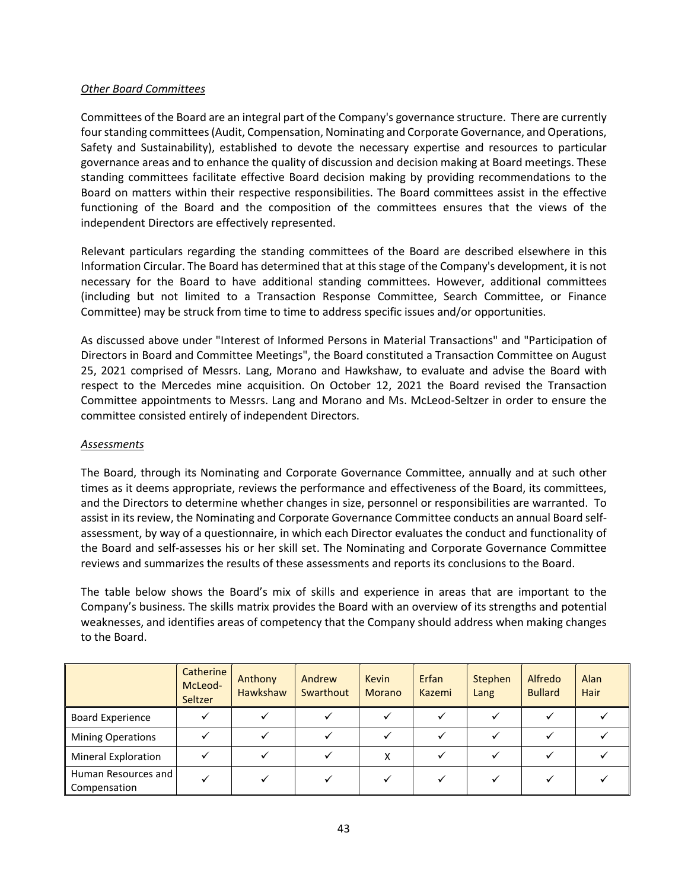*Other Board Committees*

Committees of the Board are an integral part of the Company's governance structure. There are currently four standing committees (Audit, Compensation, Nominating and Corporate Governance, and Operations, Safety and Sustainability), established to devote the necessary expertise and resources to particular governance areas and to enhance the quality of discussion and decision making at Board meetings. These standing committees facilitate effective Board decision making by providing recommendations to the Board on matters within their respective responsibilities. The Board committees assist in the effective functioning of the Board and the composition of the committees ensures that the views of the independent Directors are effectively represented.

Relevant particulars regarding the standing committees of the Board are described elsewhere in this Information Circular. The Board has determined that at this stage of the Company's development, it is not necessary for the Board to have additional standing committees. However, additional committees (including but not limited to a Transaction Response Committee, Search Committee, or Finance Committee) may be struck from time to time to address specific issues and/or opportunities.

As discussed above under "Interest of Informed Persons in Material Transactions" and "Participation of Directors in Board and Committee Meetings", the Board constituted a Transaction Committee on August 25, 2021 comprised of Messrs. Lang, Morano and Hawkshaw, to evaluate and advise the Board with respect to the Mercedes mine acquisition. On October 12, 2021 the Board revised the Transaction Committee appointments to Messrs. Lang and Morano and Ms. McLeod-Seltzer in order to ensure the committee consisted entirely of independent Directors.

*Assessments*

The Board, through its Nominating and Corporate Governance Committee, annually and at such other times as it deems appropriate, reviews the performance and effectiveness of the Board, its committees, and the Directors to determine whether changes in size, personnel or responsibilities are warranted. To assist in its review, the Nominating and Corporate Governance Committee conducts an annual Board self-assessment, by way of a questionnaire, in which each Director evaluates the conduct and functionality of the Board and self-assesses his or her skill set. The Nominating and Corporate Governance Committee reviews and summarizes the results of these assessments and reports its conclusions to the Board.

The table below shows the Board's mix of skills and experience in areas that are important to the Company's business. The skills matrix provides the Board with an overview of its strengths and potential weaknesses, and identifies areas of competency that the Company should address when making changes to the Board.

| | Catherine McLeod-Seltzer | Anthony Hawkshaw | Andrew Swarthout | Kevin Morano | Erfan Kazemi | Stephen Lang | Alfredo Bullard | Alan Hair |
|---|---|---|---|---|---|---|---|---|
| Board Experience | ✓ | ✓ | ✓ | ✓ | ✓ | ✓ | ✓ | ✓ |
| Mining Operations | ✓ | ✓ | ✓ | ✓ | ✓ | ✓ | ✓ | ✓ |
| Mineral Exploration | ✓ | ✓ | ✓ | X | ✓ | ✓ | ✓ | ✓ |
| Human Resources and Compensation | ✓ | ✓ | ✓ | ✓ | ✓ | ✓ | ✓ | ✓ |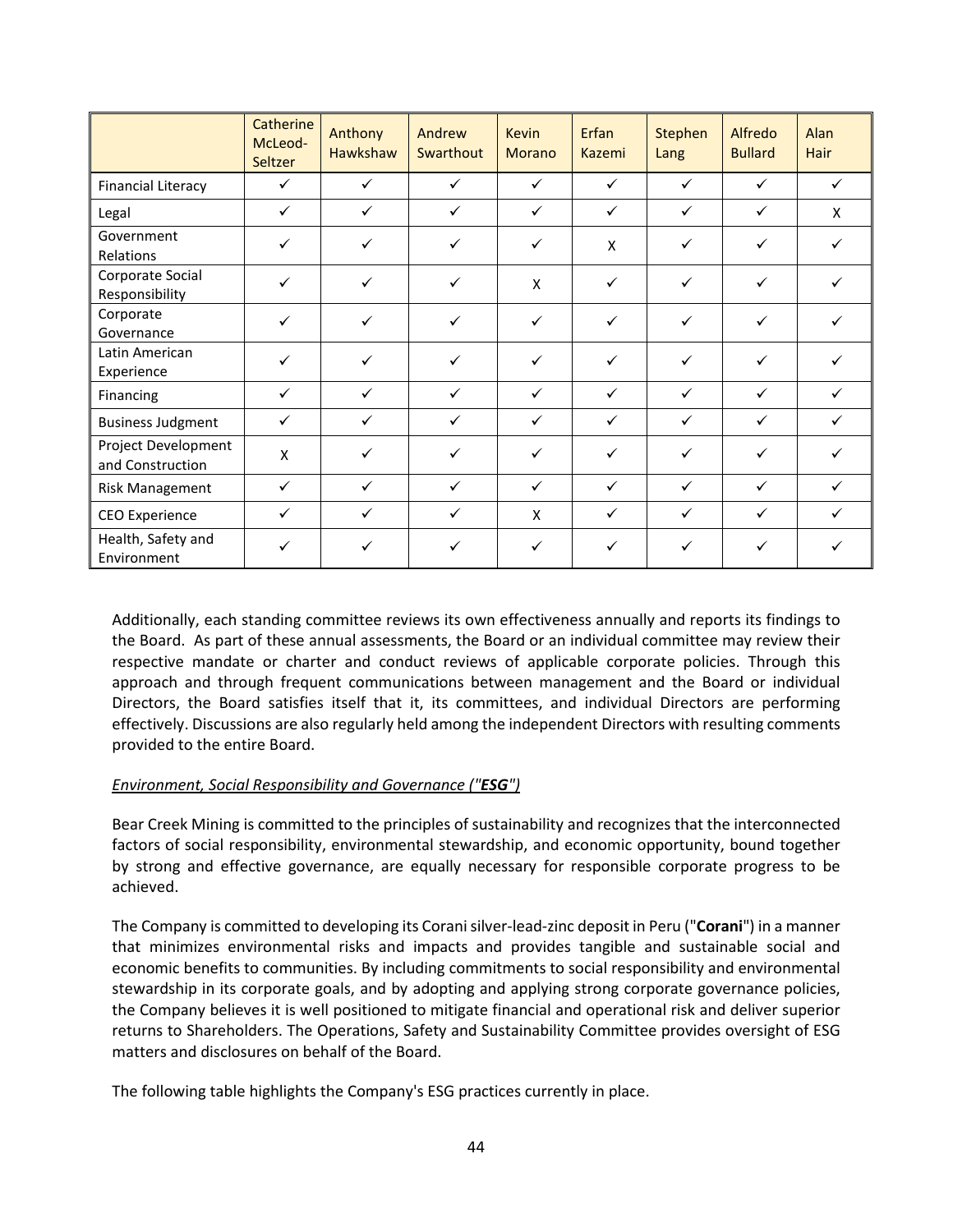| | Catherine McLeod-Seltzer | Anthony Hawkshaw | Andrew Swarthout | Kevin Morano | Erfan Kazemi | Stephen Lang | Alfredo Bullard | Alan Hair |
|---|---|---|---|---|---|---|---|---|
| Financial Literacy | ✓ | ✓ | ✓ | ✓ | ✓ | ✓ | ✓ | ✓ |
| Legal | ✓ | ✓ | ✓ | ✓ | ✓ | ✓ | ✓ | X |
| Government Relations | ✓ | ✓ | ✓ | ✓ | X | ✓ | ✓ | ✓ |
| Corporate Social Responsibility | ✓ | ✓ | ✓ | X | ✓ | ✓ | ✓ | ✓ |
| Corporate Governance | ✓ | ✓ | ✓ | ✓ | ✓ | ✓ | ✓ | ✓ |
| Latin American Experience | ✓ | ✓ | ✓ | ✓ | ✓ | ✓ | ✓ | ✓ |
| Financing | ✓ | ✓ | ✓ | ✓ | ✓ | ✓ | ✓ | ✓ |
| Business Judgment | ✓ | ✓ | ✓ | ✓ | ✓ | ✓ | ✓ | ✓ |
| Project Development and Construction | X | ✓ | ✓ | ✓ | ✓ | ✓ | ✓ | ✓ |
| Risk Management | ✓ | ✓ | ✓ | ✓ | ✓ | ✓ | ✓ | ✓ |
| CEO Experience | ✓ | ✓ | ✓ | X | ✓ | ✓ | ✓ | ✓ |
| Health, Safety and Environment | ✓ | ✓ | ✓ | ✓ | ✓ | ✓ | ✓ | ✓ |

Additionally, each standing committee reviews its own effectiveness annually and reports its findings to the Board. As part of these annual assessments, the Board or an individual committee may review their respective mandate or charter and conduct reviews of applicable corporate policies. Through this approach and through frequent communications between management and the Board or individual Directors, the Board satisfies itself that it, its committees, and individual Directors are performing effectively. Discussions are also regularly held among the independent Directors with resulting comments provided to the entire Board.

*Environment, Social Responsibility and Governance ("**ESG**")*

Bear Creek Mining is committed to the principles of sustainability and recognizes that the interconnected factors of social responsibility, environmental stewardship, and economic opportunity, bound together by strong and effective governance, are equally necessary for responsible corporate progress to be achieved.

The Company is committed to developing its Corani silver-lead-zinc deposit in Peru ("**Corani**") in a manner that minimizes environmental risks and impacts and provides tangible and sustainable social and economic benefits to communities. By including commitments to social responsibility and environmental stewardship in its corporate goals, and by adopting and applying strong corporate governance policies, the Company believes it is well positioned to mitigate financial and operational risk and deliver superior returns to Shareholders. The Operations, Safety and Sustainability Committee provides oversight of ESG matters and disclosures on behalf of the Board.

The following table highlights the Company's ESG practices currently in place.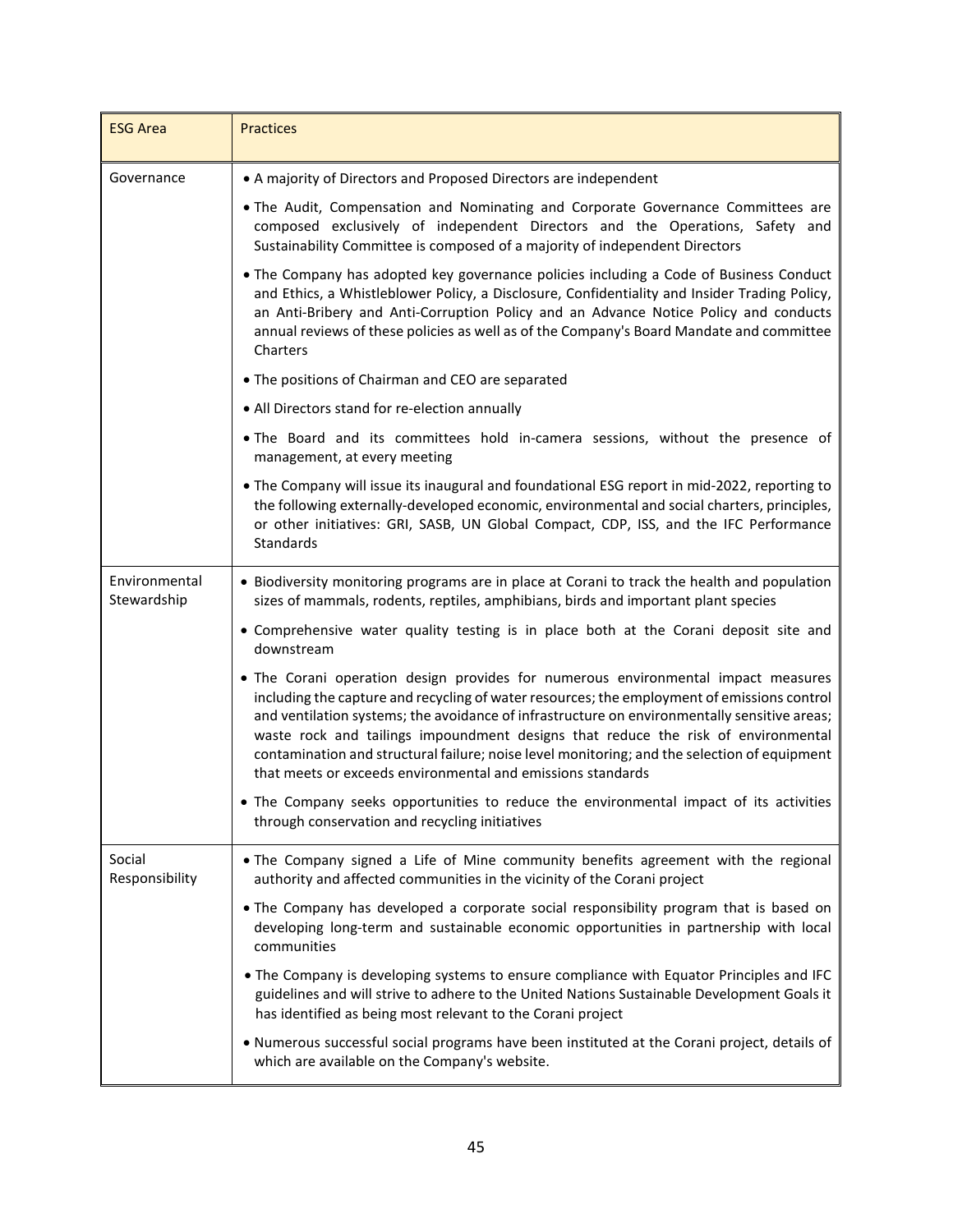| ESG Area | Practices |
| --- | --- |
| Governance | • A majority of Directors and Proposed Directors are independent<br>• The Audit, Compensation and Nominating and Corporate Governance Committees are composed exclusively of independent Directors and the Operations, Safety and Sustainability Committee is composed of a majority of independent Directors<br>• The Company has adopted key governance policies including a Code of Business Conduct and Ethics, a Whistleblower Policy, a Disclosure, Confidentiality and Insider Trading Policy, an Anti-Bribery and Anti-Corruption Policy and an Advance Notice Policy and conducts annual reviews of these policies as well as of the Company's Board Mandate and committee Charters<br>• The positions of Chairman and CEO are separated<br>• All Directors stand for re-election annually<br>• The Board and its committees hold in-camera sessions, without the presence of management, at every meeting<br>• The Company will issue its inaugural and foundational ESG report in mid-2022, reporting to the following externally-developed economic, environmental and social charters, principles, or other initiatives: GRI, SASB, UN Global Compact, CDP, ISS, and the IFC Performance Standards |
| Environmental Stewardship | • Biodiversity monitoring programs are in place at Corani to track the health and population sizes of mammals, rodents, reptiles, amphibians, birds and important plant species<br>• Comprehensive water quality testing is in place both at the Corani deposit site and downstream<br>• The Corani operation design provides for numerous environmental impact measures including the capture and recycling of water resources; the employment of emissions control and ventilation systems; the avoidance of infrastructure on environmentally sensitive areas; waste rock and tailings impoundment designs that reduce the risk of environmental contamination and structural failure; noise level monitoring; and the selection of equipment that meets or exceeds environmental and emissions standards<br>• The Company seeks opportunities to reduce the environmental impact of its activities through conservation and recycling initiatives |
| Social Responsibility | • The Company signed a Life of Mine community benefits agreement with the regional authority and affected communities in the vicinity of the Corani project<br>• The Company has developed a corporate social responsibility program that is based on developing long-term and sustainable economic opportunities in partnership with local communities<br>• The Company is developing systems to ensure compliance with Equator Principles and IFC guidelines and will strive to adhere to the United Nations Sustainable Development Goals it has identified as being most relevant to the Corani project<br>• Numerous successful social programs have been instituted at the Corani project, details of which are available on the Company's website. |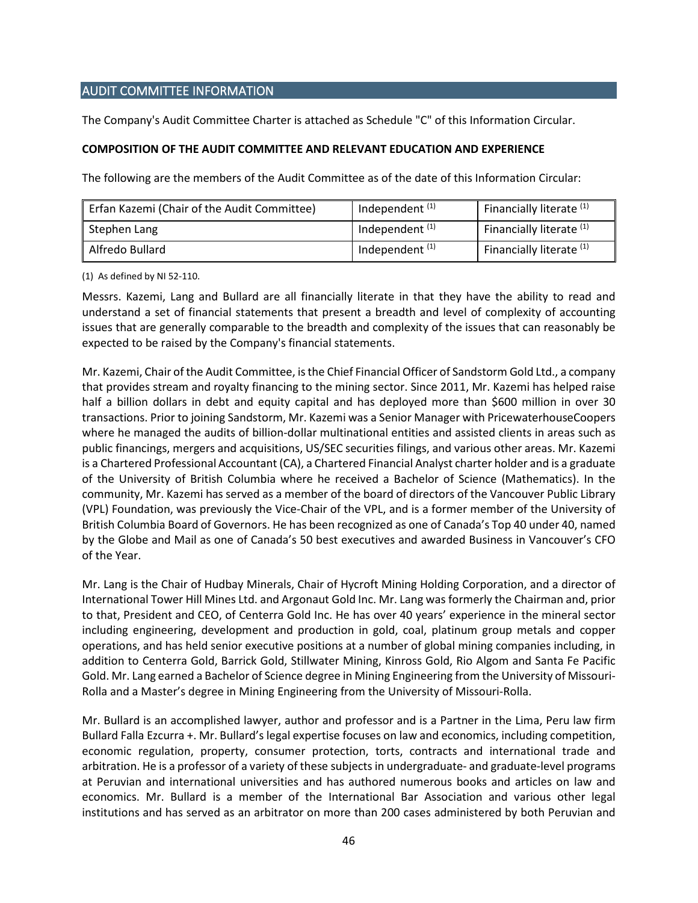## AUDIT COMMITTEE INFORMATION

The Company's Audit Committee Charter is attached as Schedule "C" of this Information Circular.

**COMPOSITION OF THE AUDIT COMMITTEE AND RELEVANT EDUCATION AND EXPERIENCE**

The following are the members of the Audit Committee as of the date of this Information Circular:

| | | |
|---|---|---|
| Erfan Kazemi (Chair of the Audit Committee) | Independent [(1)] | Financially literate [(1)] |
| Stephen Lang | Independent [(1)] | Financially literate [(1)] |
| Alfredo Bullard | Independent [(1)] | Financially literate [(1)] |

(1) As defined by NI 52-110.

Messrs. Kazemi, Lang and Bullard are all financially literate in that they have the ability to read and understand a set of financial statements that present a breadth and level of complexity of accounting issues that are generally comparable to the breadth and complexity of the issues that can reasonably be expected to be raised by the Company's financial statements.

Mr. Kazemi, Chair of the Audit Committee, is the Chief Financial Officer of Sandstorm Gold Ltd., a company that provides stream and royalty financing to the mining sector. Since 2011, Mr. Kazemi has helped raise half a billion dollars in debt and equity capital and has deployed more than $600 million in over 30 transactions. Prior to joining Sandstorm, Mr. Kazemi was a Senior Manager with PricewaterhouseCoopers where he managed the audits of billion-dollar multinational entities and assisted clients in areas such as public financings, mergers and acquisitions, US/SEC securities filings, and various other areas. Mr. Kazemi is a Chartered Professional Accountant (CA), a Chartered Financial Analyst charter holder and is a graduate of the University of British Columbia where he received a Bachelor of Science (Mathematics). In the community, Mr. Kazemi has served as a member of the board of directors of the Vancouver Public Library (VPL) Foundation, was previously the Vice-Chair of the VPL, and is a former member of the University of British Columbia Board of Governors. He has been recognized as one of Canada's Top 40 under 40, named by the Globe and Mail as one of Canada's 50 best executives and awarded Business in Vancouver's CFO of the Year.

Mr. Lang is the Chair of Hudbay Minerals, Chair of Hycroft Mining Holding Corporation, and a director of International Tower Hill Mines Ltd. and Argonaut Gold Inc. Mr. Lang was formerly the Chairman and, prior to that, President and CEO, of Centerra Gold Inc. He has over 40 years' experience in the mineral sector including engineering, development and production in gold, coal, platinum group metals and copper operations, and has held senior executive positions at a number of global mining companies including, in addition to Centerra Gold, Barrick Gold, Stillwater Mining, Kinross Gold, Rio Algom and Santa Fe Pacific Gold. Mr. Lang earned a Bachelor of Science degree in Mining Engineering from the University of Missouri-Rolla and a Master's degree in Mining Engineering from the University of Missouri-Rolla.

Mr. Bullard is an accomplished lawyer, author and professor and is a Partner in the Lima, Peru law firm Bullard Falla Ezcurra +. Mr. Bullard's legal expertise focuses on law and economics, including competition, economic regulation, property, consumer protection, torts, contracts and international trade and arbitration. He is a professor of a variety of these subjects in undergraduate- and graduate-level programs at Peruvian and international universities and has authored numerous books and articles on law and economics. Mr. Bullard is a member of the International Bar Association and various other legal institutions and has served as an arbitrator on more than 200 cases administered by both Peruvian and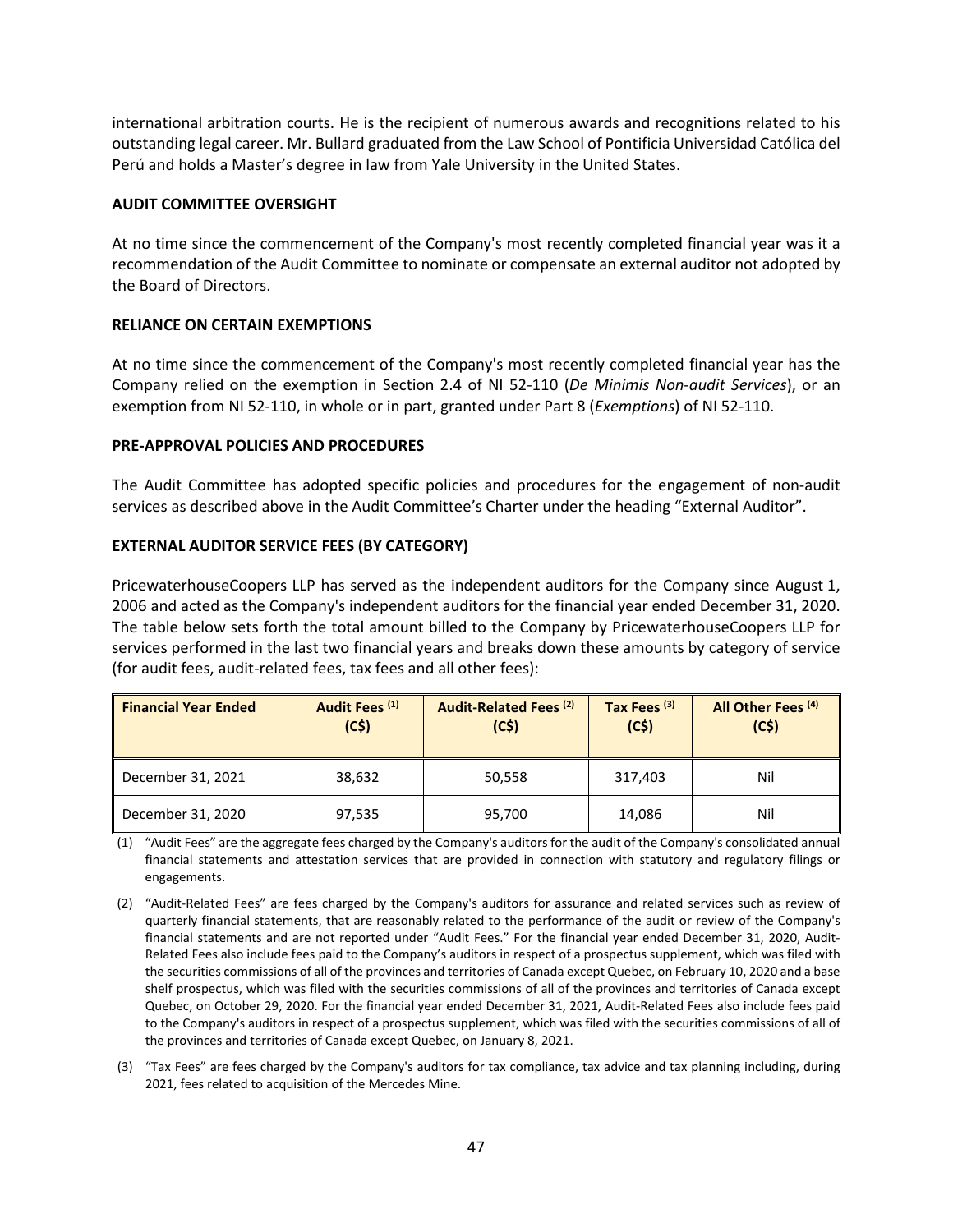international arbitration courts. He is the recipient of numerous awards and recognitions related to his outstanding legal career. Mr. Bullard graduated from the Law School of Pontificia Universidad Católica del Perú and holds a Master's degree in law from Yale University in the United States.

## AUDIT COMMITTEE OVERSIGHT

At no time since the commencement of the Company's most recently completed financial year was it a recommendation of the Audit Committee to nominate or compensate an external auditor not adopted by the Board of Directors.

## RELIANCE ON CERTAIN EXEMPTIONS

At no time since the commencement of the Company's most recently completed financial year has the Company relied on the exemption in Section 2.4 of NI 52-110 (*De Minimis Non-audit Services*), or an exemption from NI 52-110, in whole or in part, granted under Part 8 (*Exemptions*) of NI 52-110.

## PRE-APPROVAL POLICIES AND PROCEDURES

The Audit Committee has adopted specific policies and procedures for the engagement of non-audit services as described above in the Audit Committee's Charter under the heading "External Auditor".

## EXTERNAL AUDITOR SERVICE FEES (BY CATEGORY)

PricewaterhouseCoopers LLP has served as the independent auditors for the Company since August 1, 2006 and acted as the Company's independent auditors for the financial year ended December 31, 2020. The table below sets forth the total amount billed to the Company by PricewaterhouseCoopers LLP for services performed in the last two financial years and breaks down these amounts by category of service (for audit fees, audit-related fees, tax fees and all other fees):

| Financial Year Ended | Audit Fees (1) (C$) | Audit-Related Fees (2) (C$) | Tax Fees (3) (C$) | All Other Fees (4) (C$) |
|---|---|---|---|---|
| December 31, 2021 | 38,632 | 50,558 | 317,403 | Nil |
| December 31, 2020 | 97,535 | 95,700 | 14,086 | Nil |

(1) "Audit Fees" are the aggregate fees charged by the Company's auditors for the audit of the Company's consolidated annual financial statements and attestation services that are provided in connection with statutory and regulatory filings or engagements.

(2) "Audit-Related Fees" are fees charged by the Company's auditors for assurance and related services such as review of quarterly financial statements, that are reasonably related to the performance of the audit or review of the Company's financial statements and are not reported under "Audit Fees." For the financial year ended December 31, 2020, Audit-Related Fees also include fees paid to the Company's auditors in respect of a prospectus supplement, which was filed with the securities commissions of all of the provinces and territories of Canada except Quebec, on February 10, 2020 and a base shelf prospectus, which was filed with the securities commissions of all of the provinces and territories of Canada except Quebec, on October 29, 2020. For the financial year ended December 31, 2021, Audit-Related Fees also include fees paid to the Company's auditors in respect of a prospectus supplement, which was filed with the securities commissions of all of the provinces and territories of Canada except Quebec, on January 8, 2021.

(3) "Tax Fees" are fees charged by the Company's auditors for tax compliance, tax advice and tax planning including, during 2021, fees related to acquisition of the Mercedes Mine.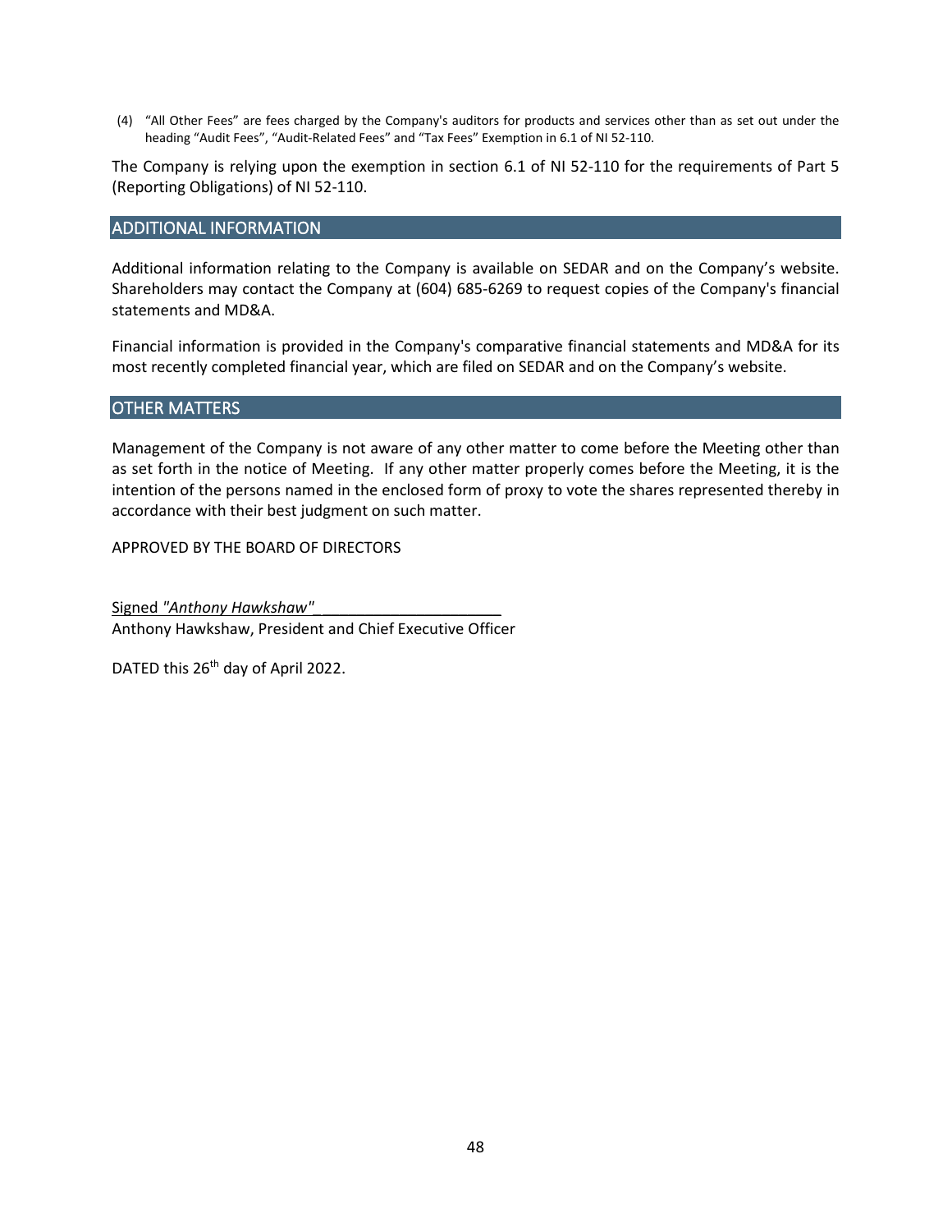(4) "All Other Fees" are fees charged by the Company's auditors for products and services other than as set out under the heading "Audit Fees", "Audit-Related Fees" and "Tax Fees" Exemption in 6.1 of NI 52-110.

The Company is relying upon the exemption in section 6.1 of NI 52-110 for the requirements of Part 5 (Reporting Obligations) of NI 52-110.

## ADDITIONAL INFORMATION

Additional information relating to the Company is available on SEDAR and on the Company's website. Shareholders may contact the Company at (604) 685-6269 to request copies of the Company's financial statements and MD&A.

Financial information is provided in the Company's comparative financial statements and MD&A for its most recently completed financial year, which are filed on SEDAR and on the Company's website.

## OTHER MATTERS

Management of the Company is not aware of any other matter to come before the Meeting other than as set forth in the notice of Meeting. If any other matter properly comes before the Meeting, it is the intention of the persons named in the enclosed form of proxy to vote the shares represented thereby in accordance with their best judgment on such matter.

APPROVED BY THE BOARD OF DIRECTORS

Signed *"Anthony Hawkshaw"*
Anthony Hawkshaw, President and Chief Executive Officer

DATED this 26th day of April 2022.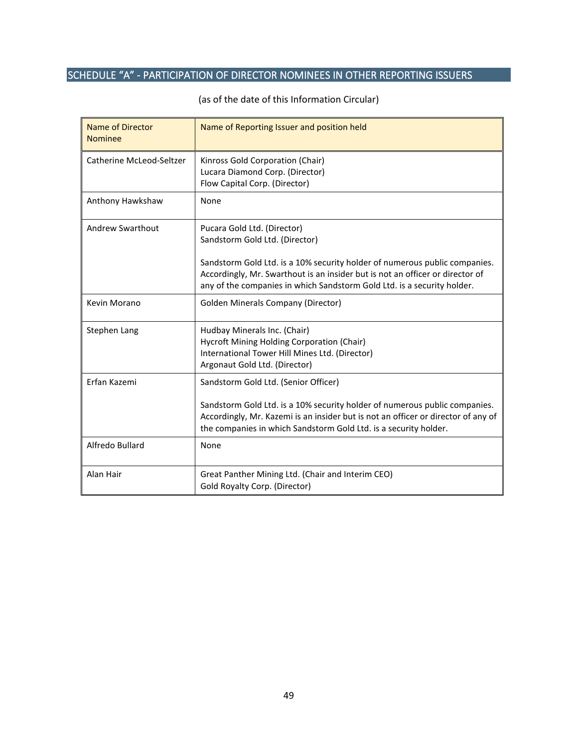## SCHEDULE "A" - PARTICIPATION OF DIRECTOR NOMINEES IN OTHER REPORTING ISSUERS

(as of the date of this Information Circular)

| Name of Director Nominee | Name of Reporting Issuer and position held |
|---|---|
| Catherine McLeod-Seltzer | Kinross Gold Corporation (Chair)<br>Lucara Diamond Corp. (Director)<br>Flow Capital Corp. (Director) |
| Anthony Hawkshaw | None |
| Andrew Swarthout | Pucara Gold Ltd. (Director)<br>Sandstorm Gold Ltd. (Director)<br><br>Sandstorm Gold Ltd. is a 10% security holder of numerous public companies. Accordingly, Mr. Swarthout is an insider but is not an officer or director of any of the companies in which Sandstorm Gold Ltd. is a security holder. |
| Kevin Morano | Golden Minerals Company (Director) |
| Stephen Lang | Hudbay Minerals Inc. (Chair)<br>Hycroft Mining Holding Corporation (Chair)<br>International Tower Hill Mines Ltd. (Director)<br>Argonaut Gold Ltd. (Director) |
| Erfan Kazemi | Sandstorm Gold Ltd. (Senior Officer)<br><br>Sandstorm Gold Ltd. is a 10% security holder of numerous public companies. Accordingly, Mr. Kazemi is an insider but is not an officer or director of any of the companies in which Sandstorm Gold Ltd. is a security holder. |
| Alfredo Bullard | None |
| Alan Hair | Great Panther Mining Ltd. (Chair and Interim CEO)<br>Gold Royalty Corp. (Director) |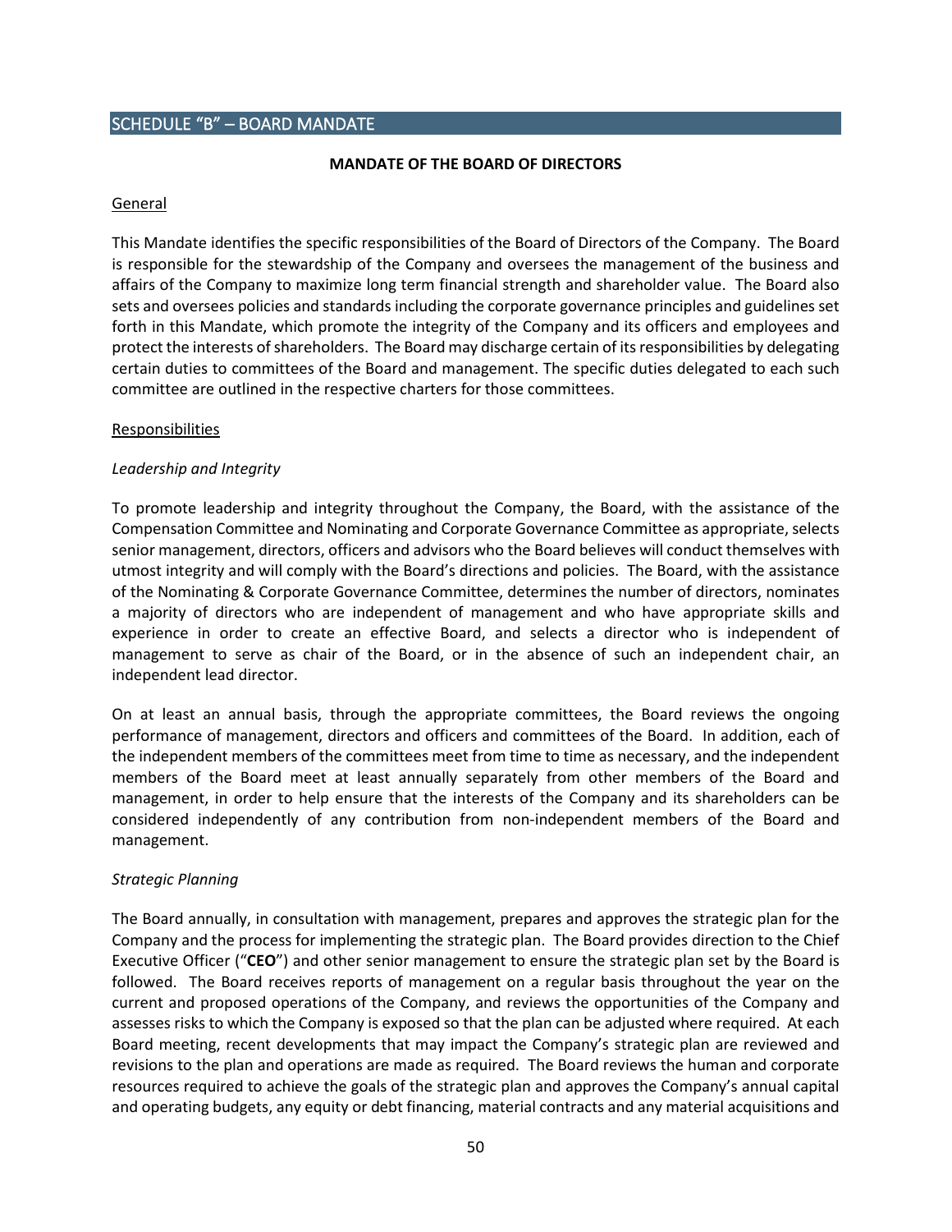## SCHEDULE "B" – BOARD MANDATE

**MANDATE OF THE BOARD OF DIRECTORS**

General

This Mandate identifies the specific responsibilities of the Board of Directors of the Company. The Board is responsible for the stewardship of the Company and oversees the management of the business and affairs of the Company to maximize long term financial strength and shareholder value. The Board also sets and oversees policies and standards including the corporate governance principles and guidelines set forth in this Mandate, which promote the integrity of the Company and its officers and employees and protect the interests of shareholders. The Board may discharge certain of its responsibilities by delegating certain duties to committees of the Board and management. The specific duties delegated to each such committee are outlined in the respective charters for those committees.

Responsibilities

*Leadership and Integrity*

To promote leadership and integrity throughout the Company, the Board, with the assistance of the Compensation Committee and Nominating and Corporate Governance Committee as appropriate, selects senior management, directors, officers and advisors who the Board believes will conduct themselves with utmost integrity and will comply with the Board's directions and policies. The Board, with the assistance of the Nominating & Corporate Governance Committee, determines the number of directors, nominates a majority of directors who are independent of management and who have appropriate skills and experience in order to create an effective Board, and selects a director who is independent of management to serve as chair of the Board, or in the absence of such an independent chair, an independent lead director.

On at least an annual basis, through the appropriate committees, the Board reviews the ongoing performance of management, directors and officers and committees of the Board. In addition, each of the independent members of the committees meet from time to time as necessary, and the independent members of the Board meet at least annually separately from other members of the Board and management, in order to help ensure that the interests of the Company and its shareholders can be considered independently of any contribution from non-independent members of the Board and management.

*Strategic Planning*

The Board annually, in consultation with management, prepares and approves the strategic plan for the Company and the process for implementing the strategic plan. The Board provides direction to the Chief Executive Officer ("**CEO**") and other senior management to ensure the strategic plan set by the Board is followed. The Board receives reports of management on a regular basis throughout the year on the current and proposed operations of the Company, and reviews the opportunities of the Company and assesses risks to which the Company is exposed so that the plan can be adjusted where required. At each Board meeting, recent developments that may impact the Company's strategic plan are reviewed and revisions to the plan and operations are made as required. The Board reviews the human and corporate resources required to achieve the goals of the strategic plan and approves the Company's annual capital and operating budgets, any equity or debt financing, material contracts and any material acquisitions and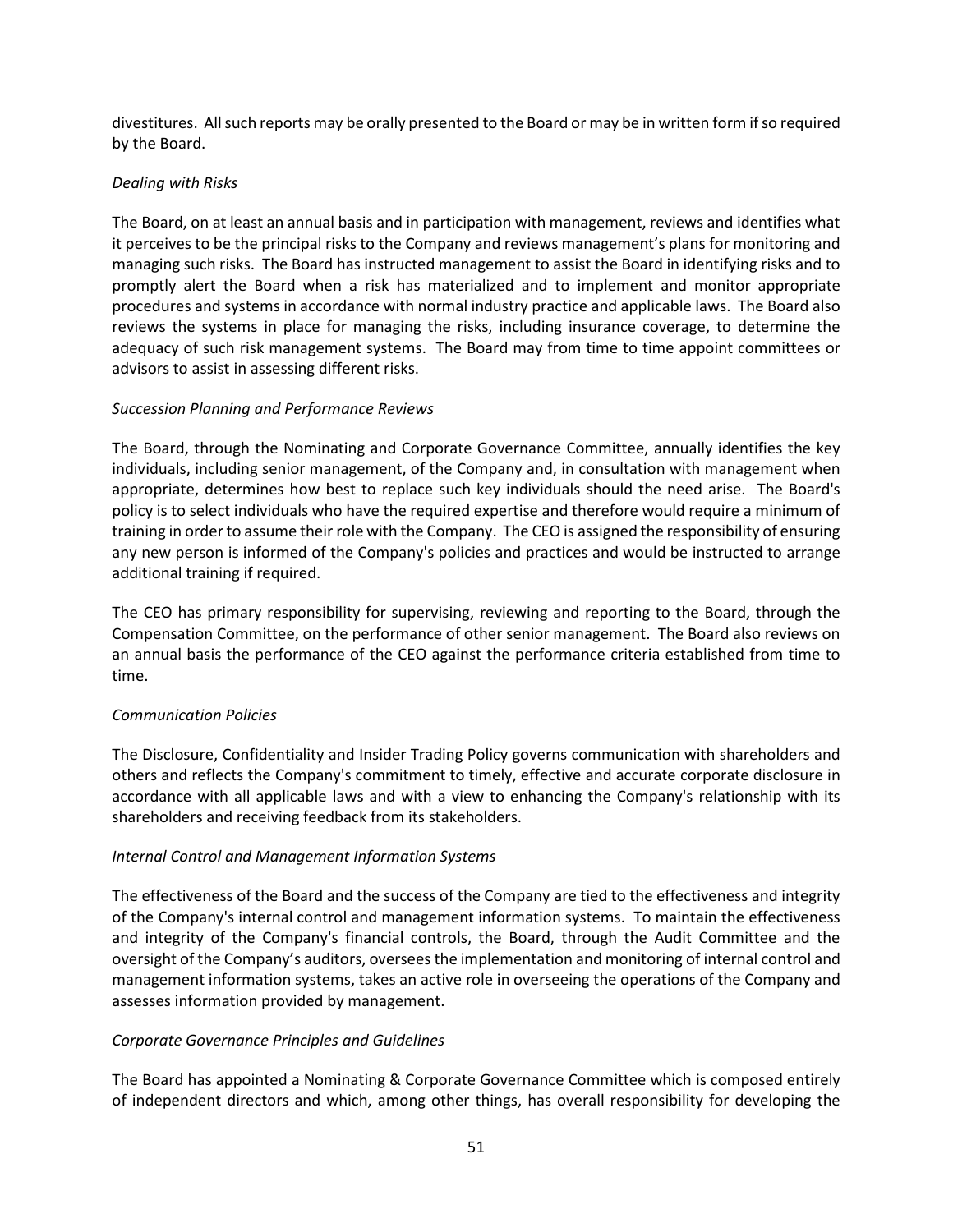divestitures. All such reports may be orally presented to the Board or may be in written form if so required by the Board.

*Dealing with Risks*

The Board, on at least an annual basis and in participation with management, reviews and identifies what it perceives to be the principal risks to the Company and reviews management's plans for monitoring and managing such risks. The Board has instructed management to assist the Board in identifying risks and to promptly alert the Board when a risk has materialized and to implement and monitor appropriate procedures and systems in accordance with normal industry practice and applicable laws. The Board also reviews the systems in place for managing the risks, including insurance coverage, to determine the adequacy of such risk management systems. The Board may from time to time appoint committees or advisors to assist in assessing different risks.

*Succession Planning and Performance Reviews*

The Board, through the Nominating and Corporate Governance Committee, annually identifies the key individuals, including senior management, of the Company and, in consultation with management when appropriate, determines how best to replace such key individuals should the need arise. The Board's policy is to select individuals who have the required expertise and therefore would require a minimum of training in order to assume their role with the Company. The CEO is assigned the responsibility of ensuring any new person is informed of the Company's policies and practices and would be instructed to arrange additional training if required.

The CEO has primary responsibility for supervising, reviewing and reporting to the Board, through the Compensation Committee, on the performance of other senior management. The Board also reviews on an annual basis the performance of the CEO against the performance criteria established from time to time.

*Communication Policies*

The Disclosure, Confidentiality and Insider Trading Policy governs communication with shareholders and others and reflects the Company's commitment to timely, effective and accurate corporate disclosure in accordance with all applicable laws and with a view to enhancing the Company's relationship with its shareholders and receiving feedback from its stakeholders.

*Internal Control and Management Information Systems*

The effectiveness of the Board and the success of the Company are tied to the effectiveness and integrity of the Company's internal control and management information systems. To maintain the effectiveness and integrity of the Company's financial controls, the Board, through the Audit Committee and the oversight of the Company's auditors, oversees the implementation and monitoring of internal control and management information systems, takes an active role in overseeing the operations of the Company and assesses information provided by management.

*Corporate Governance Principles and Guidelines*

The Board has appointed a Nominating & Corporate Governance Committee which is composed entirely of independent directors and which, among other things, has overall responsibility for developing the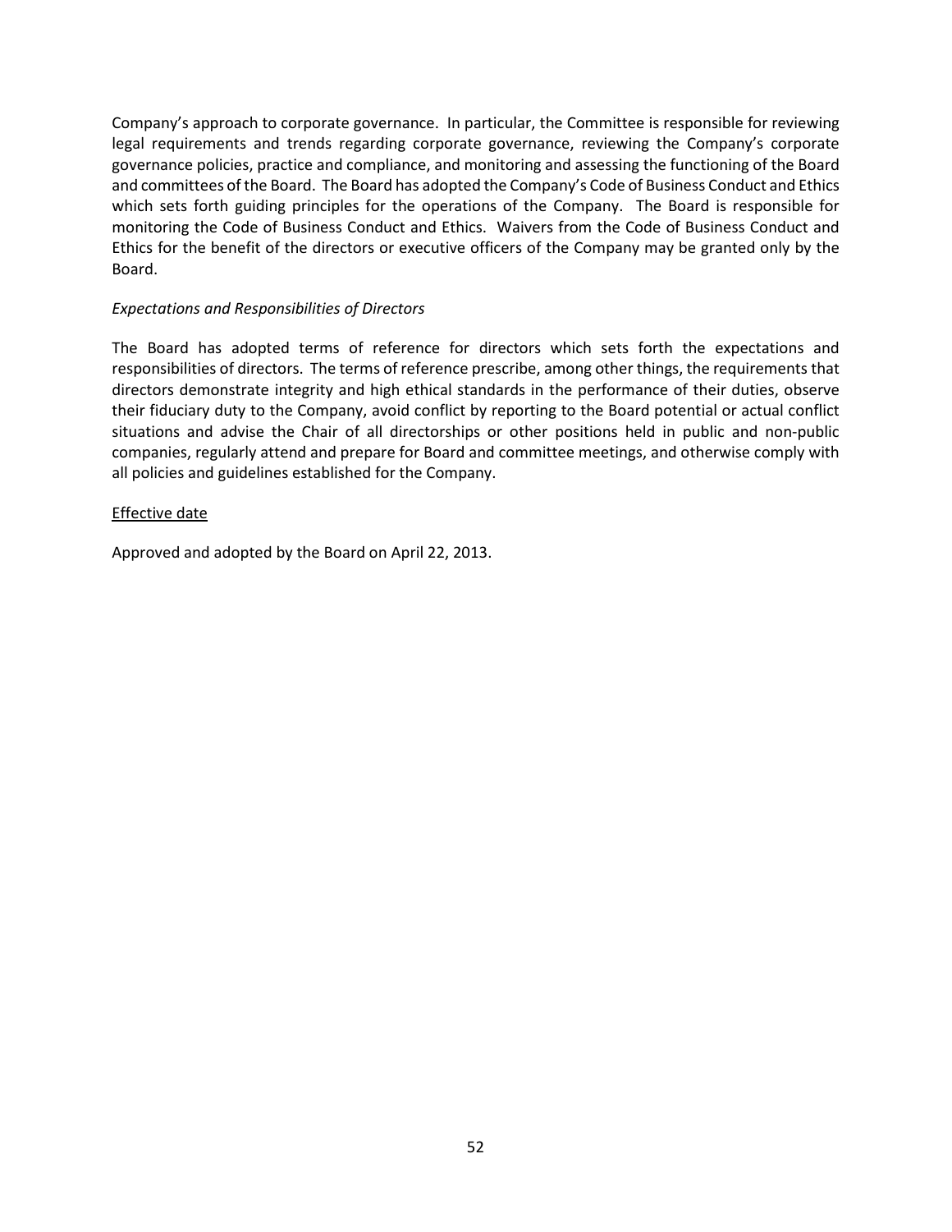Company's approach to corporate governance. In particular, the Committee is responsible for reviewing legal requirements and trends regarding corporate governance, reviewing the Company's corporate governance policies, practice and compliance, and monitoring and assessing the functioning of the Board and committees of the Board. The Board has adopted the Company's Code of Business Conduct and Ethics which sets forth guiding principles for the operations of the Company. The Board is responsible for monitoring the Code of Business Conduct and Ethics. Waivers from the Code of Business Conduct and Ethics for the benefit of the directors or executive officers of the Company may be granted only by the Board.

*Expectations and Responsibilities of Directors*

The Board has adopted terms of reference for directors which sets forth the expectations and responsibilities of directors. The terms of reference prescribe, among other things, the requirements that directors demonstrate integrity and high ethical standards in the performance of their duties, observe their fiduciary duty to the Company, avoid conflict by reporting to the Board potential or actual conflict situations and advise the Chair of all directorships or other positions held in public and non-public companies, regularly attend and prepare for Board and committee meetings, and otherwise comply with all policies and guidelines established for the Company.

<u>Effective date</u>

Approved and adopted by the Board on April 22, 2013.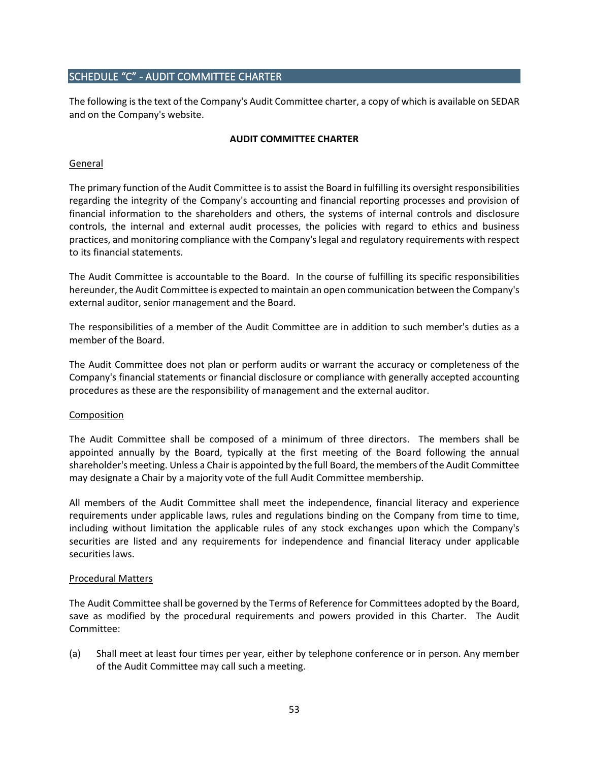## SCHEDULE "C" - AUDIT COMMITTEE CHARTER

The following is the text of the Company's Audit Committee charter, a copy of which is available on SEDAR and on the Company's website.

**AUDIT COMMITTEE CHARTER**

General

The primary function of the Audit Committee is to assist the Board in fulfilling its oversight responsibilities regarding the integrity of the Company's accounting and financial reporting processes and provision of financial information to the shareholders and others, the systems of internal controls and disclosure controls, the internal and external audit processes, the policies with regard to ethics and business practices, and monitoring compliance with the Company's legal and regulatory requirements with respect to its financial statements.

The Audit Committee is accountable to the Board. In the course of fulfilling its specific responsibilities hereunder, the Audit Committee is expected to maintain an open communication between the Company's external auditor, senior management and the Board.

The responsibilities of a member of the Audit Committee are in addition to such member's duties as a member of the Board.

The Audit Committee does not plan or perform audits or warrant the accuracy or completeness of the Company's financial statements or financial disclosure or compliance with generally accepted accounting procedures as these are the responsibility of management and the external auditor.

Composition

The Audit Committee shall be composed of a minimum of three directors. The members shall be appointed annually by the Board, typically at the first meeting of the Board following the annual shareholder's meeting. Unless a Chair is appointed by the full Board, the members of the Audit Committee may designate a Chair by a majority vote of the full Audit Committee membership.

All members of the Audit Committee shall meet the independence, financial literacy and experience requirements under applicable laws, rules and regulations binding on the Company from time to time, including without limitation the applicable rules of any stock exchanges upon which the Company's securities are listed and any requirements for independence and financial literacy under applicable securities laws.

Procedural Matters

The Audit Committee shall be governed by the Terms of Reference for Committees adopted by the Board, save as modified by the procedural requirements and powers provided in this Charter. The Audit Committee:

(a) Shall meet at least four times per year, either by telephone conference or in person. Any member of the Audit Committee may call such a meeting.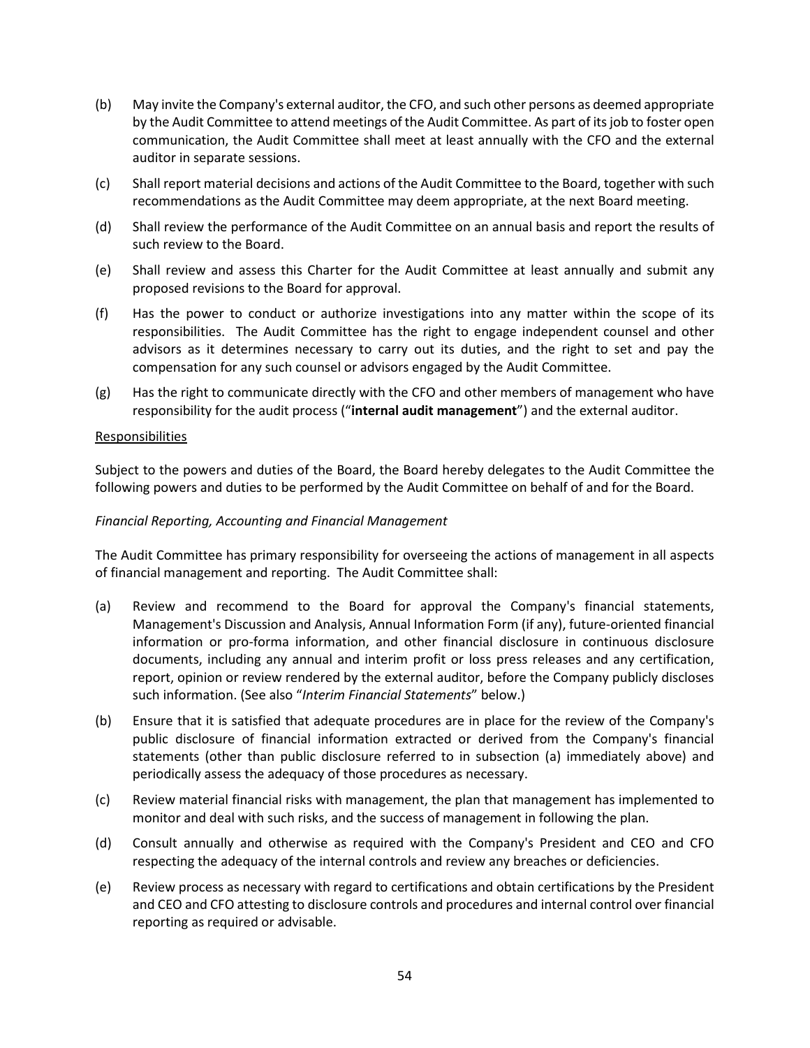(b) May invite the Company's external auditor, the CFO, and such other persons as deemed appropriate by the Audit Committee to attend meetings of the Audit Committee. As part of its job to foster open communication, the Audit Committee shall meet at least annually with the CFO and the external auditor in separate sessions.

(c) Shall report material decisions and actions of the Audit Committee to the Board, together with such recommendations as the Audit Committee may deem appropriate, at the next Board meeting.

(d) Shall review the performance of the Audit Committee on an annual basis and report the results of such review to the Board.

(e) Shall review and assess this Charter for the Audit Committee at least annually and submit any proposed revisions to the Board for approval.

(f) Has the power to conduct or authorize investigations into any matter within the scope of its responsibilities. The Audit Committee has the right to engage independent counsel and other advisors as it determines necessary to carry out its duties, and the right to set and pay the compensation for any such counsel or advisors engaged by the Audit Committee.

(g) Has the right to communicate directly with the CFO and other members of management who have responsibility for the audit process ("**internal audit management**") and the external auditor.

<u>Responsibilities</u>

Subject to the powers and duties of the Board, the Board hereby delegates to the Audit Committee the following powers and duties to be performed by the Audit Committee on behalf of and for the Board.

*Financial Reporting, Accounting and Financial Management*

The Audit Committee has primary responsibility for overseeing the actions of management in all aspects of financial management and reporting. The Audit Committee shall:

(a) Review and recommend to the Board for approval the Company's financial statements, Management's Discussion and Analysis, Annual Information Form (if any), future-oriented financial information or pro-forma information, and other financial disclosure in continuous disclosure documents, including any annual and interim profit or loss press releases and any certification, report, opinion or review rendered by the external auditor, before the Company publicly discloses such information. (See also "*Interim Financial Statements*" below.)

(b) Ensure that it is satisfied that adequate procedures are in place for the review of the Company's public disclosure of financial information extracted or derived from the Company's financial statements (other than public disclosure referred to in subsection (a) immediately above) and periodically assess the adequacy of those procedures as necessary.

(c) Review material financial risks with management, the plan that management has implemented to monitor and deal with such risks, and the success of management in following the plan.

(d) Consult annually and otherwise as required with the Company's President and CEO and CFO respecting the adequacy of the internal controls and review any breaches or deficiencies.

(e) Review process as necessary with regard to certifications and obtain certifications by the President and CEO and CFO attesting to disclosure controls and procedures and internal control over financial reporting as required or advisable.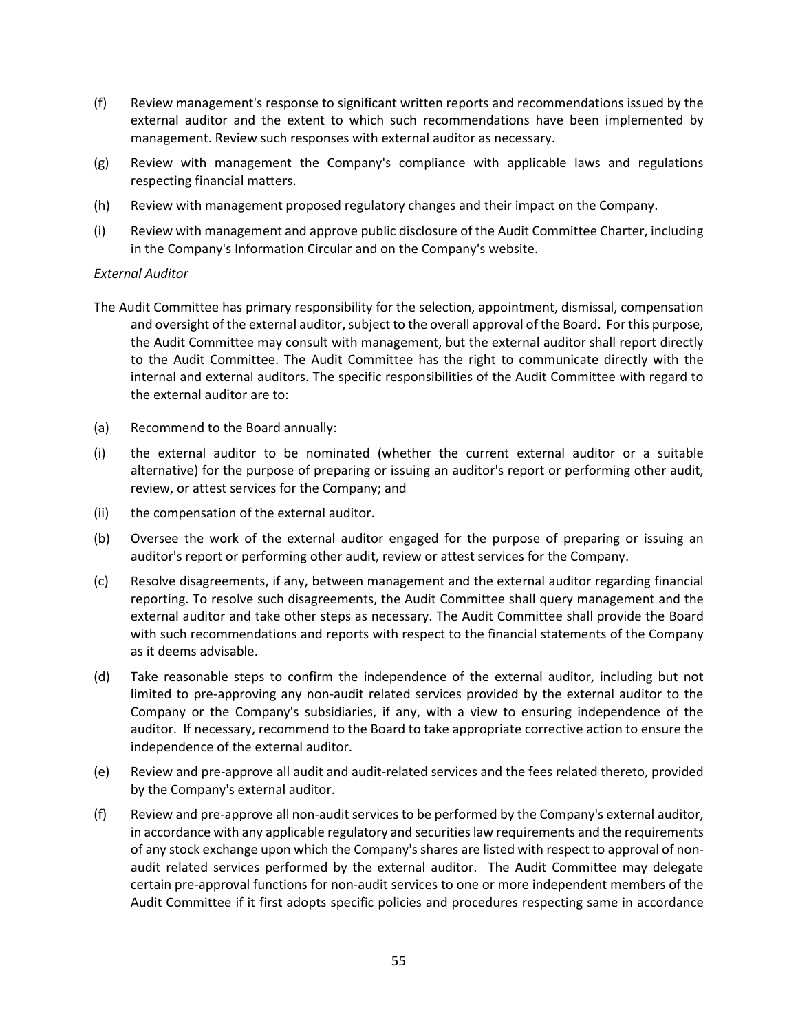(f) Review management's response to significant written reports and recommendations issued by the external auditor and the extent to which such recommendations have been implemented by management. Review such responses with external auditor as necessary.

(g) Review with management the Company's compliance with applicable laws and regulations respecting financial matters.

(h) Review with management proposed regulatory changes and their impact on the Company.

(i) Review with management and approve public disclosure of the Audit Committee Charter, including in the Company's Information Circular and on the Company's website.

*External Auditor*

The Audit Committee has primary responsibility for the selection, appointment, dismissal, compensation and oversight of the external auditor, subject to the overall approval of the Board. For this purpose, the Audit Committee may consult with management, but the external auditor shall report directly to the Audit Committee. The Audit Committee has the right to communicate directly with the internal and external auditors. The specific responsibilities of the Audit Committee with regard to the external auditor are to:

(a) Recommend to the Board annually:

(i) the external auditor to be nominated (whether the current external auditor or a suitable alternative) for the purpose of preparing or issuing an auditor's report or performing other audit, review, or attest services for the Company; and

(ii) the compensation of the external auditor.

(b) Oversee the work of the external auditor engaged for the purpose of preparing or issuing an auditor's report or performing other audit, review or attest services for the Company.

(c) Resolve disagreements, if any, between management and the external auditor regarding financial reporting. To resolve such disagreements, the Audit Committee shall query management and the external auditor and take other steps as necessary. The Audit Committee shall provide the Board with such recommendations and reports with respect to the financial statements of the Company as it deems advisable.

(d) Take reasonable steps to confirm the independence of the external auditor, including but not limited to pre-approving any non-audit related services provided by the external auditor to the Company or the Company's subsidiaries, if any, with a view to ensuring independence of the auditor. If necessary, recommend to the Board to take appropriate corrective action to ensure the independence of the external auditor.

(e) Review and pre-approve all audit and audit-related services and the fees related thereto, provided by the Company's external auditor.

(f) Review and pre-approve all non-audit services to be performed by the Company's external auditor, in accordance with any applicable regulatory and securities law requirements and the requirements of any stock exchange upon which the Company's shares are listed with respect to approval of non-audit related services performed by the external auditor. The Audit Committee may delegate certain pre-approval functions for non-audit services to one or more independent members of the Audit Committee if it first adopts specific policies and procedures respecting same in accordance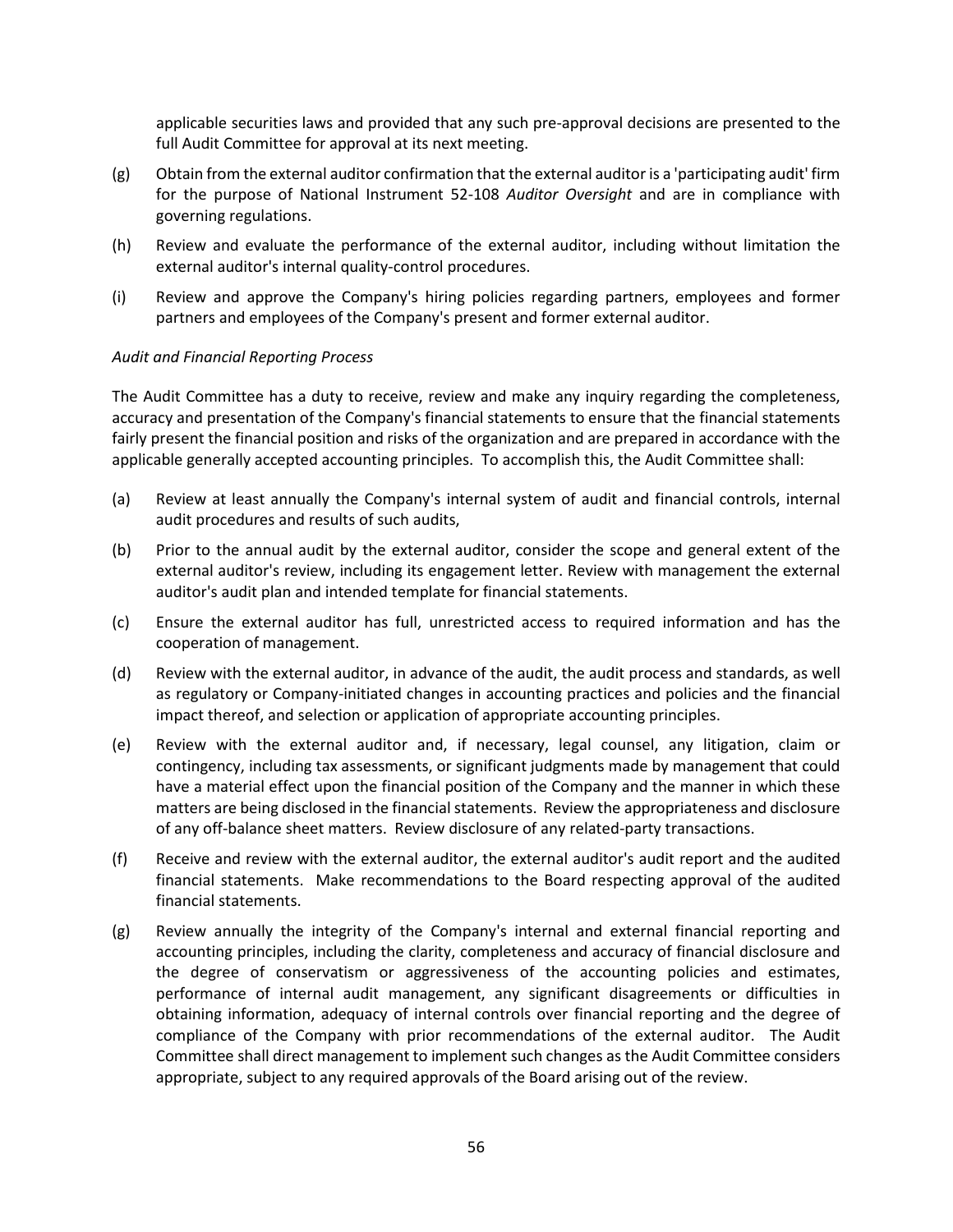applicable securities laws and provided that any such pre-approval decisions are presented to the full Audit Committee for approval at its next meeting.

(g) Obtain from the external auditor confirmation that the external auditor is a 'participating audit' firm for the purpose of National Instrument 52-108 *Auditor Oversight* and are in compliance with governing regulations.

(h) Review and evaluate the performance of the external auditor, including without limitation the external auditor's internal quality-control procedures.

(i) Review and approve the Company's hiring policies regarding partners, employees and former partners and employees of the Company's present and former external auditor.

*Audit and Financial Reporting Process*

The Audit Committee has a duty to receive, review and make any inquiry regarding the completeness, accuracy and presentation of the Company's financial statements to ensure that the financial statements fairly present the financial position and risks of the organization and are prepared in accordance with the applicable generally accepted accounting principles. To accomplish this, the Audit Committee shall:

(a) Review at least annually the Company's internal system of audit and financial controls, internal audit procedures and results of such audits,

(b) Prior to the annual audit by the external auditor, consider the scope and general extent of the external auditor's review, including its engagement letter. Review with management the external auditor's audit plan and intended template for financial statements.

(c) Ensure the external auditor has full, unrestricted access to required information and has the cooperation of management.

(d) Review with the external auditor, in advance of the audit, the audit process and standards, as well as regulatory or Company-initiated changes in accounting practices and policies and the financial impact thereof, and selection or application of appropriate accounting principles.

(e) Review with the external auditor and, if necessary, legal counsel, any litigation, claim or contingency, including tax assessments, or significant judgments made by management that could have a material effect upon the financial position of the Company and the manner in which these matters are being disclosed in the financial statements. Review the appropriateness and disclosure of any off-balance sheet matters. Review disclosure of any related-party transactions.

(f) Receive and review with the external auditor, the external auditor's audit report and the audited financial statements. Make recommendations to the Board respecting approval of the audited financial statements.

(g) Review annually the integrity of the Company's internal and external financial reporting and accounting principles, including the clarity, completeness and accuracy of financial disclosure and the degree of conservatism or aggressiveness of the accounting policies and estimates, performance of internal audit management, any significant disagreements or difficulties in obtaining information, adequacy of internal controls over financial reporting and the degree of compliance of the Company with prior recommendations of the external auditor. The Audit Committee shall direct management to implement such changes as the Audit Committee considers appropriate, subject to any required approvals of the Board arising out of the review.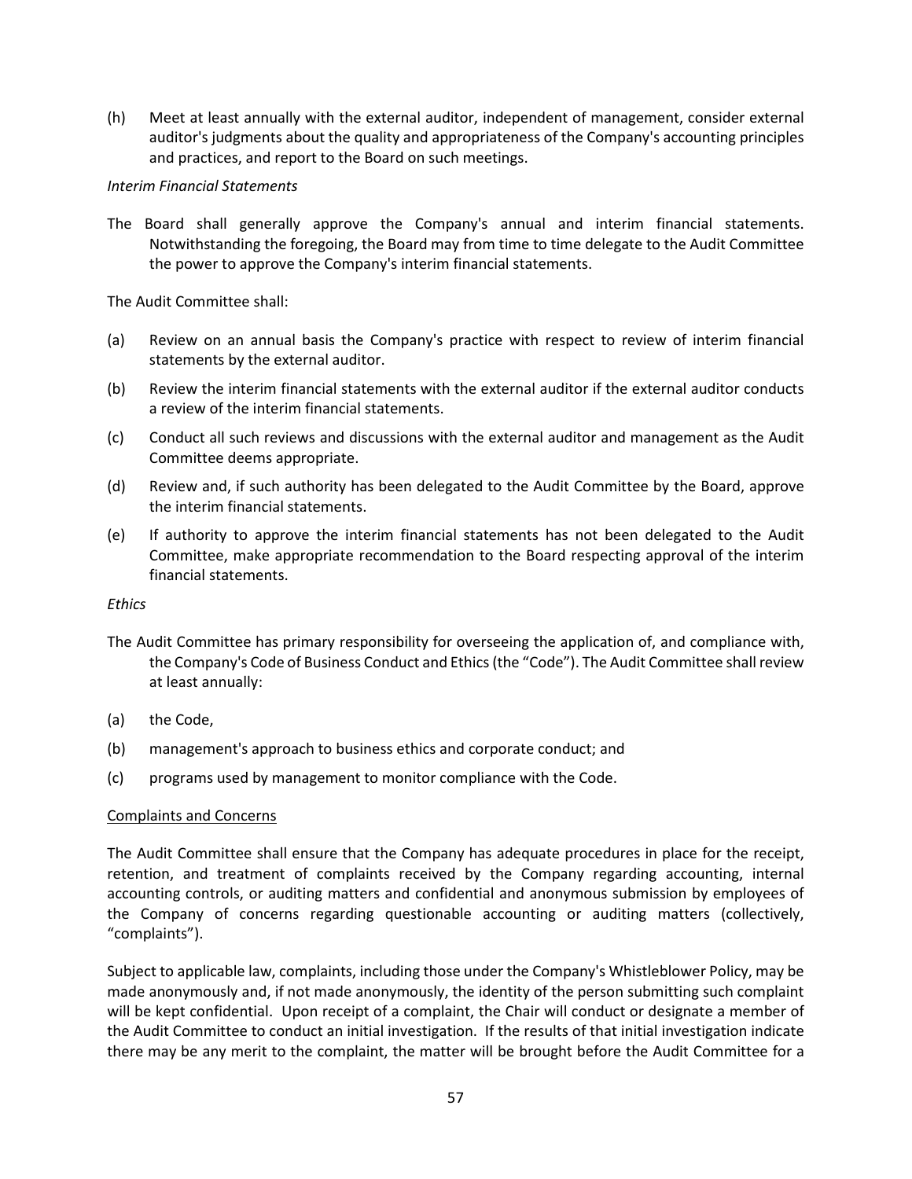(h) Meet at least annually with the external auditor, independent of management, consider external auditor's judgments about the quality and appropriateness of the Company's accounting principles and practices, and report to the Board on such meetings.

*Interim Financial Statements*

The Board shall generally approve the Company's annual and interim financial statements. Notwithstanding the foregoing, the Board may from time to time delegate to the Audit Committee the power to approve the Company's interim financial statements.

The Audit Committee shall:

(a) Review on an annual basis the Company's practice with respect to review of interim financial statements by the external auditor.

(b) Review the interim financial statements with the external auditor if the external auditor conducts a review of the interim financial statements.

(c) Conduct all such reviews and discussions with the external auditor and management as the Audit Committee deems appropriate.

(d) Review and, if such authority has been delegated to the Audit Committee by the Board, approve the interim financial statements.

(e) If authority to approve the interim financial statements has not been delegated to the Audit Committee, make appropriate recommendation to the Board respecting approval of the interim financial statements.

*Ethics*

The Audit Committee has primary responsibility for overseeing the application of, and compliance with, the Company's Code of Business Conduct and Ethics (the "Code"). The Audit Committee shall review at least annually:

(a) the Code,

(b) management's approach to business ethics and corporate conduct; and

(c) programs used by management to monitor compliance with the Code.

<u>Complaints and Concerns</u>

The Audit Committee shall ensure that the Company has adequate procedures in place for the receipt, retention, and treatment of complaints received by the Company regarding accounting, internal accounting controls, or auditing matters and confidential and anonymous submission by employees of the Company of concerns regarding questionable accounting or auditing matters (collectively, "complaints").

Subject to applicable law, complaints, including those under the Company's Whistleblower Policy, may be made anonymously and, if not made anonymously, the identity of the person submitting such complaint will be kept confidential. Upon receipt of a complaint, the Chair will conduct or designate a member of the Audit Committee to conduct an initial investigation. If the results of that initial investigation indicate there may be any merit to the complaint, the matter will be brought before the Audit Committee for a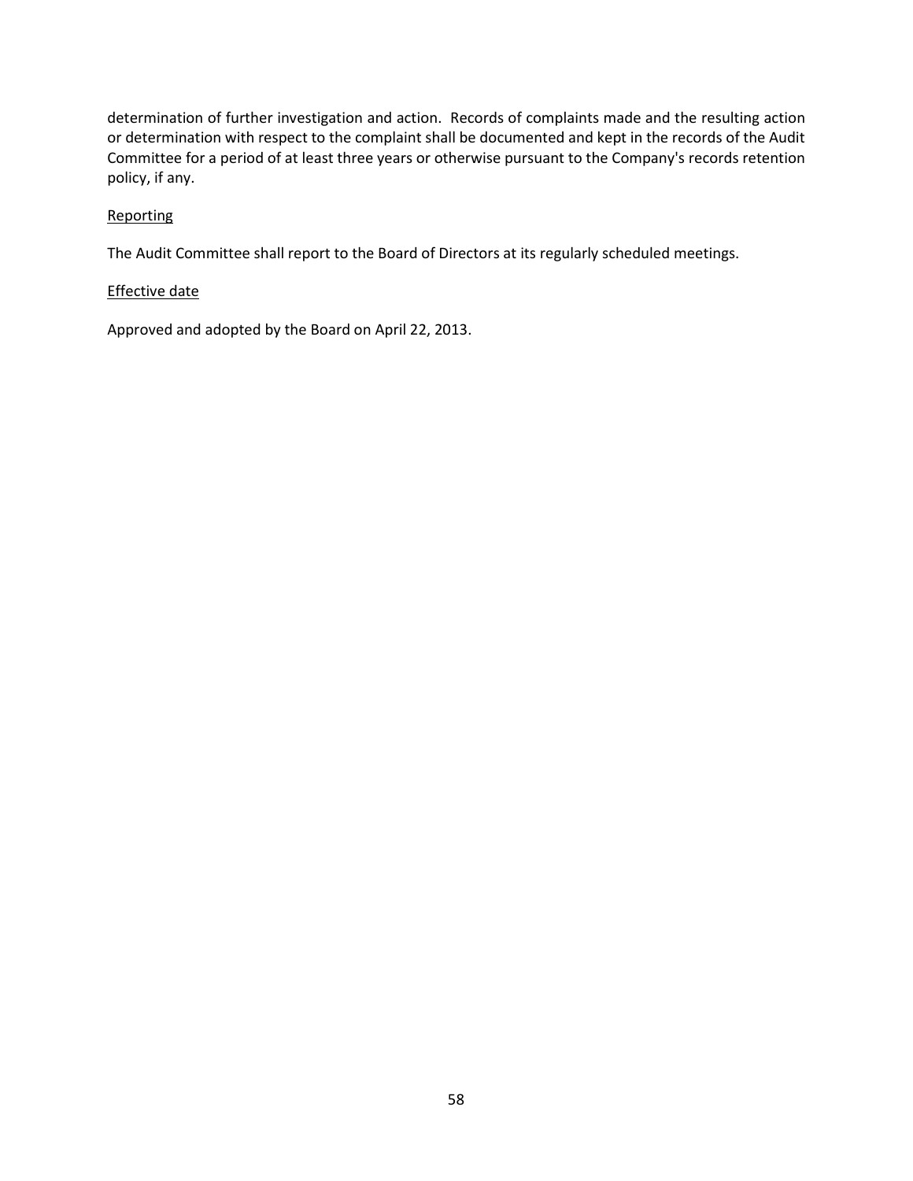determination of further investigation and action. Records of complaints made and the resulting action or determination with respect to the complaint shall be documented and kept in the records of the Audit Committee for a period of at least three years or otherwise pursuant to the Company's records retention policy, if any.

<u>Reporting</u>

The Audit Committee shall report to the Board of Directors at its regularly scheduled meetings.

<u>Effective date</u>

Approved and adopted by the Board on April 22, 2013.